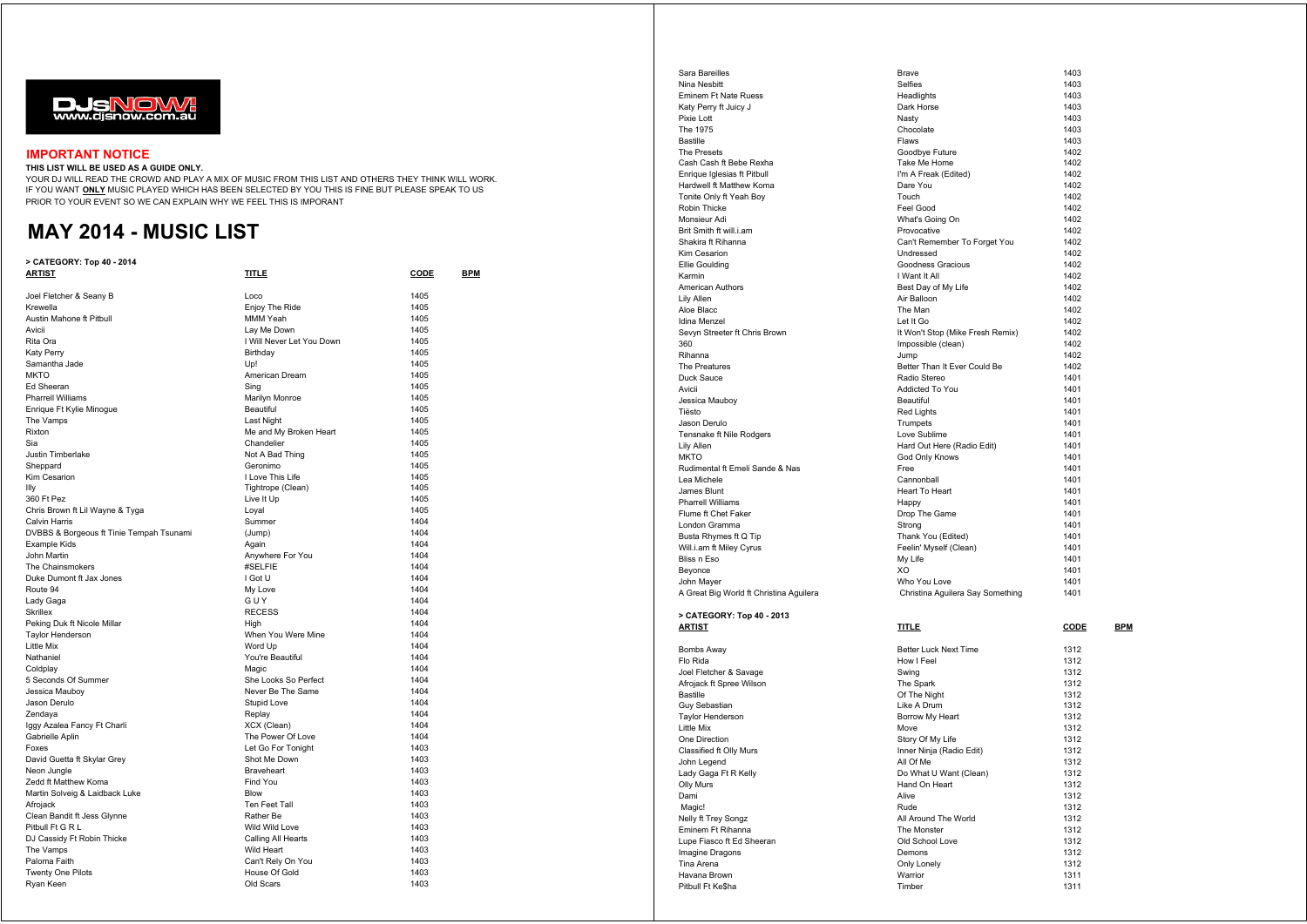DJsNOW! www.djsnow.com.au

**IMPORTANT NOTICE**

**THIS LIST WILL BE USED AS A GUIDE ONLY.**

YOUR DJ WILL READ THE CROWD AND PLAY A MIX OF MUSIC FROM THIS LIST AND OTHERS THEY THINK WILL WORK.
IF YOU WANT **ONLY** MUSIC PLAYED WHICH HAS BEEN SELECTED BY YOU THIS IS FINE BUT PLEASE SPEAK TO US PRIOR TO YOUR EVENT SO WE CAN EXPLAIN WHY WE FEEL THIS IS IMPORANT

# MAY 2014 - MUSIC LIST

**> CATEGORY: Top 40 - 2014**

| ARTIST | TITLE | CODE | BPM |
|---|---|---|---|
| Joel Fletcher & Seany B | Loco | 1405 | |
| Krewella | Enjoy The Ride | 1405 | |
| Austin Mahone ft Pitbull | MMM Yeah | 1405 | |
| Avicii | Lay Me Down | 1405 | |
| Rita Ora | I Will Never Let You Down | 1405 | |
| Katy Perry | Birthday | 1405 | |
| Samantha Jade | Up! | 1405 | |
| MKTO | American Dream | 1405 | |
| Ed Sheeran | Sing | 1405 | |
| Pharrell Williams | Marilyn Monroe | 1405 | |
| Enrique Ft Kylie Minogue | Beautiful | 1405 | |
| The Vamps | Last Night | 1405 | |
| Rixton | Me and My Broken Heart | 1405 | |
| Sia | Chandelier | 1405 | |
| Justin Timberlake | Not A Bad Thing | 1405 | |
| Sheppard | Geronimo | 1405 | |
| Kim Cesarion | I Love This Life | 1405 | |
| Illy | Tightrope (Clean) | 1405 | |
| 360 Ft Pez | Live It Up | 1405 | |
| Chris Brown ft Lil Wayne & Tyga | Loyal | 1405 | |
| Calvin Harris | Summer | 1404 | |
| DVBBS & Borgeous ft Tinie Tempah Tsunami | (Jump) | 1404 | |
| Example Kids | Again | 1404 | |
| John Martin | Anywhere For You | 1404 | |
| The Chainsmokers | #SELFIE | 1404 | |
| Duke Dumont ft Jax Jones | I Got U | 1404 | |
| Route 94 | My Love | 1404 | |
| Lady Gaga | G U Y | 1404 | |
| Skrillex | RECESS | 1404 | |
| Peking Duk ft Nicole Millar | High | 1404 | |
| Taylor Henderson | When You Were Mine | 1404 | |
| Little Mix | Word Up | 1404 | |
| Nathaniel | You're Beautiful | 1404 | |
| Coldplay | Magic | 1404 | |
| 5 Seconds Of Summer | She Looks So Perfect | 1404 | |
| Jessica Mauboy | Never Be The Same | 1404 | |
| Jason Derulo | Stupid Love | 1404 | |
| Zendaya | Replay | 1404 | |
| Iggy Azalea Fancy Ft Charli | XCX (Clean) | 1404 | |
| Gabrielle Aplin | The Power Of Love | 1404 | |
| Foxes | Let Go For Tonight | 1403 | |
| David Guetta ft Skylar Grey | Shot Me Down | 1403 | |
| Neon Jungle | Braveheart | 1403 | |
| Zedd ft Matthew Koma | Find You | 1403 | |
| Martin Solveig & Laidback Luke | Blow | 1403 | |
| Afrojack | Ten Feet Tall | 1403 | |
| Clean Bandit ft Jess Glynne | Rather Be | 1403 | |
| Pitbull Ft G R L | Wild Wild Love | 1403 | |
| DJ Cassidy Ft Robin Thicke | Calling All Hearts | 1403 | |
| The Vamps | Wild Heart | 1403 | |
| Paloma Faith | Can't Rely On You | 1403 | |
| Twenty One Pilots | House Of Gold | 1403 | |
| Ryan Keen | Old Scars | 1403 | |
| Sara Bareilles | Brave | 1403 | |
| Nina Nesbitt | Selfies | 1403 | |
| Eminem Ft Nate Ruess | Headlights | 1403 | |
| Katy Perry ft Juicy J | Dark Horse | 1403 | |
| Pixie Lott | Nasty | 1403 | |
| The 1975 | Chocolate | 1403 | |
| Bastille | Flaws | 1403 | |
| The Presets | Goodbye Future | 1402 | |
| Cash Cash ft Bebe Rexha | Take Me Home | 1402 | |
| Enrique Iglesias ft Pitbull | I'm A Freak (Edited) | 1402 | |
| Hardwell ft Matthew Koma | Dare You | 1402 | |
| Tonite Only ft Yeah Boy | Touch | 1402 | |
| Robin Thicke | Feel Good | 1402 | |
| Monsieur Adi | What's Going On | 1402 | |
| Brit Smith ft will.i.am | Provocative | 1402 | |
| Shakira ft Rihanna | Can't Remember To Forget You | 1402 | |
| Kim Cesarion | Undressed | 1402 | |
| Ellie Goulding | Goodness Gracious | 1402 | |
| Karmin | I Want It All | 1402 | |
| American Authors | Best Day of My Life | 1402 | |
| Lily Allen | Air Balloon | 1402 | |
| Aloe Blacc | The Man | 1402 | |
| Idina Menzel | Let It Go | 1402 | |
| Sevyn Streeter ft Chris Brown | It Won't Stop (Mike Fresh Remix) | 1402 | |
| 360 | Impossible (clean) | 1402 | |
| Rihanna | Jump | 1402 | |
| The Preatures | Better Than It Ever Could Be | 1402 | |
| Duck Sauce | Radio Stereo | 1401 | |
| Avicii | Addicted To You | 1401 | |
| Jessica Mauboy | Beautiful | 1401 | |
| Tiësto | Red Lights | 1401 | |
| Jason Derulo | Trumpets | 1401 | |
| Tensnake ft Nile Rodgers | Love Sublime | 1401 | |
| Lily Allen | Hard Out Here (Radio Edit) | 1401 | |
| MKTO | God Only Knows | 1401 | |
| Rudimental ft Emeli Sande & Nas | Free | 1401 | |
| Lea Michele | Cannonball | 1401 | |
| James Blunt | Heart To Heart | 1401 | |
| Pharrell Williams | Happy | 1401 | |
| Flume ft Chet Faker | Drop The Game | 1401 | |
| London Gramma | Strong | 1401 | |
| Busta Rhymes ft Q Tip | Thank You (Edited) | 1401 | |
| Will.i.am ft Miley Cyrus | Feelin' Myself (Clean) | 1401 | |
| Bliss n Eso | My Life | 1401 | |
| Beyonce | XO | 1401 | |
| John Mayer | Who You Love | 1401 | |
| A Great Big World ft Christina Aguilera | Christina Aguilera Say Something | 1401 | |

**> CATEGORY: Top 40 - 2013**

| ARTIST | TITLE | CODE | BPM |
|---|---|---|---|
| Bombs Away | Better Luck Next Time | 1312 | |
| Flo Rida | How I Feel | 1312 | |
| Joel Fletcher & Savage | Swing | 1312 | |
| Afrojack ft Spree Wilson | The Spark | 1312 | |
| Bastille | Of The Night | 1312 | |
| Guy Sebastian | Like A Drum | 1312 | |
| Taylor Henderson | Borrow My Heart | 1312 | |
| Little Mix | Move | 1312 | |
| One Direction | Story Of My Life | 1312 | |
| Classified ft Olly Murs | Inner Ninja (Radio Edit) | 1312 | |
| John Legend | All Of Me | 1312 | |
| Lady Gaga Ft R Kelly | Do What U Want (Clean) | 1312 | |
| Olly Murs | Hand On Heart | 1312 | |
| Dami | Alive | 1312 | |
| Magic! | Rude | 1312 | |
| Nelly ft Trey Songz | All Around The World | 1312 | |
| Eminem Ft Rihanna | The Monster | 1312 | |
| Lupe Fiasco ft Ed Sheeran | Old School Love | 1312 | |
| Imagine Dragons | Demons | 1312 | |
| Tina Arena | Only Lonely | 1312 | |
| Havana Brown | Warrior | 1311 | |
| Pitbull Ft Ke$ha | Timber | 1311 | |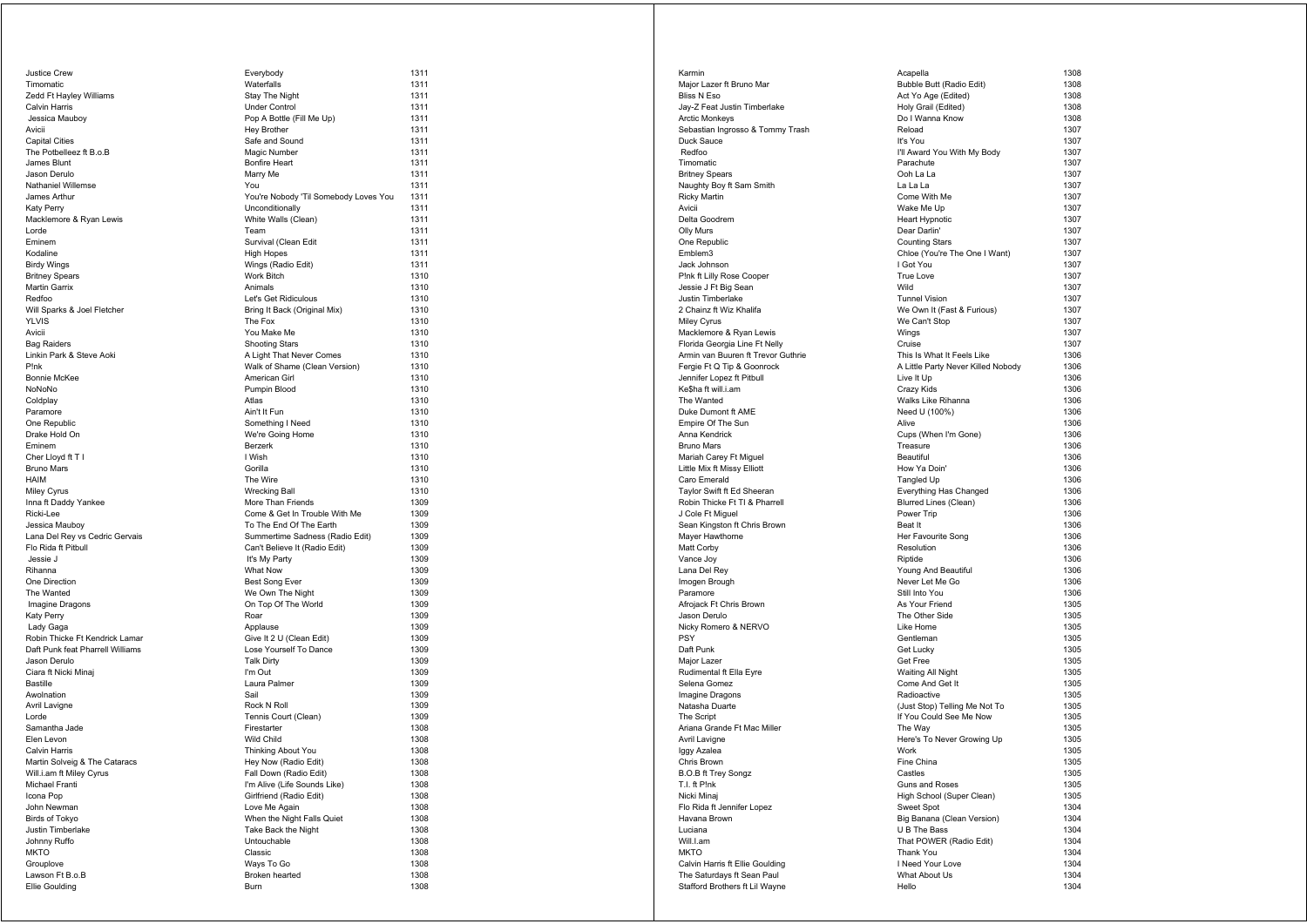| | | |
|---|---|---|
| Justice Crew | Everybody | 1311 |
| Timomatic | Waterfalls | 1311 |
| Zedd Ft Hayley Williams | Stay The Night | 1311 |
| Calvin Harris | Under Control | 1311 |
| Jessica Mauboy | Pop A Bottle (Fill Me Up) | 1311 |
| Avicii | Hey Brother | 1311 |
| Capital Cities | Safe and Sound | 1311 |
| The Potbelleez ft B.o.B | Magic Number | 1311 |
| James Blunt | Bonfire Heart | 1311 |
| Jason Derulo | Marry Me | 1311 |
| Nathaniel Willemse | You | 1311 |
| James Arthur | You're Nobody 'Til Somebody Loves You | 1311 |
| Katy Perry | Unconditionally | 1311 |
| Macklemore & Ryan Lewis | White Walls (Clean) | 1311 |
| Lorde | Team | 1311 |
| Eminem | Survival (Clean Edit | 1311 |
| Kodaline | High Hopes | 1311 |
| Birdy Wings | Wings (Radio Edit) | 1311 |
| Britney Spears | Work Bitch | 1310 |
| Martin Garrix | Animals | 1310 |
| Redfoo | Let's Get Ridiculous | 1310 |
| Will Sparks & Joel Fletcher | Bring It Back (Original Mix) | 1310 |
| YLVIS | The Fox | 1310 |
| Avicii | You Make Me | 1310 |
| Bag Raiders | Shooting Stars | 1310 |
| Linkin Park & Steve Aoki | A Light That Never Comes | 1310 |
| P!nk | Walk of Shame (Clean Version) | 1310 |
| Bonnie McKee | American Girl | 1310 |
| NoNoNo | Pumpin Blood | 1310 |
| Coldplay | Atlas | 1310 |
| Paramore | Ain't It Fun | 1310 |
| One Republic | Something I Need | 1310 |
| Drake Hold On | We're Going Home | 1310 |
| Eminem | Berzerk | 1310 |
| Cher Lloyd ft T I | I Wish | 1310 |
| Bruno Mars | Gorilla | 1310 |
| HAIM | The Wire | 1310 |
| Miley Cyrus | Wrecking Ball | 1310 |
| Inna ft Daddy Yankee | More Than Friends | 1309 |
| Ricki-Lee | Come & Get In Trouble With Me | 1309 |
| Jessica Mauboy | To The End Of The Earth | 1309 |
| Lana Del Rey vs Cedric Gervais | Summertime Sadness (Radio Edit) | 1309 |
| Flo Rida ft Pitbull | Can't Believe It (Radio Edit) | 1309 |
| Jessie J | It's My Party | 1309 |
| Rihanna | What Now | 1309 |
| One Direction | Best Song Ever | 1309 |
| The Wanted | We Own The Night | 1309 |
| Imagine Dragons | On Top Of The World | 1309 |
| Katy Perry | Roar | 1309 |
| Lady Gaga | Applause | 1309 |
| Robin Thicke Ft Kendrick Lamar | Give It 2 U (Clean Edit) | 1309 |
| Daft Punk feat Pharrell Williams | Lose Yourself To Dance | 1309 |
| Jason Derulo | Talk Dirty | 1309 |
| Ciara ft Nicki Minaj | I'm Out | 1309 |
| Bastille | Laura Palmer | 1309 |
| Awolnation | Sail | 1309 |
| Avril Lavigne | Rock N Roll | 1309 |
| Lorde | Tennis Court (Clean) | 1309 |
| Samantha Jade | Firestarter | 1308 |
| Elen Levon | Wild Child | 1308 |
| Calvin Harris | Thinking About You | 1308 |
| Martin Solveig & The Cataracs | Hey Now (Radio Edit) | 1308 |
| Will.i.am ft Miley Cyrus | Fall Down (Radio Edit) | 1308 |
| Michael Franti | I'm Alive (Life Sounds Like) | 1308 |
| Icona Pop | Girlfriend (Radio Edit) | 1308 |
| John Newman | Love Me Again | 1308 |
| Birds of Tokyo | When the Night Falls Quiet | 1308 |
| Justin Timberlake | Take Back the Night | 1308 |
| Johnny Ruffo | Untouchable | 1308 |
| MKTO | Classic | 1308 |
| Grouplove | Ways To Go | 1308 |
| Lawson Ft B.o.B | Broken hearted | 1308 |
| Ellie Goulding | Burn | 1308 |
| Karmin | Acapella | 1308 |
| Major Lazer ft Bruno Mar | Bubble Butt (Radio Edit) | 1308 |
| Bliss N Eso | Act Yo Age (Edited) | 1308 |
| Jay-Z Feat Justin Timberlake | Holy Grail (Edited) | 1308 |
| Arctic Monkeys | Do I Wanna Know | 1308 |
| Sebastian Ingrosso & Tommy Trash | Reload | 1307 |
| Duck Sauce | It's You | 1307 |
| Redfoo | I'll Award You With My Body | 1307 |
| Timomatic | Parachute | 1307 |
| Britney Spears | Ooh La La | 1307 |
| Naughty Boy ft Sam Smith | La La La | 1307 |
| Ricky Martin | Come With Me | 1307 |
| Avicii | Wake Me Up | 1307 |
| Delta Goodrem | Heart Hypnotic | 1307 |
| Olly Murs | Dear Darlin' | 1307 |
| One Republic | Counting Stars | 1307 |
| Emblem3 | Chloe (You're The One I Want) | 1307 |
| Jack Johnson | I Got You | 1307 |
| P!nk ft Lilly Rose Cooper | True Love | 1307 |
| Jessie J Ft Big Sean | Wild | 1307 |
| Justin Timberlake | Tunnel Vision | 1307 |
| 2 Chainz ft Wiz Khalifa | We Own It (Fast & Furious) | 1307 |
| Miley Cyrus | We Can't Stop | 1307 |
| Macklemore & Ryan Lewis | Wings | 1307 |
| Florida Georgia Line Ft Nelly | Cruise | 1307 |
| Armin van Buuren ft Trevor Guthrie | This Is What It Feels Like | 1306 |
| Fergie Ft Q Tip & Goonrock | A Little Party Never Killed Nobody | 1306 |
| Jennifer Lopez ft Pitbull | Live It Up | 1306 |
| Ke$ha ft will.i.am | Crazy Kids | 1306 |
| The Wanted | Walks Like Rihanna | 1306 |
| Duke Dumont ft AME | Need U (100%) | 1306 |
| Empire Of The Sun | Alive | 1306 |
| Anna Kendrick | Cups (When I'm Gone) | 1306 |
| Bruno Mars | Treasure | 1306 |
| Mariah Carey Ft Miguel | Beautiful | 1306 |
| Little Mix ft Missy Elliott | How Ya Doin' | 1306 |
| Caro Emerald | Tangled Up | 1306 |
| Taylor Swift ft Ed Sheeran | Everything Has Changed | 1306 |
| Robin Thicke Ft TI & Pharrell | Blurred Lines (Clean) | 1306 |
| J Cole Ft Miguel | Power Trip | 1306 |
| Sean Kingston ft Chris Brown | Beat It | 1306 |
| Mayer Hawthorne | Her Favourite Song | 1306 |
| Matt Corby | Resolution | 1306 |
| Vance Joy | Riptide | 1306 |
| Lana Del Rey | Young And Beautiful | 1306 |
| Imogen Brough | Never Let Me Go | 1306 |
| Paramore | Still Into You | 1306 |
| Afrojack Ft Chris Brown | As Your Friend | 1305 |
| Jason Derulo | The Other Side | 1305 |
| Nicky Romero & NERVO | Like Home | 1305 |
| PSY | Gentleman | 1305 |
| Daft Punk | Get Lucky | 1305 |
| Major Lazer | Get Free | 1305 |
| Rudimental ft Ella Eyre | Waiting All Night | 1305 |
| Selena Gomez | Come And Get It | 1305 |
| Imagine Dragons | Radioactive | 1305 |
| Natasha Duarte | (Just Stop) Telling Me Not To | 1305 |
| The Script | If You Could See Me Now | 1305 |
| Ariana Grande Ft Mac Miller | The Way | 1305 |
| Avril Lavigne | Here's To Never Growing Up | 1305 |
| Iggy Azalea | Work | 1305 |
| Chris Brown | Fine China | 1305 |
| B.O.B ft Trey Songz | Castles | 1305 |
| T.I. ft P!nk | Guns and Roses | 1305 |
| Nicki Minaj | High School (Super Clean) | 1305 |
| Flo Rida ft Jennifer Lopez | Sweet Spot | 1304 |
| Havana Brown | Big Banana (Clean Version) | 1304 |
| Luciana | U B The Bass | 1304 |
| Will.I.am | That POWER (Radio Edit) | 1304 |
| MKTO | Thank You | 1304 |
| Calvin Harris ft Ellie Goulding | I Need Your Love | 1304 |
| The Saturdays ft Sean Paul | What About Us | 1304 |
| Stafford Brothers ft Lil Wayne | Hello | 1304 |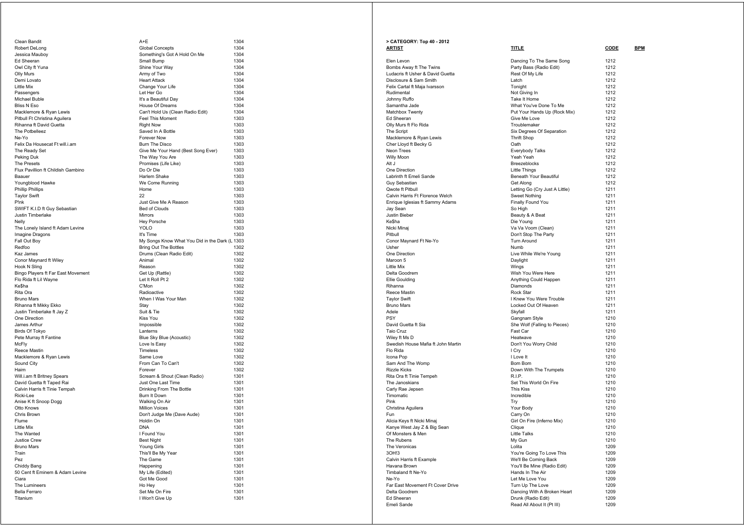| | | |
|---|---|---|
| Clean Bandit | A+E | 1304 |
| Robert DeLong | Global Concepts | 1304 |
| Jessica Mauboy | Something's Got A Hold On Me | 1304 |
| Ed Sheeran | Small Bump | 1304 |
| Owl City ft Yuna | Shine Your Way | 1304 |
| Olly Murs | Army of Two | 1304 |
| Demi Lovato | Heart Attack | 1304 |
| Little Mix | Change Your Life | 1304 |
| Passengers | Let Her Go | 1304 |
| Michael Buble | It's a Beautiful Day | 1304 |
| Bliss N Eso | House Of Dreams | 1304 |
| Macklemore & Ryan Lewis | Can't Hold Us (Clean Radio Edit) | 1304 |
| Pitbull Ft Christina Aguilera | Feel This Moment | 1303 |
| Rihanna ft David Guetta | Right Now | 1303 |
| The Potbelleez | Saved In A Bottle | 1303 |
| Ne-Yo | Forever Now | 1303 |
| Felix Da Housecat Ft will.i.am | Burn The Disco | 1303 |
| The Ready Set | Give Me Your Hand (Best Song Ever) | 1303 |
| Peking Duk | The Way You Are | 1303 |
| The Presets | Promises (Life Like) | 1303 |
| Flux Pavillion ft Childish Gambino | Do Or Die | 1303 |
| Baauer | Harlem Shake | 1303 |
| Youngblood Hawke | We Come Running | 1303 |
| Phillip Phillips | Home | 1303 |
| Taylor Swift | 22 | 1303 |
| P!nk | Just Give Me A Reason | 1303 |
| SWIFT K.I.D ft Guy Sebastian | Bed of Clouds | 1303 |
| Justin Timberlake | Mirrors | 1303 |
| Nelly | Hey Porsche | 1303 |
| The Lonely Island ft Adam Levine | YOLO | 1303 |
| Imagine Dragons | It's Time | 1303 |
| Fall Out Boy | My Songs Know What You Did in the Dark (L | 1303 |
| Redfoo | Bring Out The Bottles | 1302 |
| Kaz James | Drums (Clean Radio Edit) | 1302 |
| Conor Maynard ft Wiley | Animal | 1302 |
| Hook N Sling | Reason | 1302 |
| Bingo Players ft Far East Movement | Get Up (Rattle) | 1302 |
| Flo Rida ft Lil Wayne | Let It Roll Pt 2 | 1302 |
| Ke$ha | C'Mon | 1302 |
| Rita Ora | Radioactive | 1302 |
| Bruno Mars | When I Was Your Man | 1302 |
| Rihanna ft Mikky Ekko | Stay | 1302 |
| Justin Timberlake ft Jay Z | Suit & Tie | 1302 |
| One Direction | Kiss You | 1302 |
| James Arthur | Impossible | 1302 |
| Birds Of Tokyo | Lanterns | 1302 |
| Pete Murray ft Fantine | Blue Sky Blue (Acoustic) | 1302 |
| McFly | Love Is Easy | 1302 |
| Reece Mastin | Timeless | 1302 |
| Macklemore & Ryan Lewis | Same Love | 1302 |
| Sound City | From Can To Can't | 1302 |
| Haim | Forever | 1302 |
| Will.i.am ft Britney Spears | Scream & Shout (Clean Radio) | 1301 |
| David Guetta ft Taped Rai | Just One Last Time | 1301 |
| Calvin Harris ft Tinie Tempah | Drinking From The Bottle | 1301 |
| Ricki-Lee | Burn It Down | 1301 |
| Anise K ft Snoop Dogg | Walking On Air | 1301 |
| Otto Knows | Million Voices | 1301 |
| Chris Brown | Don't Judge Me (Dave Aude) | 1301 |
| Flume | Holdin On | 1301 |
| Little Mix | DNA | 1301 |
| The Wanted | I Found You | 1301 |
| Justice Crew | Best Night | 1301 |
| Bruno Mars | Young Girls | 1301 |
| Train | This'll Be My Year | 1301 |
| Pez | The Game | 1301 |
| Chiddy Bang | Happening | 1301 |
| 50 Cent ft Eminem & Adam Levine | My Life (Edited) | 1301 |
| Ciara | Got Me Good | 1301 |
| The Lumineers | Ho Hey | 1301 |
| Bella Ferraro | Set Me On Fire | 1301 |
| Titanium | I Won't Give Up | 1301 |

**> CATEGORY: Top 40 - 2012**

| ARTIST | TITLE | CODE | BPM |
|---|---|---|---|
| Elen Levon | Dancing To The Same Song | 1212 | |
| Bombs Away ft The Twins | Party Bass (Radio Edit) | 1212 | |
| Ludacris ft Usher & David Guetta | Rest Of My Life | 1212 | |
| Disclosure & Sam Smith | Latch | 1212 | |
| Felix Cartal ft Maja Ivarsson | Tonight | 1212 | |
| Rudimental | Not Giving In | 1212 | |
| Johnny Ruffo | Take It Home | 1212 | |
| Samantha Jade | What You've Done To Me | 1212 | |
| Matchbox Twenty | Put Your Hands Up (Rock Mix) | 1212 | |
| Ed Sheeran | Give Me Love | 1212 | |
| Olly Murs ft Flo Rida | Troublemaker | 1212 | |
| The Script | Six Degrees Of Separation | 1212 | |
| Macklemore & Ryan Lewis | Thrift Shop | 1212 | |
| Cher Lloyd ft Becky G | Oath | 1212 | |
| Neon Trees | Everybody Talks | 1212 | |
| Willy Moon | Yeah Yeah | 1212 | |
| Alt J | Breezeblocks | 1212 | |
| One Direction | Little Things | 1212 | |
| Labrinth ft Emeli Sande | Beneath Your Beautiful | 1212 | |
| Guy Sebastian | Get Along | 1212 | |
| Qwote ft Pitbull | Letting Go (Cry Just A Little) | 1211 | |
| Calvin Harris Ft Florence Welch | Sweet Nothing | 1211 | |
| Enrique Iglesias ft Sammy Adams | Finally Found You | 1211 | |
| Jay Sean | So High | 1211 | |
| Justin Bieber | Beauty & A Beat | 1211 | |
| Ke$ha | Die Young | 1211 | |
| Nicki Minaj | Va Va Voom (Clean) | 1211 | |
| Pitbull | Don't Stop The Party | 1211 | |
| Conor Maynard Ft Ne-Yo | Turn Around | 1211 | |
| Usher | Numb | 1211 | |
| One Direction | Live While We're Young | 1211 | |
| Maroon 5 | Daylight | 1211 | |
| Little Mix | Wings | 1211 | |
| Delta Goodrem | Wish You Were Here | 1211 | |
| Ellie Goulding | Anything Could Happen | 1211 | |
| Rihanna | Diamonds | 1211 | |
| Reece Mastin | Rock Star | 1211 | |
| Taylor Swift | I Knew You Were Trouble | 1211 | |
| Bruno Mars | Locked Out Of Heaven | 1211 | |
| Adele | Skyfall | 1211 | |
| PSY | Gangnam Style | 1210 | |
| David Guetta ft Sia | She Wolf (Falling to Pieces) | 1210 | |
| Taio Cruz | Fast Car | 1210 | |
| Wiley ft Ms D | Heatwave | 1210 | |
| Swedish House Mafia ft John Martin | Don't You Worry Child | 1210 | |
| Flo Rida | I Cry | 1210 | |
| Icona Pop | I Love It | 1210 | |
| Sam And The Womp | Bom Bom | 1210 | |
| Rizzle Kicks | Down With The Trumpets | 1210 | |
| Rita Ora ft Tinie Tempeh | R.I.P. | 1210 | |
| The Janoskians | Set This World On Fire | 1210 | |
| Carly Rae Jepsen | This Kiss | 1210 | |
| Timomatic | Incredible | 1210 | |
| Pink | Try | 1210 | |
| Christina Aguilera | Your Body | 1210 | |
| Fun | Carry On | 1210 | |
| Alicia Keys ft Nicki Minaj | Girl On Fire (Inferno Mix) | 1210 | |
| Kanye West Jay Z & Big Sean | Clique | 1210 | |
| Of Monsters & Men | Little Talks | 1210 | |
| The Rubens | My Gun | 1210 | |
| The Veronicas | Lolita | 1209 | |
| 3OH!3 | You're Going To Love This | 1209 | |
| Calvin Harris ft Example | We'll Be Coming Back | 1209 | |
| Havana Brown | You'll Be Mine (Radio Edit) | 1209 | |
| Timbaland ft Ne-Yo | Hands In The Air | 1209 | |
| Ne-Yo | Let Me Love You | 1209 | |
| Far East Movement Ft Cover Drive | Turn Up The Love | 1209 | |
| Delta Goodrem | Dancing With A Broken Heart | 1209 | |
| Ed Sheeran | Drunk (Radio Edit) | 1209 | |
| Emeli Sande | Read All About It (Pt III) | 1209 | |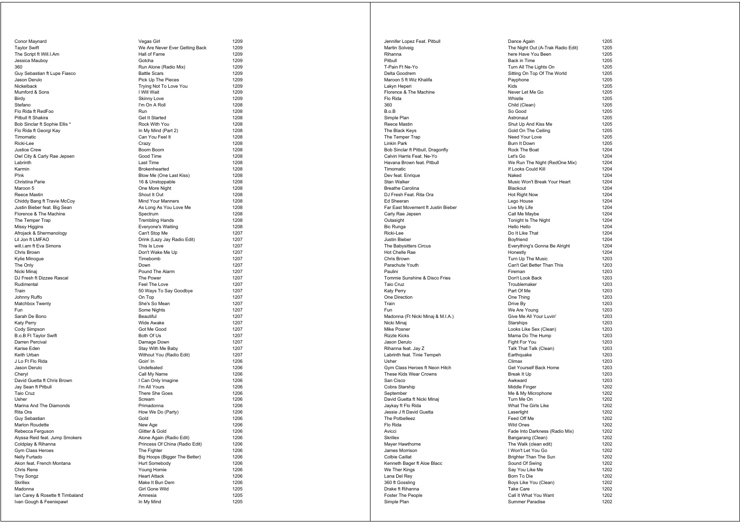| | | |
|---|---|---|
| Conor Maynard | Vegas Girl | 1209 |
| Taylor Swift | We Are Never Ever Getting Back | 1209 |
| The Script ft Will.I.Am | Hall of Fame | 1209 |
| Jessica Mauboy | Gotcha | 1209 |
| 360 | Run Alone (Radio Mix) | 1209 |
| Guy Sebastian ft Lupe Fiasco | Battle Scars | 1209 |
| Jason Derulo | Pick Up The Pieces | 1209 |
| Nickelback | Trying Not To Love You | 1209 |
| Mumford & Sons | I Will Wait | 1209 |
| Birdy | Skinny Love | 1209 |
| Stefano | I'm On A Roll | 1208 |
| Flo Rida ft RedFoo | Run | 1208 |
| Pitbull ft Shakira | Get It Started | 1208 |
| Bob Sinclar ft Sophie Ellis * | Rock With You | 1208 |
| Flo Rida ft Georgi Kay | In My Mind (Part 2) | 1208 |
| Timomatic | Can You Feel It | 1208 |
| Ricki-Lee | Crazy | 1208 |
| Justice Crew | Boom Boom | 1208 |
| Owl City & Carly Rae Jepsen | Good Time | 1208 |
| Labrinth | Last Time | 1208 |
| Karmin | Brokenhearted | 1208 |
| P!nk | Blow Me (One Last Kiss) | 1208 |
| Christina Parie | 16 & Unstoppable | 1208 |
| Maroon 5 | One More Night | 1208 |
| Reece Mastin | Shout It Out | 1208 |
| Chiddy Bang ft Travie McCoy | Mind Your Manners | 1208 |
| Justin Bieber feat. Big Sean | As Long As You Love Me | 1208 |
| Florence & The Machine | Spectrum | 1208 |
| The Temper Trap | Trembling Hands | 1208 |
| Missy Higgins | Everyone's Waiting | 1208 |
| Afrojack & Shermanology | Can't Stop Me | 1207 |
| Lil Jon ft LMFAO | Drink (Lazy Jay Radio Edit) | 1207 |
| will.i.am ft Eva Simons | This Is Love | 1207 |
| Chris Brown | Don't Wake Me Up | 1207 |
| Kylie Minogue | Timebomb | 1207 |
| The Only | Down | 1207 |
| Nicki Minaj | Pound The Alarm | 1207 |
| DJ Fresh ft Dizzee Rascal | The Power | 1207 |
| Rudimental | Feel The Love | 1207 |
| Train | 50 Ways To Say Goodbye | 1207 |
| Johnny Ruffo | On Top | 1207 |
| Matchbox Twenty | She's So Mean | 1207 |
| Fun | Some Nights | 1207 |
| Sarah De Bono | Beautiful | 1207 |
| Katy Perry | Wide Awake | 1207 |
| Cody Simpson | Got Me Good | 1207 |
| B.o.B Ft Taylor Swift | Both Of Us | 1207 |
| Darren Percival | Damage Down | 1207 |
| Karise Eden | Stay With Me Baby | 1207 |
| Keith Urban | Without You (Radio Edit) | 1207 |
| J Lo Ft Flo Rida | Goin' In | 1206 |
| Jason Derulo | Undefeated | 1206 |
| Cheryl | Call My Name | 1206 |
| David Guetta ft Chris Brown | I Can Only Imagine | 1206 |
| Jay Sean ft Pitbull | I'm All Yours | 1206 |
| Taio Cruz | There She Goes | 1206 |
| Usher | Scream | 1206 |
| Marina And The Diamonds | Primadonna | 1206 |
| Rita Ora | How We Do (Party) | 1206 |
| Guy Sebastian | Gold | 1206 |
| Marlon Roudette | New Age | 1206 |
| Rebecca Ferguson | Glitter & Gold | 1206 |
| Alyssa Reid feat. Jump Smokers | Alone Again (Radio Edit) | 1206 |
| Coldplay & Rihanna | Princess Of China (Radio Edit) | 1206 |
| Gym Class Heroes | The Fighter | 1206 |
| Nelly Furtado | Big Hoops (Bigger The Better) | 1206 |
| Akon feat. French Montana | Hurt Somebody | 1206 |
| Chris Rene | Young Homie | 1206 |
| Trey Songz | Heart Attack | 1206 |
| Skrillex | Make It Bun Dem | 1206 |
| Madonna | Girl Gone Wild | 1205 |
| Ian Carey & Rosette ft Timbaland | Amnesia | 1205 |
| Ivan Gough & Feenixpawl | In My Mind | 1205 |
| Jennifer Lopez Feat. Pitbull | Dance Again | 1205 |
| Martin Solveig | The Night Out (A-Trak Radio Edit) | 1205 |
| Rihanna | here Have You Been | 1205 |
| Pitbull | Back in Time | 1205 |
| T-Pain Ft Ne-Yo | Turn All The Lights On | 1205 |
| Delta Goodrem | Sitting On Top Of The World | 1205 |
| Maroon 5 ft Wiz Khalifa | Payphone | 1205 |
| Lakyn Heperi | Kids | 1205 |
| Florence & The Machine | Never Let Me Go | 1205 |
| Flo Rida | Whistle | 1205 |
| 360 | Child (Clean) | 1205 |
| B.o.B | So Good | 1205 |
| Simple Plan | Astronaut | 1205 |
| Reece Mastin | Shut Up And Kiss Me | 1205 |
| The Black Keys | Gold On The Ceiling | 1205 |
| The Temper Trap | Need Your Love | 1205 |
| Linkin Park | Burn It Down | 1205 |
| Bob Sinclar ft Pitbull, Dragonfly | Rock The Boat | 1204 |
| Calvin Harris Feat. Ne-Yo | Let's Go | 1204 |
| Havana Brown feat. Pitbull | We Run The Night (RedOne Mix) | 1204 |
| Timomatic | If Looks Could Kill | 1204 |
| Dev feat. Enrique | Naked | 1204 |
| Stan Walker | Music Won't Break Your Heart | 1204 |
| Breathe Carolina | Blackout | 1204 |
| DJ Fresh Feat. Rita Ora | Hot Right Now | 1204 |
| Ed Sheeran | Lego House | 1204 |
| Far East Movement ft Justin Bieber | Live My Life | 1204 |
| Carly Rae Jepsen | Call Me Maybe | 1204 |
| Outasight | Tonight Is The Night | 1204 |
| Bic Runga | Hello Hello | 1204 |
| Ricki-Lee | Do It Like That | 1204 |
| Justin Bieber | Boyfriend | 1204 |
| The Babysitters Circus | Everything's Gonna Be Alright | 1204 |
| Hot Chelle Rae | Honestly | 1204 |
| Chris Brown | Turn Up The Music | 1203 |
| Parachute Youth | Can't Get Better Than This | 1203 |
| Paulini | Fireman | 1203 |
| Tommie Sunshine & Disco Fries | Don't Look Back | 1203 |
| Taio Cruz | Troublemaker | 1203 |
| Katy Perry | Part Of Me | 1203 |
| One Direction | One Thing | 1203 |
| Train | Drive By | 1203 |
| Fun | We Are Young | 1203 |
| Madonna (Ft Nicki Minaj & M.I.A.) | Give Me All Your Luvin' | 1203 |
| Nicki Minaj | Starships | 1203 |
| Mike Posner | Looks Like Sex (Clean) | 1203 |
| Rizzle Kicks | Mama Do The Hump | 1203 |
| Jason Derulo | Fight For You | 1203 |
| Rihanna feat. Jay Z | Talk That Talk (Clean) | 1203 |
| Labrinth feat. Tinie Tempeh | Earthquake | 1203 |
| Usher | Climax | 1203 |
| Gym Class Heroes ft Neon Hitch | Get Yourself Back Home | 1203 |
| These Kids Wear Crowns | Break It Up | 1203 |
| San Cisco | Awkward | 1203 |
| Cobra Starship | Middle Finger | 1202 |
| September | Me & My Microphone | 1202 |
| David Guetta ft Nicki Minaj | Turn Me On | 1202 |
| Jaykay ft Flo Rida | What The Girls Like | 1202 |
| Jessie J ft David Guetta | Laserlight | 1202 |
| The Potbelleez | Feed Off Me | 1202 |
| Flo Rida | Wild Ones | 1202 |
| Avicci | Fade Into Darkness (Radio Mix) | 1202 |
| Skrillex | Bangarang (Clean) | 1202 |
| Mayer Hawthorne | The Walk (clean edit) | 1202 |
| James Morrison | I Won't Let You Go | 1202 |
| Colbie Caillat | Brighter Than The Sun | 1202 |
| Kenneth Bager ft Aloe Blacc | Sound Of Swing | 1202 |
| We Ther Kings | Say You Like Me | 1202 |
| Lana Del Rey | Born To Die | 1202 |
| 360 ft Gossling | Boys Like You (Clean) | 1202 |
| Drake ft Rihanna | Take Care | 1202 |
| Foster The People | Call It What You Want | 1202 |
| Simple Plan | Summer Paradise | 1202 |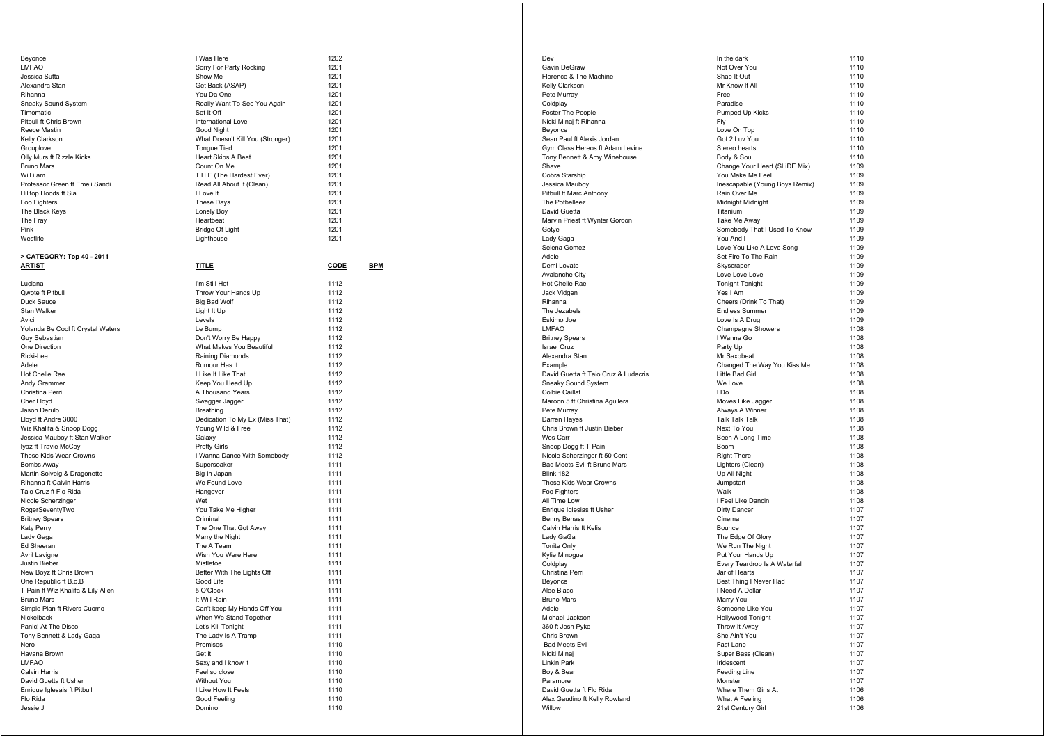| | | | |
|---|---|---|---|
| Beyonce | I Was Here | 1202 | |
| LMFAO | Sorry For Party Rocking | 1201 | |
| Jessica Sutta | Show Me | 1201 | |
| Alexandra Stan | Get Back (ASAP) | 1201 | |
| Rihanna | You Da One | 1201 | |
| Sneaky Sound System | Really Want To See You Again | 1201 | |
| Timomatic | Set It Off | 1201 | |
| Pitbull ft Chris Brown | International Love | 1201 | |
| Reece Mastin | Good Night | 1201 | |
| Kelly Clarkson | What Doesn't Kill You (Stronger) | 1201 | |
| Grouplove | Tongue Tied | 1201 | |
| Olly Murs ft Rizzle Kicks | Heart Skips A Beat | 1201 | |
| Bruno Mars | Count On Me | 1201 | |
| Will.i.am | T.H.E (The Hardest Ever) | 1201 | |
| Professor Green ft Emeli Sandi | Read All About It (Clean) | 1201 | |
| Hilltop Hoods ft Sia | I Love It | 1201 | |
| Foo Fighters | These Days | 1201 | |
| The Black Keys | Lonely Boy | 1201 | |
| The Fray | Heartbeat | 1201 | |
| Pink | Bridge Of Light | 1201 | |
| Westlife | Lighthouse | 1201 | |

> CATEGORY: Top 40 - 2011

| ARTIST | TITLE | CODE | BPM |
|---|---|---|---|
| Luciana | I'm Still Hot | 1112 | |
| Qwote ft Pitbull | Throw Your Hands Up | 1112 | |
| Duck Sauce | Big Bad Wolf | 1112 | |
| Stan Walker | Light It Up | 1112 | |
| Avicii | Levels | 1112 | |
| Yolanda Be Cool ft Crystal Waters | Le Bump | 1112 | |
| Guy Sebastian | Don't Worry Be Happy | 1112 | |
| One Direction | What Makes You Beautiful | 1112 | |
| Ricki-Lee | Raining Diamonds | 1112 | |
| Adele | Rumour Has It | 1112 | |
| Hot Chelle Rae | I Like It Like That | 1112 | |
| Andy Grammer | Keep You Head Up | 1112 | |
| Christina Perri | A Thousand Years | 1112 | |
| Cher Lloyd | Swagger Jagger | 1112 | |
| Jason Derulo | Breathing | 1112 | |
| Lloyd ft Andre 3000 | Dedication To My Ex (Miss That) | 1112 | |
| Wiz Khalifa & Snoop Dogg | Young Wild & Free | 1112 | |
| Jessica Mauboy ft Stan Walker | Galaxy | 1112 | |
| Iyaz ft Travie McCoy | Pretty Girls | 1112 | |
| These Kids Wear Crowns | I Wanna Dance With Somebody | 1112 | |
| Bombs Away | Supersoaker | 1111 | |
| Martin Solveig & Dragonette | Big In Japan | 1111 | |
| Rihanna ft Calvin Harris | We Found Love | 1111 | |
| Taio Cruz ft Flo Rida | Hangover | 1111 | |
| Nicole Scherzinger | Wet | 1111 | |
| RogerSeventyTwo | You Take Me Higher | 1111 | |
| Britney Spears | Criminal | 1111 | |
| Katy Perry | The One That Got Away | 1111 | |
| Lady Gaga | Marry the Night | 1111 | |
| Ed Sheeran | The A Team | 1111 | |
| Avril Lavigne | Wish You Were Here | 1111 | |
| Justin Bieber | Mistletoe | 1111 | |
| New Boyz ft Chris Brown | Better With The Lights Off | 1111 | |
| One Republic ft B.o.B | Good Life | 1111 | |
| T-Pain ft Wiz Khalifa & Lily Allen | 5 O'Clock | 1111 | |
| Bruno Mars | It Will Rain | 1111 | |
| Simple Plan ft Rivers Cuomo | Can't keep My Hands Off You | 1111 | |
| Nickelback | When We Stand Together | 1111 | |
| Panic! At The Disco | Let's Kill Tonight | 1111 | |
| Tony Bennett & Lady Gaga | The Lady Is A Tramp | 1111 | |
| Nero | Promises | 1110 | |
| Havana Brown | Get it | 1110 | |
| LMFAO | Sexy and I know it | 1110 | |
| Calvin Harris | Feel so close | 1110 | |
| David Guetta ft Usher | Without You | 1110 | |
| Enrique Iglesais ft Pitbull | I Like How It Feels | 1110 | |
| Flo Rida | Good Feeling | 1110 | |
| Jessie J | Domino | 1110 | |
| Dev | In the dark | 1110 | |
| Gavin DeGraw | Not Over You | 1110 | |
| Florence & The Machine | Shae It Out | 1110 | |
| Kelly Clarkson | Mr Know It All | 1110 | |
| Pete Murray | Free | 1110 | |
| Coldplay | Paradise | 1110 | |
| Foster The People | Pumped Up Kicks | 1110 | |
| Nicki Minaj ft Rihanna | Fly | 1110 | |
| Beyonce | Love On Top | 1110 | |
| Sean Paul ft Alexis Jordan | Got 2 Luv You | 1110 | |
| Gym Class Hereos ft Adam Levine | Stereo hearts | 1110 | |
| Tony Bennett & Amy Winehouse | Body & Soul | 1110 | |
| Shave | Change Your Heart (SLiDE Mix) | 1109 | |
| Cobra Starship | You Make Me Feel | 1109 | |
| Jessica Mauboy | Inescapable (Young Boys Remix) | 1109 | |
| Pitbull ft Marc Anthony | Rain Over Me | 1109 | |
| The Potbelleez | Midnight Midnight | 1109 | |
| David Guetta | Titanium | 1109 | |
| Marvin Priest ft Wynter Gordon | Take Me Away | 1109 | |
| Gotye | Somebody That I Used To Know | 1109 | |
| Lady Gaga | You And I | 1109 | |
| Selena Gomez | Love You Like A Love Song | 1109 | |
| Adele | Set Fire To The Rain | 1109 | |
| Demi Lovato | Skyscraper | 1109 | |
| Avalanche City | Love Love Love | 1109 | |
| Hot Chelle Rae | Tonight Tonight | 1109 | |
| Jack Vidgen | Yes I Am | 1109 | |
| Rihanna | Cheers (Drink To That) | 1109 | |
| The Jezabels | Endless Summer | 1109 | |
| Eskimo Joe | Love Is A Drug | 1109 | |
| LMFAO | Champagne Showers | 1108 | |
| Britney Spears | I Wanna Go | 1108 | |
| Israel Cruz | Party Up | 1108 | |
| Alexandra Stan | Mr Saxobeat | 1108 | |
| Example | Changed The Way You Kiss Me | 1108 | |
| David Guetta ft Taio Cruz & Ludacris | Little Bad Girl | 1108 | |
| Sneaky Sound System | We Love | 1108 | |
| Colbie Caillat | I Do | 1108 | |
| Maroon 5 ft Christina Aguilera | Moves Like Jagger | 1108 | |
| Pete Murray | Always A Winner | 1108 | |
| Darren Hayes | Talk Talk Talk | 1108 | |
| Chris Brown ft Justin Bieber | Next To You | 1108 | |
| Wes Carr | Been A Long Time | 1108 | |
| Snoop Dogg ft T-Pain | Boom | 1108 | |
| Nicole Scherzinger ft 50 Cent | Right There | 1108 | |
| Bad Meets Evil ft Bruno Mars | Lighters (Clean) | 1108 | |
| Blink 182 | Up All Night | 1108 | |
| These Kids Wear Crowns | Jumpstart | 1108 | |
| Foo Fighters | Walk | 1108 | |
| All Time Low | I Feel Like Dancin | 1108 | |
| Enrique Iglesias ft Usher | Dirty Dancer | 1107 | |
| Benny Benassi | Cinema | 1107 | |
| Calvin Harris ft Kelis | Bounce | 1107 | |
| Lady GaGa | The Edge Of Glory | 1107 | |
| Tonite Only | We Run The Night | 1107 | |
| Kylie Minogue | Put Your Hands Up | 1107 | |
| Coldplay | Every Teardrop Is A Waterfall | 1107 | |
| Christina Perri | Jar of Hearts | 1107 | |
| Beyonce | Best Thing I Never Had | 1107 | |
| Aloe Blacc | I Need A Dollar | 1107 | |
| Bruno Mars | Marry You | 1107 | |
| Adele | Someone Like You | 1107 | |
| Michael Jackson | Hollywood Tonight | 1107 | |
| 360 ft Josh Pyke | Throw It Away | 1107 | |
| Chris Brown | She Ain't You | 1107 | |
| Bad Meets Evil | Fast Lane | 1107 | |
| Nicki Minaj | Super Bass (Clean) | 1107 | |
| Linkin Park | Iridescent | 1107 | |
| Boy & Bear | Feeding Line | 1107 | |
| Paramore | Monster | 1107 | |
| David Guetta ft Flo Rida | Where Them Girls At | 1106 | |
| Alex Gaudino ft Kelly Rowland | What A Feeling | 1106 | |
| Willow | 21st Century Girl | 1106 | |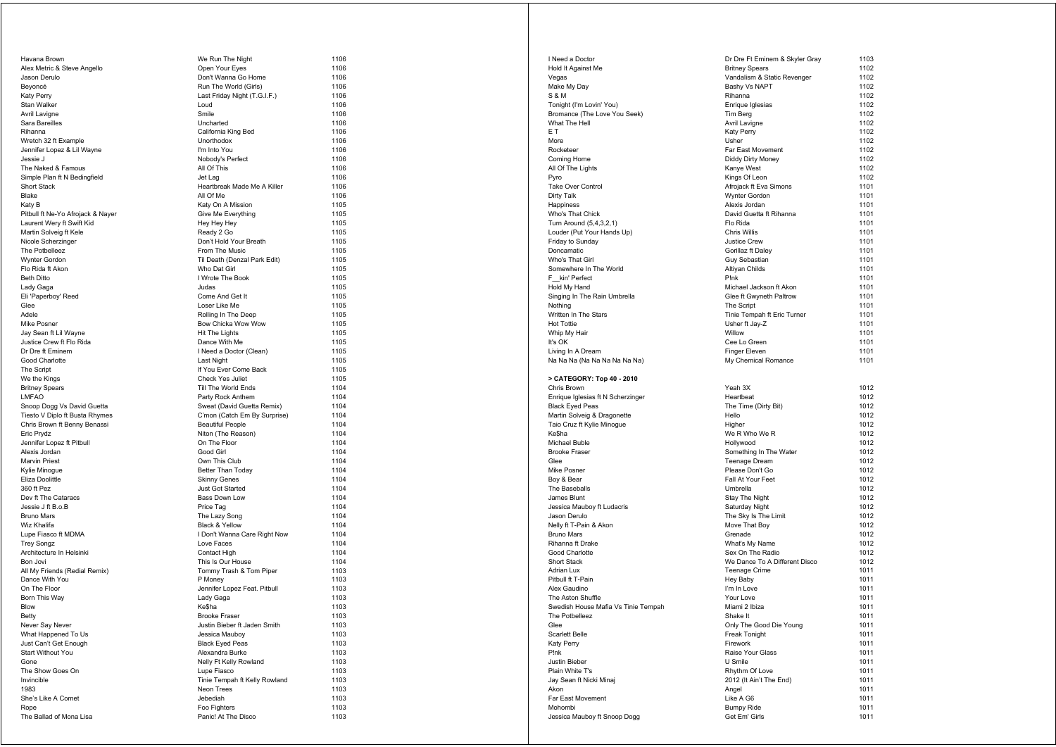| | | |
|---|---|---|
| Havana Brown | We Run The Night | 1106 |
| Alex Metric & Steve Angello | Open Your Eyes | 1106 |
| Jason Derulo | Don't Wanna Go Home | 1106 |
| Beyoncé | Run The World (Girls) | 1106 |
| Katy Perry | Last Friday Night (T.G.I.F.) | 1106 |
| Stan Walker | Loud | 1106 |
| Avril Lavigne | Smile | 1106 |
| Sara Bareilles | Uncharted | 1106 |
| Rihanna | California King Bed | 1106 |
| Wretch 32 ft Example | Unorthodox | 1106 |
| Jennifer Lopez & Lil Wayne | I'm Into You | 1106 |
| Jessie J | Nobody's Perfect | 1106 |
| The Naked & Famous | All Of This | 1106 |
| Simple Plan ft N Bedingfield | Jet Lag | 1106 |
| Short Stack | Heartbreak Made Me A Killer | 1106 |
| Blake | All Of Me | 1106 |
| Katy B | Katy On A Mission | 1105 |
| Pitbull ft Ne-Yo Afrojack & Nayer | Give Me Everything | 1105 |
| Laurent Wery ft Swift Kid | Hey Hey Hey | 1105 |
| Martin Solveig ft Kele | Ready 2 Go | 1105 |
| Nicole Scherzinger | Don't Hold Your Breath | 1105 |
| The Potbelleez | From The Music | 1105 |
| Wynter Gordon | Til Death (Denzal Park Edit) | 1105 |
| Flo Rida ft Akon | Who Dat Girl | 1105 |
| Beth Ditto | I Wrote The Book | 1105 |
| Lady Gaga | Judas | 1105 |
| Eli 'Paperboy' Reed | Come And Get It | 1105 |
| Glee | Loser Like Me | 1105 |
| Adele | Rolling In The Deep | 1105 |
| Mike Posner | Bow Chicka Wow Wow | 1105 |
| Jay Sean ft Lil Wayne | Hit The Lights | 1105 |
| Justice Crew ft Flo Rida | Dance With Me | 1105 |
| Dr Dre ft Eminem | I Need a Doctor (Clean) | 1105 |
| Good Charlotte | Last Night | 1105 |
| The Script | If You Ever Come Back | 1105 |
| We the Kings | Check Yes Juliet | 1105 |
| Britney Spears | Till The World Ends | 1104 |
| LMFAO | Party Rock Anthem | 1104 |
| Snoop Dogg Vs David Guetta | Sweat (David Guetta Remix) | 1104 |
| Tiesto V Diplo ft Busta Rhymes | C'mon (Catch Em By Surprise) | 1104 |
| Chris Brown ft Benny Benassi | Beautiful People | 1104 |
| Eric Prydz | Niton (The Reason) | 1104 |
| Jennifer Lopez ft Pitbull | On The Floor | 1104 |
| Alexis Jordan | Good Girl | 1104 |
| Marvin Priest | Own This Club | 1104 |
| Kylie Minogue | Better Than Today | 1104 |
| Eliza Doolittle | Skinny Genes | 1104 |
| 360 ft Pez | Just Got Started | 1104 |
| Dev ft The Cataracs | Bass Down Low | 1104 |
| Jessie J ft B.o.B | Price Tag | 1104 |
| Bruno Mars | The Lazy Song | 1104 |
| Wiz Khalifa | Black & Yellow | 1104 |
| Lupe Fiasco ft MDMA | I Don't Wanna Care Right Now | 1104 |
| Trey Songz | Love Faces | 1104 |
| Architecture In Helsinki | Contact High | 1104 |
| Bon Jovi | This Is Our House | 1104 |
| All My Friends (Redial Remix) | Tommy Trash & Tom Piper | 1103 |
| Dance With You | P Money | 1103 |
| On The Floor | Jennifer Lopez Feat. Pitbull | 1103 |
| Born This Way | Lady Gaga | 1103 |
| Blow | Ke$ha | 1103 |
| Betty | Brooke Fraser | 1103 |
| Never Say Never | Justin Bieber ft Jaden Smith | 1103 |
| What Happened To Us | Jessica Mauboy | 1103 |
| Just Can't Get Enough | Black Eyed Peas | 1103 |
| Start Without You | Alexandra Burke | 1103 |
| Gone | Nelly Ft Kelly Rowland | 1103 |
| The Show Goes On | Lupe Fiasco | 1103 |
| Invincible | Tinie Tempah ft Kelly Rowland | 1103 |
| 1983 | Neon Trees | 1103 |
| She's Like A Comet | Jebediah | 1103 |
| Rope | Foo Fighters | 1103 |
| The Ballad of Mona Lisa | Panic! At The Disco | 1103 |
| I Need a Doctor | Dr Dre Ft Eminem & Skyler Gray | 1103 |
| Hold It Against Me | Britney Spears | 1102 |
| Vegas | Vandalism & Static Revenger | 1102 |
| Make My Day | Bashy Vs NAPT | 1102 |
| S & M | Rihanna | 1102 |
| Tonight (I'm Lovin' You) | Enrique Iglesias | 1102 |
| Bromance (The Love You Seek) | Tim Berg | 1102 |
| What The Hell | Avril Lavigne | 1102 |
| E T | Katy Perry | 1102 |
| More | Usher | 1102 |
| Rocketeer | Far East Movement | 1102 |
| Coming Home | Diddy Dirty Money | 1102 |
| All Of The Lights | Kanye West | 1102 |
| Pyro | Kings Of Leon | 1102 |
| Take Over Control | Afrojack ft Eva Simons | 1101 |
| Dirty Talk | Wynter Gordon | 1101 |
| Happiness | Alexis Jordan | 1101 |
| Who's That Chick | David Guetta ft Rihanna | 1101 |
| Turn Around (5,4,3,2,1) | Flo Rida | 1101 |
| Louder (Put Your Hands Up) | Chris Willis | 1101 |
| Friday to Sunday | Justice Crew | 1101 |
| Doncamatic | Gorillaz ft Daley | 1101 |
| Who's That Girl | Guy Sebastian | 1101 |
| Somewhere In The World | Altiyan Childs | 1101 |
| F__kin' Perfect | P!nk | 1101 |
| Hold My Hand | Michael Jackson ft Akon | 1101 |
| Singing In The Rain Umbrella | Glee ft Gwyneth Paltrow | 1101 |
| Nothing | The Script | 1101 |
| Written In The Stars | Tinie Tempah ft Eric Turner | 1101 |
| Hot Tottie | Usher ft Jay-Z | 1101 |
| Whip My Hair | Willow | 1101 |
| It's OK | Cee Lo Green | 1101 |
| Living In A Dream | Finger Eleven | 1101 |
| Na Na Na (Na Na Na Na Na Na) | My Chemical Romance | 1101 |

**> CATEGORY: Top 40 - 2010**

| | | |
|---|---|---|
| Chris Brown | Yeah 3X | 1012 |
| Enrique Iglesias ft N Scherzinger | Heartbeat | 1012 |
| Black Eyed Peas | The Time (Dirty Bit) | 1012 |
| Martin Solveig & Dragonette | Hello | 1012 |
| Taio Cruz ft Kylie Minogue | Higher | 1012 |
| Ke$ha | We R Who We R | 1012 |
| Michael Buble | Hollywood | 1012 |
| Brooke Fraser | Something In The Water | 1012 |
| Glee | Teenage Dream | 1012 |
| Mike Posner | Please Don't Go | 1012 |
| Boy & Bear | Fall At Your Feet | 1012 |
| The Baseballs | Umbrella | 1012 |
| James Blunt | Stay The Night | 1012 |
| Jessica Mauboy ft Ludacris | Saturday Night | 1012 |
| Jason Derulo | The Sky Is The Limit | 1012 |
| Nelly ft T-Pain & Akon | Move That Boy | 1012 |
| Bruno Mars | Grenade | 1012 |
| Rihanna ft Drake | What's My Name | 1012 |
| Good Charlotte | Sex On The Radio | 1012 |
| Short Stack | We Dance To A Different Disco | 1012 |
| Adrian Lux | Teenage Crime | 1011 |
| Pitbull ft T-Pain | Hey Baby | 1011 |
| Alex Gaudino | I'm In Love | 1011 |
| The Aston Shuffle | Your Love | 1011 |
| Swedish House Mafia Vs Tinie Tempah | Miami 2 Ibiza | 1011 |
| The Potbelleez | Shake It | 1011 |
| Glee | Only The Good Die Young | 1011 |
| Scarlett Belle | Freak Tonight | 1011 |
| Katy Perry | Firework | 1011 |
| P!nk | Raise Your Glass | 1011 |
| Justin Bieber | U Smile | 1011 |
| Plain White T's | Rhythm Of Love | 1011 |
| Jay Sean ft Nicki Minaj | 2012 (It Ain't The End) | 1011 |
| Akon | Angel | 1011 |
| Far East Movement | Like A G6 | 1011 |
| Mohombi | Bumpy Ride | 1011 |
| Jessica Mauboy ft Snoop Dogg | Get Em' Girls | 1011 |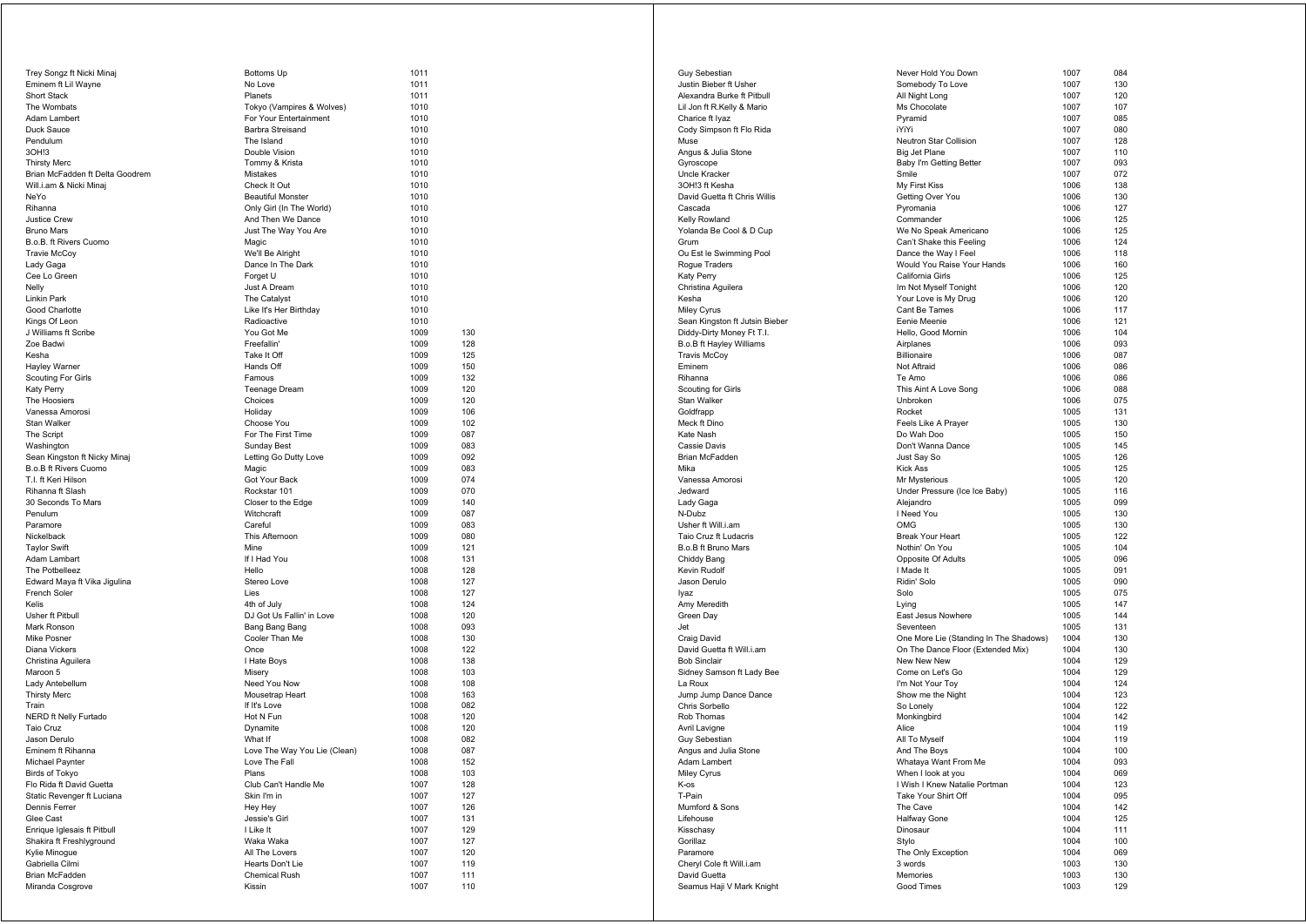| | | | |
|---|---|---|---|
| Trey Songz ft Nicki Minaj | Bottoms Up | 1011 | |
| Eminem ft Lil Wayne | No Love | 1011 | |
| Short Stack | Planets | 1011 | |
| The Wombats | Tokyo (Vampires & Wolves) | 1010 | |
| Adam Lambert | For Your Entertainment | 1010 | |
| Duck Sauce | Barbra Streisand | 1010 | |
| Pendulum | The Island | 1010 | |
| 3OH!3 | Double Vision | 1010 | |
| Thirsty Merc | Tommy & Krista | 1010 | |
| Brian McFadden ft Delta Goodrem | Mistakes | 1010 | |
| Will.i.am & Nicki Minaj | Check It Out | 1010 | |
| NeYo | Beautiful Monster | 1010 | |
| Rihanna | Only Girl (In The World) | 1010 | |
| Justice Crew | And Then We Dance | 1010 | |
| Bruno Mars | Just The Way You Are | 1010 | |
| B.o.B. ft Rivers Cuomo | Magic | 1010 | |
| Travie McCoy | We'll Be Alright | 1010 | |
| Lady Gaga | Dance In The Dark | 1010 | |
| Cee Lo Green | Forget U | 1010 | |
| Nelly | Just A Dream | 1010 | |
| Linkin Park | The Catalyst | 1010 | |
| Good Charlotte | Like It's Her Birthday | 1010 | |
| Kings Of Leon | Radioactive | 1010 | |
| J Williams ft Scribe | You Got Me | 1009 | 130 |
| Zoe Badwi | Freefallin' | 1009 | 128 |
| Kesha | Take It Off | 1009 | 125 |
| Hayley Warner | Hands Off | 1009 | 150 |
| Scouting For Girls | Famous | 1009 | 132 |
| Katy Perry | Teenage Dream | 1009 | 120 |
| The Hoosiers | Choices | 1009 | 120 |
| Vanessa Amorosi | Holiday | 1009 | 106 |
| Stan Walker | Choose You | 1009 | 102 |
| The Script | For The First Time | 1009 | 087 |
| Washington | Sunday Best | 1009 | 083 |
| Sean Kingston ft Nicky Minaj | Letting Go Dutty Love | 1009 | 092 |
| B.o.B ft Rivers Cuomo | Magic | 1009 | 083 |
| T.I. ft Keri Hilson | Got Your Back | 1009 | 074 |
| Rihanna ft Slash | Rockstar 101 | 1009 | 070 |
| 30 Seconds To Mars | Closer to the Edge | 1009 | 140 |
| Penulum | Witchcraft | 1009 | 087 |
| Paramore | Careful | 1009 | 083 |
| Nickelback | This Afternoon | 1009 | 080 |
| Taylor Swift | Mine | 1009 | 121 |
| Adam Lambart | If I Had You | 1008 | 131 |
| The Potbelleez | Hello | 1008 | 128 |
| Edward Maya ft Vika Jigulina | Stereo Love | 1008 | 127 |
| French Soler | Lies | 1008 | 127 |
| Kelis | 4th of July | 1008 | 124 |
| Usher ft Pitbull | DJ Got Us Fallin' in Love | 1008 | 120 |
| Mark Ronson | Bang Bang Bang | 1008 | 093 |
| Mike Posner | Cooler Than Me | 1008 | 130 |
| Diana Vickers | Once | 1008 | 122 |
| Christina Aguilera | I Hate Boys | 1008 | 138 |
| Maroon 5 | Misery | 1008 | 103 |
| Lady Antebellum | Need You Now | 1008 | 108 |
| Thirsty Merc | Mousetrap Heart | 1008 | 163 |
| Train | If It's Love | 1008 | 082 |
| NERD ft Nelly Furtado | Hot N Fun | 1008 | 120 |
| Taio Cruz | Dynamite | 1008 | 120 |
| Jason Derulo | What If | 1008 | 082 |
| Eminem ft Rihanna | Love The Way You Lie (Clean) | 1008 | 087 |
| Michael Paynter | Love The Fall | 1008 | 152 |
| Birds of Tokyo | Plans | 1008 | 103 |
| Flo Rida ft David Guetta | Club Can't Handle Me | 1007 | 128 |
| Static Revenger ft Luciana | Skin I'm in | 1007 | 127 |
| Dennis Ferrer | Hey Hey | 1007 | 126 |
| Glee Cast | Jessie's Girl | 1007 | 131 |
| Enrique Iglesais ft Pitbull | I Like It | 1007 | 129 |
| Shakira ft Freshlyground | Waka Waka | 1007 | 127 |
| Kylie Minogue | All The Lovers | 1007 | 120 |
| Gabriella Cilmi | Hearts Don't Lie | 1007 | 119 |
| Brian McFadden | Chemical Rush | 1007 | 111 |
| Miranda Cosgrove | Kissin | 1007 | 110 |
| Guy Sebestian | Never Hold You Down | 1007 | 084 |
| Justin Bieber ft Usher | Somebody To Love | 1007 | 130 |
| Alexandra Burke ft Pitbull | All Night Long | 1007 | 120 |
| Lil Jon ft R.Kelly & Mario | Ms Chocolate | 1007 | 107 |
| Charice ft Iyaz | Pyramid | 1007 | 085 |
| Cody Simpson ft Flo Rida | iYiYi | 1007 | 080 |
| Muse | Neutron Star Collision | 1007 | 128 |
| Angus & Julia Stone | Big Jet Plane | 1007 | 110 |
| Gyroscope | Baby I'm Getting Better | 1007 | 093 |
| Uncle Kracker | Smile | 1007 | 072 |
| 3OH!3 ft Kesha | My First Kiss | 1006 | 138 |
| David Guetta ft Chris Willis | Getting Over You | 1006 | 130 |
| Cascada | Pyromania | 1006 | 127 |
| Kelly Rowland | Commander | 1006 | 125 |
| Yolanda Be Cool & D Cup | We No Speak Americano | 1006 | 125 |
| Grum | Can't Shake this Feeling | 1006 | 124 |
| Ou Est le Swimming Pool | Dance the Way I Feel | 1006 | 118 |
| Rogue Traders | Would You Raise Your Hands | 1006 | 160 |
| Katy Perry | California Girls | 1006 | 125 |
| Christina Aguilera | Im Not Myself Tonight | 1006 | 120 |
| Kesha | Your Love is My Drug | 1006 | 120 |
| Miley Cyrus | Cant Be Tames | 1006 | 117 |
| Sean Kingston ft Jutsin Bieber | Eenie Meenie | 1006 | 121 |
| Diddy-Dirty Money Ft T.I. | Hello, Good Mornin | 1006 | 104 |
| B.o.B ft Hayley Williams | Airplanes | 1006 | 093 |
| Travis McCoy | Billionaire | 1006 | 087 |
| Eminem | Not Aftraid | 1006 | 086 |
| Rihanna | Te Amo | 1006 | 086 |
| Scouting for Girls | This Aint A Love Song | 1006 | 088 |
| Stan Walker | Unbroken | 1006 | 075 |
| Goldfrapp | Rocket | 1005 | 131 |
| Meck ft Dino | Feels Like A Prayer | 1005 | 130 |
| Kate Nash | Do Wah Doo | 1005 | 150 |
| Cassie Davis | Don't Wanna Dance | 1005 | 145 |
| Brian McFadden | Just Say So | 1005 | 126 |
| Mika | Kick Ass | 1005 | 125 |
| Vanessa Amorosi | Mr Mysterious | 1005 | 120 |
| Jedward | Under Pressure (Ice Ice Baby) | 1005 | 116 |
| Lady Gaga | Alejandro | 1005 | 099 |
| N-Dubz | I Need You | 1005 | 130 |
| Usher ft Will.i.am | OMG | 1005 | 130 |
| Taio Cruz ft Ludacris | Break Your Heart | 1005 | 122 |
| B.o.B ft Bruno Mars | Nothin' On You | 1005 | 104 |
| Chiddy Bang | Opposite Of Adults | 1005 | 096 |
| Kevin Rudolf | I Made It | 1005 | 091 |
| Jason Derulo | Ridin' Solo | 1005 | 090 |
| Iyaz | Solo | 1005 | 075 |
| Amy Meredith | Lying | 1005 | 147 |
| Green Day | East Jesus Nowhere | 1005 | 144 |
| Jet | Seventeen | 1005 | 131 |
| Craig David | One More Lie (Standing In The Shadows) | 1004 | 130 |
| David Guetta ft Will.i.am | On The Dance Floor (Extended Mix) | 1004 | 130 |
| Bob Sinclair | New New New | 1004 | 129 |
| Sidney Samson ft Lady Bee | Come on Let's Go | 1004 | 129 |
| La Roux | I'm Not Your Toy | 1004 | 124 |
| Jump Jump Dance Dance | Show me the Night | 1004 | 123 |
| Chris Sorbello | So Lonely | 1004 | 122 |
| Rob Thomas | Monkingbird | 1004 | 142 |
| Avril Lavigne | Alice | 1004 | 119 |
| Guy Sebastian | All To Myself | 1004 | 119 |
| Angus and Julia Stone | And The Boys | 1004 | 100 |
| Adam Lambert | Whataya Want From Me | 1004 | 093 |
| Miley Cyrus | When I look at you | 1004 | 069 |
| K-os | I Wish I Knew Natalie Portman | 1004 | 123 |
| T-Pain | Take Your Shirt Off | 1004 | 095 |
| Mumford & Sons | The Cave | 1004 | 142 |
| Lifehouse | Halfway Gone | 1004 | 125 |
| Kisschasy | Dinosaur | 1004 | 111 |
| Gorillaz | Stylo | 1004 | 100 |
| Paramore | The Only Exception | 1004 | 069 |
| Cheryl Cole ft Will.i.am | 3 words | 1003 | 130 |
| David Guetta | Memories | 1003 | 130 |
| Seamus Haji V Mark Knight | Good Times | 1003 | 129 |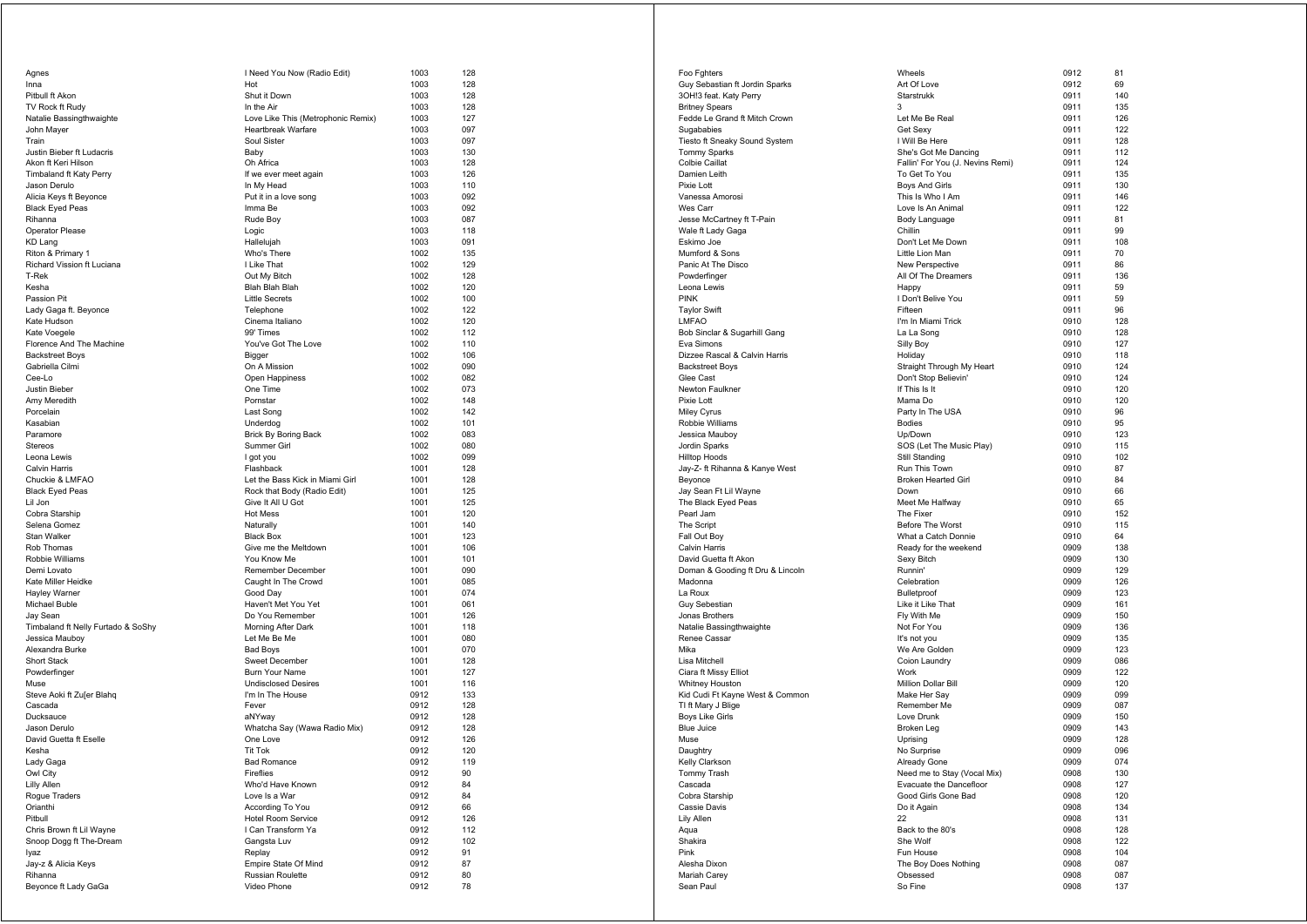| | | | |
|---|---|---|---|
| Agnes | I Need You Now (Radio Edit) | 1003 | 128 |
| Inna | Hot | 1003 | 128 |
| Pitbull ft Akon | Shut it Down | 1003 | 128 |
| TV Rock ft Rudy | In the Air | 1003 | 128 |
| Natalie Bassingthwaighte | Love Like This (Metrophonic Remix) | 1003 | 127 |
| John Mayer | Heartbreak Warfare | 1003 | 097 |
| Train | Soul Sister | 1003 | 097 |
| Justin Bieber ft Ludacris | Baby | 1003 | 130 |
| Akon ft Keri Hilson | Oh Africa | 1003 | 128 |
| Timbaland ft Katy Perry | If we ever meet again | 1003 | 126 |
| Jason Derulo | In My Head | 1003 | 110 |
| Alicia Keys ft Beyonce | Put it in a love song | 1003 | 092 |
| Black Eyed Peas | Imma Be | 1003 | 092 |
| Rihanna | Rude Boy | 1003 | 087 |
| Operator Please | Logic | 1003 | 118 |
| KD Lang | Hallelujah | 1003 | 091 |
| Riton & Primary 1 | Who's There | 1002 | 135 |
| Richard Vission ft Luciana | I Like That | 1002 | 129 |
| T-Rek | Out My Bitch | 1002 | 128 |
| Kesha | Blah Blah Blah | 1002 | 120 |
| Passion Pit | Little Secrets | 1002 | 100 |
| Lady Gaga ft. Beyonce | Telephone | 1002 | 122 |
| Kate Hudson | Cinema Italiano | 1002 | 120 |
| Kate Voegele | 99' Times | 1002 | 112 |
| Florence And The Machine | You've Got The Love | 1002 | 110 |
| Backstreet Boys | Bigger | 1002 | 106 |
| Gabriella Cilmi | On A Mission | 1002 | 090 |
| Cee-Lo | Open Happiness | 1002 | 082 |
| Justin Bieber | One Time | 1002 | 073 |
| Amy Meredith | Pornstar | 1002 | 148 |
| Porcelain | Last Song | 1002 | 142 |
| Kasabian | Underdog | 1002 | 101 |
| Paramore | Brick By Boring Back | 1002 | 083 |
| Stereos | Summer Girl | 1002 | 080 |
| Leona Lewis | I got you | 1002 | 099 |
| Calvin Harris | Flashback | 1001 | 128 |
| Chuckie & LMFAO | Let the Bass Kick in Miami Girl | 1001 | 128 |
| Black Eyed Peas | Rock that Body (Radio Edit) | 1001 | 125 |
| Lil Jon | Give It All U Got | 1001 | 125 |
| Cobra Starship | Hot Mess | 1001 | 120 |
| Selena Gomez | Naturally | 1001 | 140 |
| Stan Walker | Black Box | 1001 | 123 |
| Rob Thomas | Give me the Meltdown | 1001 | 106 |
| Robbie Williams | You Know Me | 1001 | 101 |
| Demi Lovato | Remember December | 1001 | 090 |
| Kate Miller Heidke | Caught In The Crowd | 1001 | 085 |
| Hayley Warner | Good Day | 1001 | 074 |
| Michael Buble | Haven't Met You Yet | 1001 | 061 |
| Jay Sean | Do You Remember | 1001 | 126 |
| Timbaland ft Nelly Furtado & SoShy | Morning After Dark | 1001 | 118 |
| Jessica Mauboy | Let Me Be Me | 1001 | 080 |
| Alexandra Burke | Bad Boys | 1001 | 070 |
| Short Stack | Sweet December | 1001 | 128 |
| Powderfinger | Burn Your Name | 1001 | 127 |
| Muse | Undisclosed Desires | 1001 | 116 |
| Steve Aoki ft Zu[er Blahq | I'm In The House | 0912 | 133 |
| Cascada | Fever | 0912 | 128 |
| Ducksauce | aNYway | 0912 | 128 |
| Jason Derulo | Whatcha Say (Wawa Radio Mix) | 0912 | 128 |
| David Guetta ft Eselle | One Love | 0912 | 126 |
| Kesha | Tit Tok | 0912 | 120 |
| Lady Gaga | Bad Romance | 0912 | 119 |
| Owl City | Fireflies | 0912 | 90 |
| Lilly Allen | Who'd Have Known | 0912 | 84 |
| Rogue Traders | Love Is a War | 0912 | 84 |
| Orianthi | According To You | 0912 | 66 |
| Pitbull | Hotel Room Service | 0912 | 126 |
| Chris Brown ft Lil Wayne | I Can Transform Ya | 0912 | 112 |
| Snoop Dogg ft The-Dream | Gangsta Luv | 0912 | 102 |
| Iyaz | Replay | 0912 | 91 |
| Jay-z & Alicia Keys | Empire State Of Mind | 0912 | 87 |
| Rihanna | Russian Roulette | 0912 | 80 |
| Beyonce ft Lady GaGa | Video Phone | 0912 | 78 |
| Foo Fghters | Wheels | 0912 | 81 |
| Guy Sebastian ft Jordin Sparks | Art Of Love | 0912 | 69 |
| 3OH!3 feat. Katy Perry | Starstrukk | 0911 | 140 |
| Britney Spears | 3 | 0911 | 135 |
| Fedde Le Grand ft Mitch Crown | Let Me Be Real | 0911 | 126 |
| Sugababies | Get Sexy | 0911 | 122 |
| Tiesto ft Sneaky Sound System | I Will Be Here | 0911 | 128 |
| Tommy Sparks | She's Got Me Dancing | 0911 | 112 |
| Colbie Caillat | Fallin' For You (J. Nevins Remi) | 0911 | 124 |
| Damien Leith | To Get To You | 0911 | 135 |
| Pixie Lott | Boys And Girls | 0911 | 130 |
| Vanessa Amorosi | This Is Who I Am | 0911 | 146 |
| Wes Carr | Love Is An Animal | 0911 | 122 |
| Jesse McCartney ft T-Pain | Body Language | 0911 | 81 |
| Wale ft Lady Gaga | Chillin | 0911 | 99 |
| Eskimo Joe | Don't Let Me Down | 0911 | 108 |
| Mumford & Sons | Little Lion Man | 0911 | 70 |
| Panic At The Disco | New Perspective | 0911 | 86 |
| Powderfinger | All Of The Dreamers | 0911 | 136 |
| Leona Lewis | Happy | 0911 | 59 |
| PINK | I Don't Belive You | 0911 | 59 |
| Taylor Swift | Fifteen | 0911 | 96 |
| LMFAO | I'm In Miami Trick | 0910 | 128 |
| Bob Sinclar & Sugarhill Gang | La La Song | 0910 | 128 |
| Eva Simons | Silly Boy | 0910 | 127 |
| Dizzee Rascal & Calvin Harris | Holiday | 0910 | 118 |
| Backstreet Boys | Straight Through My Heart | 0910 | 124 |
| Glee Cast | Don't Stop Believin' | 0910 | 124 |
| Newton Faulkner | If This Is It | 0910 | 120 |
| Pixie Lott | Mama Do | 0910 | 120 |
| Miley Cyrus | Party In The USA | 0910 | 96 |
| Robbie Williams | Bodies | 0910 | 95 |
| Jessica Mauboy | Up/Down | 0910 | 123 |
| Jordin Sparks | SOS (Let The Music Play) | 0910 | 115 |
| Hilltop Hoods | Still Standing | 0910 | 102 |
| Jay-Z- ft Rihanna & Kanye West | Run This Town | 0910 | 87 |
| Beyonce | Broken Hearted Girl | 0910 | 84 |
| Jay Sean Ft Lil Wayne | Down | 0910 | 66 |
| The Black Eyed Peas | Meet Me Halfway | 0910 | 65 |
| Pearl Jam | The Fixer | 0910 | 152 |
| The Script | Before The Worst | 0910 | 115 |
| Fall Out Boy | What a Catch Donnie | 0910 | 64 |
| Calvin Harris | Ready for the weekend | 0909 | 138 |
| David Guetta ft Akon | Sexy Bitch | 0909 | 130 |
| Doman & Gooding ft Dru & Lincoln | Runnin' | 0909 | 129 |
| Madonna | Celebration | 0909 | 126 |
| La Roux | Bulletproof | 0909 | 123 |
| Guy Sebestian | Like it Like That | 0909 | 161 |
| Jonas Brothers | Fly With Me | 0909 | 150 |
| Natalie Bassingthwaighte | Not For You | 0909 | 136 |
| Renee Cassar | It's not you | 0909 | 135 |
| Mika | We Are Golden | 0909 | 123 |
| Lisa Mitchell | Coion Laundry | 0909 | 086 |
| Ciara ft Missy Elliot | Work | 0909 | 122 |
| Whitney Houston | Million Dollar Bill | 0909 | 120 |
| Kid Cudi Ft Kayne West & Common | Make Her Say | 0909 | 099 |
| TI ft Mary J Blige | Remember Me | 0909 | 087 |
| Boys Like Girls | Love Drunk | 0909 | 150 |
| Blue Juice | Broken Leg | 0909 | 143 |
| Muse | Uprising | 0909 | 128 |
| Daughtry | No Surprise | 0909 | 096 |
| Kelly Clarkson | Already Gone | 0909 | 074 |
| Tommy Trash | Need me to Stay (Vocal Mix) | 0908 | 130 |
| Cascada | Evacuate the Dancefloor | 0908 | 127 |
| Cobra Starship | Good Girls Gone Bad | 0908 | 120 |
| Cassie Davis | Do it Again | 0908 | 134 |
| Lily Allen | 22 | 0908 | 131 |
| Aqua | Back to the 80's | 0908 | 128 |
| Shakira | She Wolf | 0908 | 122 |
| Pink | Fun House | 0908 | 104 |
| Alesha Dixon | The Boy Does Nothing | 0908 | 087 |
| Mariah Carey | Obsessed | 0908 | 087 |
| Sean Paul | So Fine | 0908 | 137 |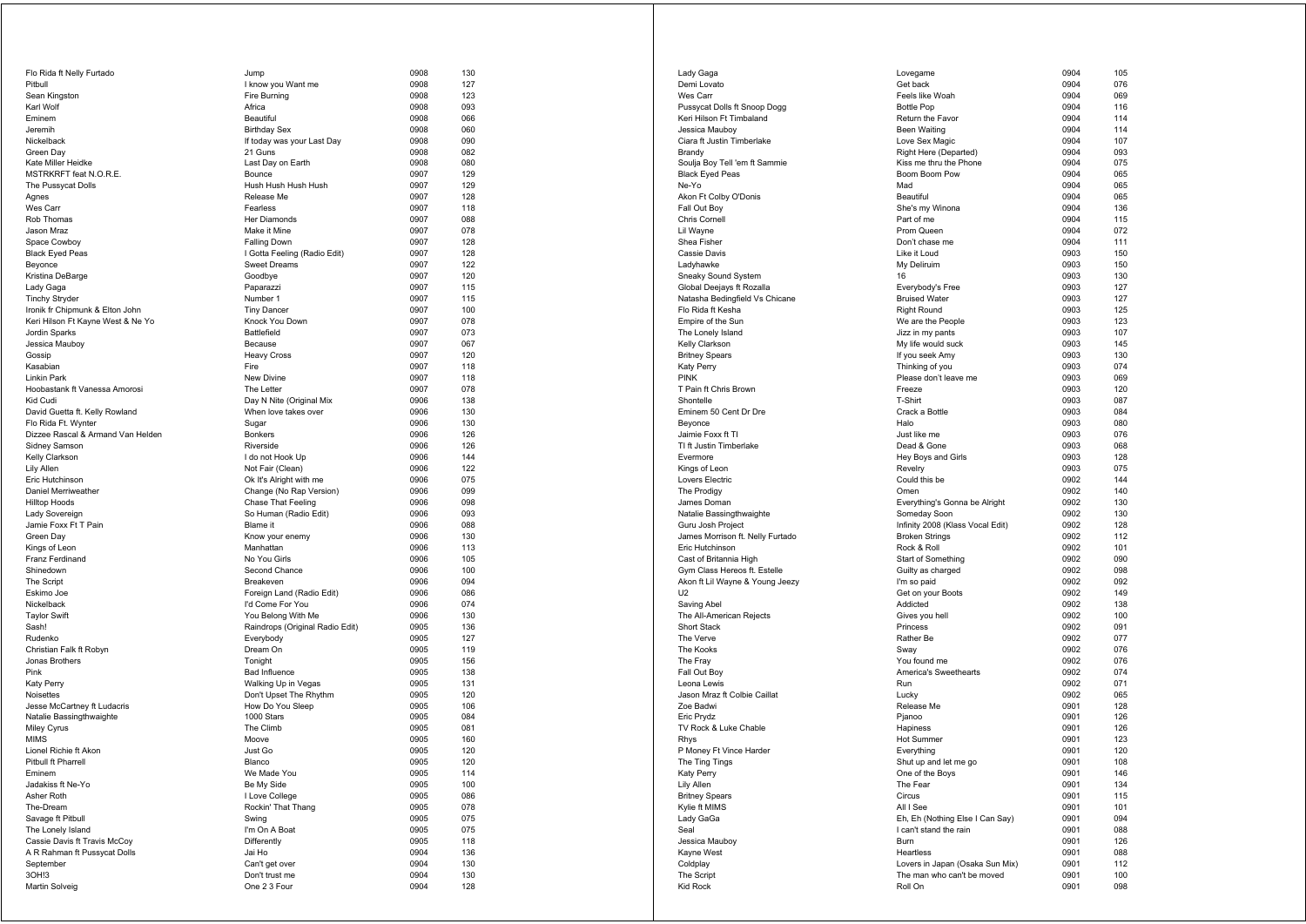| | | | |
|---|---|---|---|
| Flo Rida ft Nelly Furtado | Jump | 0908 | 130 |
| Pitbull | I know you Want me | 0908 | 127 |
| Sean Kingston | Fire Burning | 0908 | 123 |
| Karl Wolf | Africa | 0908 | 093 |
| Eminem | Beautiful | 0908 | 066 |
| Jeremih | Birthday Sex | 0908 | 060 |
| Nickelback | If today was your Last Day | 0908 | 090 |
| Green Day | 21 Guns | 0908 | 082 |
| Kate Miller Heidke | Last Day on Earth | 0908 | 080 |
| MSTRKRFT feat N.O.R.E. | Bounce | 0907 | 129 |
| The Pussycat Dolls | Hush Hush Hush Hush | 0907 | 129 |
| Agnes | Release Me | 0907 | 128 |
| Wes Carr | Fearless | 0907 | 118 |
| Rob Thomas | Her Diamonds | 0907 | 088 |
| Jason Mraz | Make it Mine | 0907 | 078 |
| Space Cowboy | Falling Down | 0907 | 128 |
| Black Eyed Peas | I Gotta Feeling (Radio Edit) | 0907 | 128 |
| Beyonce | Sweet Dreams | 0907 | 122 |
| Kristina DeBarge | Goodbye | 0907 | 120 |
| Lady Gaga | Paparazzi | 0907 | 115 |
| Tinchy Stryder | Number 1 | 0907 | 115 |
| Ironik fr Chipmunk & Elton John | Tiny Dancer | 0907 | 100 |
| Keri Hilson Ft Kayne West & Ne Yo | Knock You Down | 0907 | 078 |
| Jordin Sparks | Battlefield | 0907 | 073 |
| Jessica Mauboy | Because | 0907 | 067 |
| Gossip | Heavy Cross | 0907 | 120 |
| Kasabian | Fire | 0907 | 118 |
| Linkin Park | New Divine | 0907 | 118 |
| Hoobastank ft Vanessa Amorosi | The Letter | 0907 | 078 |
| Kid Cudi | Day N Nite (Original Mix | 0906 | 138 |
| David Guetta ft. Kelly Rowland | When love takes over | 0906 | 130 |
| Flo Rida Ft. Wynter | Sugar | 0906 | 130 |
| Dizzee Rascal & Armand Van Helden | Bonkers | 0906 | 126 |
| Sidney Samson | Riverside | 0906 | 126 |
| Kelly Clarkson | I do not Hook Up | 0906 | 144 |
| Lily Allen | Not Fair (Clean) | 0906 | 122 |
| Eric Hutchinson | Ok It's Alright with me | 0906 | 075 |
| Daniel Merriweather | Change (No Rap Version) | 0906 | 099 |
| Hilltop Hoods | Chase That Feeling | 0906 | 098 |
| Lady Sovereign | So Human (Radio Edit) | 0906 | 093 |
| Jamie Foxx Ft T Pain | Blame it | 0906 | 088 |
| Green Day | Know your enemy | 0906 | 130 |
| Kings of Leon | Manhattan | 0906 | 113 |
| Franz Ferdinand | No You Girls | 0906 | 105 |
| Shinedown | Second Chance | 0906 | 100 |
| The Script | Breakeven | 0906 | 094 |
| Eskimo Joe | Foreign Land (Radio Edit) | 0906 | 086 |
| Nickelback | I'd Come For You | 0906 | 074 |
| Taylor Swift | You Belong With Me | 0906 | 130 |
| Sash! | Raindrops (Original Radio Edit) | 0905 | 136 |
| Rudenko | Everybody | 0905 | 127 |
| Christian Falk ft Robyn | Dream On | 0905 | 119 |
| Jonas Brothers | Tonight | 0905 | 156 |
| Pink | Bad Influence | 0905 | 138 |
| Katy Perry | Walking Up in Vegas | 0905 | 131 |
| Noisettes | Don't Upset The Rhythm | 0905 | 120 |
| Jesse McCartney ft Ludacris | How Do You Sleep | 0905 | 106 |
| Natalie Bassingthwaighte | 1000 Stars | 0905 | 084 |
| Miley Cyrus | The Climb | 0905 | 081 |
| MIMS | Moove | 0905 | 160 |
| Lionel Richie ft Akon | Just Go | 0905 | 120 |
| Pitbull ft Pharrell | Blanco | 0905 | 120 |
| Eminem | We Made You | 0905 | 114 |
| Jadakiss ft Ne-Yo | Be My Side | 0905 | 100 |
| Asher Roth | I Love College | 0905 | 086 |
| The-Dream | Rockin' That Thang | 0905 | 078 |
| Savage ft Pitbull | Swing | 0905 | 075 |
| The Lonely Island | I'm On A Boat | 0905 | 075 |
| Cassie Davis ft Travis McCoy | Differently | 0905 | 118 |
| A R Rahman ft Pussycat Dolls | Jai Ho | 0904 | 136 |
| September | Can't get over | 0904 | 130 |
| 3OH!3 | Don't trust me | 0904 | 130 |
| Martin Solveig | One 2 3 Four | 0904 | 128 |
| Lady Gaga | Lovegame | 0904 | 105 |
| Demi Lovato | Get back | 0904 | 076 |
| Wes Carr | Feels like Woah | 0904 | 069 |
| Pussycat Dolls ft Snoop Dogg | Bottle Pop | 0904 | 116 |
| Keri Hilson Ft Timbaland | Return the Favor | 0904 | 114 |
| Jessica Mauboy | Been Waiting | 0904 | 114 |
| Ciara ft Justin Timberlake | Love Sex Magic | 0904 | 107 |
| Brandy | Right Here (Departed) | 0904 | 093 |
| Soulja Boy Tell 'em ft Sammie | Kiss me thru the Phone | 0904 | 075 |
| Black Eyed Peas | Boom Boom Pow | 0904 | 065 |
| Ne-Yo | Mad | 0904 | 065 |
| Akon Ft Colby O'Donis | Beautiful | 0904 | 065 |
| Fall Out Boy | She's my Winona | 0904 | 136 |
| Chris Cornell | Part of me | 0904 | 115 |
| Lil Wayne | Prom Queen | 0904 | 072 |
| Shea Fisher | Don't chase me | 0904 | 111 |
| Cassie Davis | Like it Loud | 0903 | 150 |
| Ladyhawke | My Deliruim | 0903 | 150 |
| Sneaky Sound System | 16 | 0903 | 130 |
| Global Deejays ft Rozalla | Everybody's Free | 0903 | 127 |
| Natasha Bedingfield Vs Chicane | Bruised Water | 0903 | 127 |
| Flo Rida ft Kesha | Right Round | 0903 | 125 |
| Empire of the Sun | We are the People | 0903 | 123 |
| The Lonely Island | Jizz in my pants | 0903 | 107 |
| Kelly Clarkson | My life would suck | 0903 | 145 |
| Britney Spears | If you seek Amy | 0903 | 130 |
| Katy Perry | Thinking of you | 0903 | 074 |
| PINK | Please don't leave me | 0903 | 069 |
| T Pain ft Chris Brown | Freeze | 0903 | 120 |
| Shontelle | T-Shirt | 0903 | 087 |
| Eminem 50 Cent Dr Dre | Crack a Bottle | 0903 | 084 |
| Beyonce | Halo | 0903 | 080 |
| Jaimie Foxx ft TI | Just like me | 0903 | 076 |
| TI ft Justin Timberlake | Dead & Gone | 0903 | 068 |
| Evermore | Hey Boys and Girls | 0903 | 128 |
| Kings of Leon | Revelry | 0903 | 075 |
| Lovers Electric | Could this be | 0902 | 144 |
| The Prodigy | Omen | 0902 | 140 |
| James Doman | Everything's Gonna be Alright | 0902 | 130 |
| Natalie Bassingthwaighte | Someday Soon | 0902 | 130 |
| Guru Josh Project | Infinity 2008 (Klass Vocal Edit) | 0902 | 128 |
| James Morrison ft. Nelly Furtado | Broken Strings | 0902 | 112 |
| Eric Hutchinson | Rock & Roll | 0902 | 101 |
| Cast of Britannia High | Start of Something | 0902 | 090 |
| Gym Class Hereos ft. Estelle | Guilty as charged | 0902 | 098 |
| Akon ft Lil Wayne & Young Jeezy | I'm so paid | 0902 | 092 |
| U2 | Get on your Boots | 0902 | 149 |
| Saving Abel | Addicted | 0902 | 138 |
| The All-American Rejects | Gives you hell | 0902 | 100 |
| Short Stack | Princess | 0902 | 091 |
| The Verve | Rather Be | 0902 | 077 |
| The Kooks | Sway | 0902 | 076 |
| The Fray | You found me | 0902 | 076 |
| Fall Out Boy | America's Sweethearts | 0902 | 074 |
| Leona Lewis | Run | 0902 | 071 |
| Jason Mraz ft Colbie Caillat | Lucky | 0902 | 065 |
| Zoe Badwi | Release Me | 0901 | 128 |
| Eric Prydz | Pjanoo | 0901 | 126 |
| TV Rock & Luke Chable | Hapiness | 0901 | 126 |
| Rhys | Hot Summer | 0901 | 123 |
| P Money Ft Vince Harder | Everything | 0901 | 120 |
| The Ting Tings | Shut up and let me go | 0901 | 108 |
| Katy Perry | One of the Boys | 0901 | 146 |
| Lily Allen | The Fear | 0901 | 134 |
| Britney Spears | Circus | 0901 | 115 |
| Kylie ft MIMS | All I See | 0901 | 101 |
| Lady GaGa | Eh, Eh (Nothing Else I Can Say) | 0901 | 094 |
| Seal | I can't stand the rain | 0901 | 088 |
| Jessica Mauboy | Burn | 0901 | 126 |
| Kayne West | Heartless | 0901 | 088 |
| Coldplay | Lovers in Japan (Osaka Sun Mix) | 0901 | 112 |
| The Script | The man who can't be moved | 0901 | 100 |
| Kid Rock | Roll On | 0901 | 098 |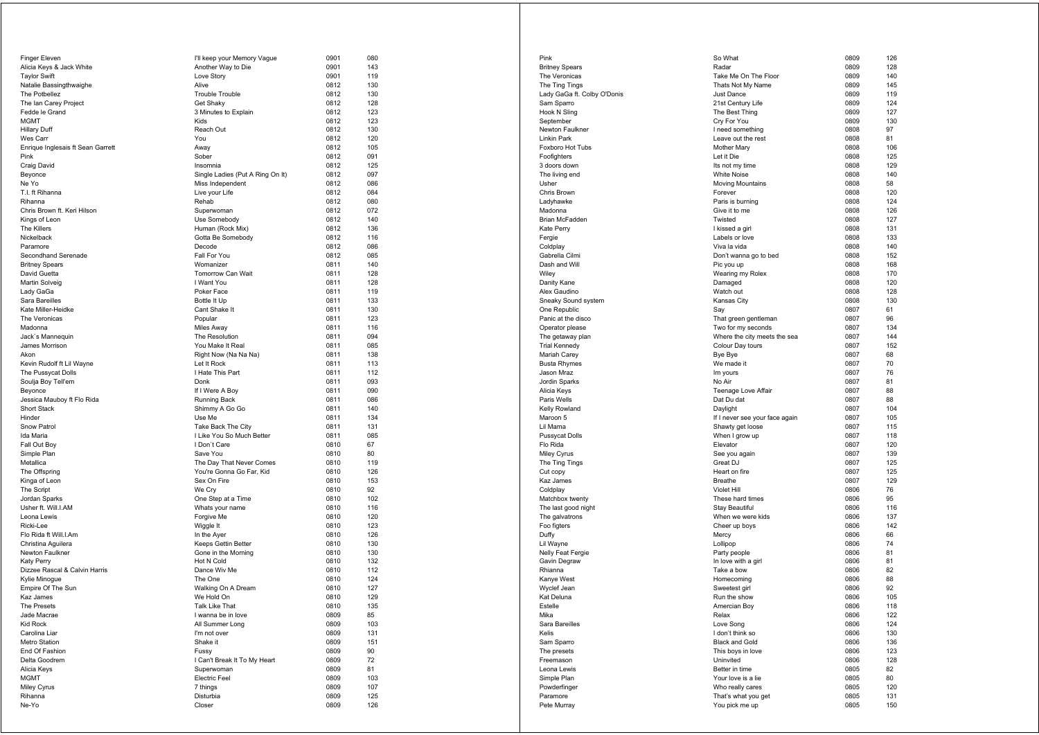| | | | |
|---|---|---|---|
| Finger Eleven | I'll keep your Memory Vague | 0901 | 080 |
| Alicia Keys & Jack White | Another Way to Die | 0901 | 143 |
| Taylor Swift | Love Story | 0901 | 119 |
| Natalie Bassingthwaighe | Alive | 0812 | 130 |
| The Potbellez | Trouble Trouble | 0812 | 130 |
| The Ian Carey Project | Get Shaky | 0812 | 128 |
| Fedde le Grand | 3 Minutes to Explain | 0812 | 123 |
| MGMT | Kids | 0812 | 123 |
| Hillary Duff | Reach Out | 0812 | 130 |
| Wes Carr | You | 0812 | 120 |
| Enrique Inglesais ft Sean Garrett | Away | 0812 | 105 |
| Pink | Sober | 0812 | 091 |
| Craig David | Insomnia | 0812 | 125 |
| Beyonce | Single Ladies (Put A Ring On It) | 0812 | 097 |
| Ne Yo | Miss Independent | 0812 | 086 |
| T.I. ft Rihanna | Live your Life | 0812 | 084 |
| Rihanna | Rehab | 0812 | 080 |
| Chris Brown ft. Keri Hilson | Superwoman | 0812 | 072 |
| Kings of Leon | Use Somebody | 0812 | 140 |
| The Killers | Human (Rock Mix) | 0812 | 136 |
| Nickelback | Gotta Be Somebody | 0812 | 116 |
| Paramore | Decode | 0812 | 086 |
| Secondhand Serenade | Fall For You | 0812 | 085 |
| Britney Spears | Womanizer | 0811 | 140 |
| David Guetta | Tomorrow Can Wait | 0811 | 128 |
| Martin Solveig | I Want You | 0811 | 128 |
| Lady GaGa | Poker Face | 0811 | 119 |
| Sara Bareilles | Bottle It Up | 0811 | 133 |
| Kate Miller-Heidke | Cant Shake It | 0811 | 130 |
| The Veronicas | Popular | 0811 | 123 |
| Madonna | Miles Away | 0811 | 116 |
| Jack`s Mannequin | The Resolution | 0811 | 094 |
| James Morrison | You Make It Real | 0811 | 085 |
| Akon | Right Now (Na Na Na) | 0811 | 138 |
| Kevin Rudolf ft Lil Wayne | Let It Rock | 0811 | 113 |
| The Pussycat Dolls | I Hate This Part | 0811 | 112 |
| Soulja Boy Tell'em | Donk | 0811 | 093 |
| Beyonce | If I Were A Boy | 0811 | 090 |
| Jessica Mauboy ft Flo Rida | Running Back | 0811 | 086 |
| Short Stack | Shimmy A Go Go | 0811 | 140 |
| Hinder | Use Me | 0811 | 134 |
| Snow Patrol | Take Back The City | 0811 | 131 |
| Ida Maria | I Like You So Much Better | 0811 | 085 |
| Fall Out Boy | I Don`t Care | 0810 | 67 |
| Simple Plan | Save You | 0810 | 80 |
| Metallica | The Day That Never Comes | 0810 | 119 |
| The Offspring | You're Gonna Go Far, Kid | 0810 | 126 |
| Kinga of Leon | Sex On Fire | 0810 | 153 |
| The Script | We Cry | 0810 | 92 |
| Jordan Sparks | One Step at a Time | 0810 | 102 |
| Usher ft. Will.I.AM | Whats your name | 0810 | 116 |
| Leona Lewis | Forgive Me | 0810 | 120 |
| Ricki-Lee | Wiggle It | 0810 | 123 |
| Flo Rida ft Will.I.Am | In the Ayer | 0810 | 126 |
| Christina Aguilera | Keeps Gettin Better | 0810 | 130 |
| Newton Faulkner | Gone in the Morning | 0810 | 130 |
| Katy Perry | Hot N Cold | 0810 | 132 |
| Dizzee Rascal & Calvin Harris | Dance Wiv Me | 0810 | 112 |
| Kylie Minogue | The One | 0810 | 124 |
| Empire Of The Sun | Walking On A Dream | 0810 | 127 |
| Kaz James | We Hold On | 0810 | 129 |
| The Presets | Talk Like That | 0810 | 135 |
| Jade Macrae | I wanna be in love | 0809 | 85 |
| Kid Rock | All Summer Long | 0809 | 103 |
| Carolina Liar | I'm not over | 0809 | 131 |
| Metro Station | Shake it | 0809 | 151 |
| End Of Fashion | Fussy | 0809 | 90 |
| Delta Goodrem | I Can't Break It To My Heart | 0809 | 72 |
| Alicia Keys | Superwoman | 0809 | 81 |
| MGMT | Electric Feel | 0809 | 103 |
| Miley Cyrus | 7 things | 0809 | 107 |
| Rihanna | Disturbia | 0809 | 125 |
| Ne-Yo | Closer | 0809 | 126 |
| Pink | So What | 0809 | 126 |
| Britney Spears | Radar | 0809 | 128 |
| The Veronicas | Take Me On The Floor | 0809 | 140 |
| The Ting Tings | Thats Not My Name | 0809 | 145 |
| Lady GaGa ft. Colby O'Donis | Just Dance | 0809 | 119 |
| Sam Sparro | 21st Century Life | 0809 | 124 |
| Hook N Sling | The Best Thing | 0809 | 127 |
| September | Cry For You | 0809 | 130 |
| Newton Faulkner | I need something | 0808 | 97 |
| Linkin Park | Leave out the rest | 0808 | 81 |
| Foxboro Hot Tubs | Mother Mary | 0808 | 106 |
| Foofighters | Let it Die | 0808 | 125 |
| 3 doors down | Its not my time | 0808 | 129 |
| The living end | White Noise | 0808 | 140 |
| Usher | Moving Mountains | 0808 | 58 |
| Chris Brown | Forever | 0808 | 120 |
| Ladyhawke | Paris is burning | 0808 | 124 |
| Madonna | Give it to me | 0808 | 126 |
| Brian McFadden | Twisted | 0808 | 127 |
| Kate Perry | I kissed a girl | 0808 | 131 |
| Fergie | Labels or love | 0808 | 133 |
| Coldplay | Viva la vida | 0808 | 140 |
| Gabrella Cilmi | Don't wanna go to bed | 0808 | 152 |
| Dash and Will | Pic you up | 0808 | 168 |
| Wiley | Wearing my Rolex | 0808 | 170 |
| Danity Kane | Damaged | 0808 | 120 |
| Alex Gaudino | Watch out | 0808 | 128 |
| Sneaky Sound system | Kansas City | 0808 | 130 |
| One Republic | Say | 0807 | 61 |
| Panic at the disco | That green gentleman | 0807 | 96 |
| Operator please | Two for my seconds | 0807 | 134 |
| The getaway plan | Where the city meets the sea | 0807 | 144 |
| Trial Kennedy | Colour Day tours | 0807 | 152 |
| Mariah Carey | Bye Bye | 0807 | 68 |
| Busta Rhymes | We made it | 0807 | 70 |
| Jason Mraz | Im yours | 0807 | 76 |
| Jordin Sparks | No Air | 0807 | 81 |
| Alicia Keys | Teenage Love Affair | 0807 | 88 |
| Paris Wells | Dat Du dat | 0807 | 88 |
| Kelly Rowland | Daylight | 0807 | 104 |
| Maroon 5 | If I never see your face again | 0807 | 105 |
| Lil Mama | Shawty get loose | 0807 | 115 |
| Pussycat Dolls | When I grow up | 0807 | 118 |
| Flo Rida | Elevator | 0807 | 120 |
| Miley Cyrus | See you again | 0807 | 139 |
| The Ting Tings | Great DJ | 0807 | 125 |
| Cut copy | Heart on fire | 0807 | 125 |
| Kaz James | Breathe | 0807 | 129 |
| Coldplay | Violet Hill | 0806 | 76 |
| Matchbox twenty | These hard times | 0806 | 95 |
| The last good night | Stay Beautiful | 0806 | 116 |
| The galvatrons | When we were kids | 0806 | 137 |
| Foo figters | Cheer up boys | 0806 | 142 |
| Duffy | Mercy | 0806 | 66 |
| Lil Wayne | Lollipop | 0806 | 74 |
| Nelly Feat Fergie | Party people | 0806 | 81 |
| Gavin Degraw | In love with a girl | 0806 | 81 |
| Rhianna | Take a bow | 0806 | 82 |
| Kanye West | Homecoming | 0806 | 88 |
| Wyclef Jean | Sweetest girl | 0806 | 92 |
| Kat Deluna | Run the show | 0806 | 105 |
| Estelle | Amercian Boy | 0806 | 118 |
| Mika | Relax | 0806 | 122 |
| Sara Bareilles | Love Song | 0806 | 124 |
| Kelis | I don't think so | 0806 | 130 |
| Sam Sparro | Black and Gold | 0806 | 136 |
| The presets | This boys in love | 0806 | 123 |
| Freemason | Uninvited | 0806 | 128 |
| Leona Lewis | Better in time | 0805 | 82 |
| Simple Plan | Your love is a lie | 0805 | 80 |
| Powderfinger | Who really cares | 0805 | 120 |
| Paramore | That's what you get | 0805 | 131 |
| Pete Murray | You pick me up | 0805 | 150 |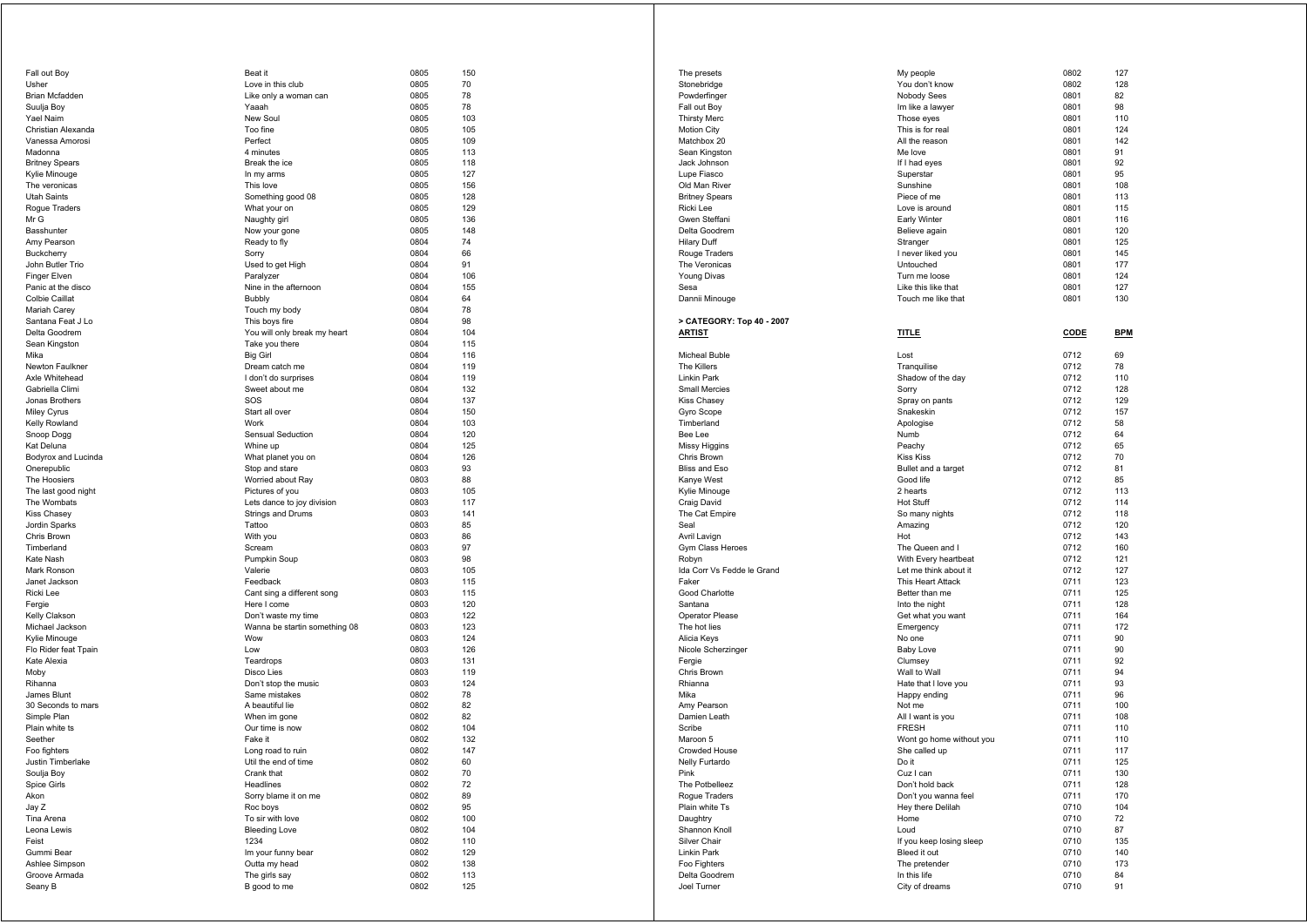| | | | |
|---|---|---|---|
| Fall out Boy | Beat it | 0805 | 150 |
| Usher | Love in this club | 0805 | 70 |
| Brian Mcfadden | Like only a woman can | 0805 | 78 |
| Suulja Boy | Yaaah | 0805 | 78 |
| Yael Naim | New Soul | 0805 | 103 |
| Christian Alexanda | Too fine | 0805 | 105 |
| Vanessa Amorosi | Perfect | 0805 | 109 |
| Madonna | 4 minutes | 0805 | 113 |
| Britney Spears | Break the ice | 0805 | 118 |
| Kylie Minouge | In my arms | 0805 | 127 |
| The veronicas | This love | 0805 | 156 |
| Utah Saints | Something good 08 | 0805 | 128 |
| Rogue Traders | What your on | 0805 | 129 |
| Mr G | Naughty girl | 0805 | 136 |
| Basshunter | Now your gone | 0805 | 148 |
| Amy Pearson | Ready to fly | 0804 | 74 |
| Buckcherry | Sorry | 0804 | 66 |
| John Butler Trio | Used to get High | 0804 | 91 |
| Finger Elven | Paralyzer | 0804 | 106 |
| Panic at the disco | Nine in the afternoon | 0804 | 155 |
| Colbie Caillat | Bubbly | 0804 | 64 |
| Mariah Carey | Touch my body | 0804 | 78 |
| Santana Feat J Lo | This boys fire | 0804 | 98 |
| Delta Goodrem | You will only break my heart | 0804 | 104 |
| Sean Kingston | Take you there | 0804 | 115 |
| Mika | Big Girl | 0804 | 116 |
| Newton Faulkner | Dream catch me | 0804 | 119 |
| Axle Whitehead | I don't do surprises | 0804 | 119 |
| Gabriella Climi | Sweet about me | 0804 | 132 |
| Jonas Brothers | SOS | 0804 | 137 |
| Miley Cyrus | Start all over | 0804 | 150 |
| Kelly Rowland | Work | 0804 | 103 |
| Snoop Dogg | Sensual Seduction | 0804 | 120 |
| Kat Deluna | Whine up | 0804 | 125 |
| Bodyrox and Lucinda | What planet you on | 0804 | 126 |
| Onerepublic | Stop and stare | 0803 | 93 |
| The Hoosiers | Worried about Ray | 0803 | 88 |
| The last good night | Pictures of you | 0803 | 105 |
| The Wombats | Lets dance to joy division | 0803 | 117 |
| Kiss Chasey | Strings and Drums | 0803 | 141 |
| Jordin Sparks | Tattoo | 0803 | 85 |
| Chris Brown | With you | 0803 | 86 |
| Timberland | Scream | 0803 | 97 |
| Kate Nash | Pumpkin Soup | 0803 | 98 |
| Mark Ronson | Valerie | 0803 | 105 |
| Janet Jackson | Feedback | 0803 | 115 |
| Ricki Lee | Cant sing a different song | 0803 | 115 |
| Fergie | Here I come | 0803 | 120 |
| Kelly Clakson | Don't waste my time | 0803 | 122 |
| Michael Jackson | Wanna be startin something 08 | 0803 | 123 |
| Kylie Minouge | Wow | 0803 | 124 |
| Flo Rider feat Tpain | Low | 0803 | 126 |
| Kate Alexia | Teardrops | 0803 | 131 |
| Moby | Disco Lies | 0803 | 119 |
| Rihanna | Don't stop the music | 0803 | 124 |
| James Blunt | Same mistakes | 0802 | 78 |
| 30 Seconds to mars | A beautiful lie | 0802 | 82 |
| Simple Plan | When im gone | 0802 | 82 |
| Plain white ts | Our time is now | 0802 | 104 |
| Seether | Fake it | 0802 | 132 |
| Foo fighters | Long road to ruin | 0802 | 147 |
| Justin Timberlake | Util the end of time | 0802 | 60 |
| Soulja Boy | Crank that | 0802 | 70 |
| Spice Girls | Headlines | 0802 | 72 |
| Akon | Sorry blame it on me | 0802 | 89 |
| Jay Z | Roc boys | 0802 | 95 |
| Tina Arena | To sir with love | 0802 | 100 |
| Leona Lewis | Bleeding Love | 0802 | 104 |
| Feist | 1234 | 0802 | 110 |
| Gummi Bear | Im your funny bear | 0802 | 129 |
| Ashlee Simpson | Outta my head | 0802 | 138 |
| Groove Armada | The girls say | 0802 | 113 |
| Seany B | B good to me | 0802 | 125 |
| The presets | My people | 0802 | 127 |
| Stonebridge | You don't know | 0802 | 128 |
| Powderfinger | Nobody Sees | 0801 | 82 |
| Fall out Boy | Im like a lawyer | 0801 | 98 |
| Thirsty Merc | Those eyes | 0801 | 110 |
| Motion City | This is for real | 0801 | 124 |
| Matchbox 20 | All the reason | 0801 | 142 |
| Sean Kingston | Me love | 0801 | 91 |
| Jack Johnson | If I had eyes | 0801 | 92 |
| Lupe Fiasco | Superstar | 0801 | 95 |
| Old Man River | Sunshine | 0801 | 108 |
| Britney Spears | Piece of me | 0801 | 113 |
| Ricki Lee | Love is around | 0801 | 115 |
| Gwen Steffani | Early Winter | 0801 | 116 |
| Delta Goodrem | Believe again | 0801 | 120 |
| Hilary Duff | Stranger | 0801 | 125 |
| Rouge Traders | I never liked you | 0801 | 145 |
| The Veronicas | Untouched | 0801 | 177 |
| Young Divas | Turn me loose | 0801 | 124 |
| Sesa | Like this like that | 0801 | 127 |
| Dannii Minouge | Touch me like that | 0801 | 130 |

> CATEGORY: Top 40 - 2007

| **ARTIST** | **TITLE** | **CODE** | **BPM** |
|---|---|---|---|
| Micheal Buble | Lost | 0712 | 69 |
| The Killers | Tranquilise | 0712 | 78 |
| Linkin Park | Shadow of the day | 0712 | 110 |
| Small Mercies | Sorry | 0712 | 128 |
| Kiss Chasey | Spray on pants | 0712 | 129 |
| Gyro Scope | Snakeskin | 0712 | 157 |
| Timberland | Apologise | 0712 | 58 |
| Bee Lee | Numb | 0712 | 64 |
| Missy Higgins | Peachy | 0712 | 65 |
| Chris Brown | Kiss Kiss | 0712 | 70 |
| Bliss and Eso | Bullet and a target | 0712 | 81 |
| Kanye West | Good life | 0712 | 85 |
| Kylie Minouge | 2 hearts | 0712 | 113 |
| Craig David | Hot Stuff | 0712 | 114 |
| The Cat Empire | So many nights | 0712 | 118 |
| Seal | Amazing | 0712 | 120 |
| Avril Lavign | Hot | 0712 | 143 |
| Gym Class Heroes | The Queen and I | 0712 | 160 |
| Robyn | With Every heartbeat | 0712 | 121 |
| Ida Corr Vs Fedde le Grand | Let me think about it | 0712 | 127 |
| Faker | This Heart Attack | 0711 | 123 |
| Good Charlotte | Better than me | 0711 | 125 |
| Santana | Into the night | 0711 | 128 |
| Operator Please | Get what you want | 0711 | 164 |
| The hot lies | Emergency | 0711 | 172 |
| Alicia Keys | No one | 0711 | 90 |
| Nicole Scherzinger | Baby Love | 0711 | 90 |
| Fergie | Clumsey | 0711 | 92 |
| Chris Brown | Wall to Wall | 0711 | 94 |
| Rhianna | Hate that I love you | 0711 | 93 |
| Mika | Happy ending | 0711 | 96 |
| Amy Pearson | Not me | 0711 | 100 |
| Damien Leath | All I want is you | 0711 | 108 |
| Scribe | FRESH | 0711 | 110 |
| Maroon 5 | Wont go home without you | 0711 | 110 |
| Crowded House | She called up | 0711 | 117 |
| Nelly Furtardo | Do it | 0711 | 125 |
| Pink | Cuz I can | 0711 | 130 |
| The Potbelleez | Don't hold back | 0711 | 128 |
| Rogue Traders | Don't you wanna feel | 0711 | 170 |
| Plain white Ts | Hey there Delilah | 0710 | 104 |
| Daughtry | Home | 0710 | 72 |
| Shannon Knoll | Loud | 0710 | 87 |
| Silver Chair | If you keep losing sleep | 0710 | 135 |
| Linkin Park | Bleed it out | 0710 | 140 |
| Foo Fighters | The pretender | 0710 | 173 |
| Delta Goodrem | In this life | 0710 | 84 |
| Joel Turner | City of dreams | 0710 | 91 |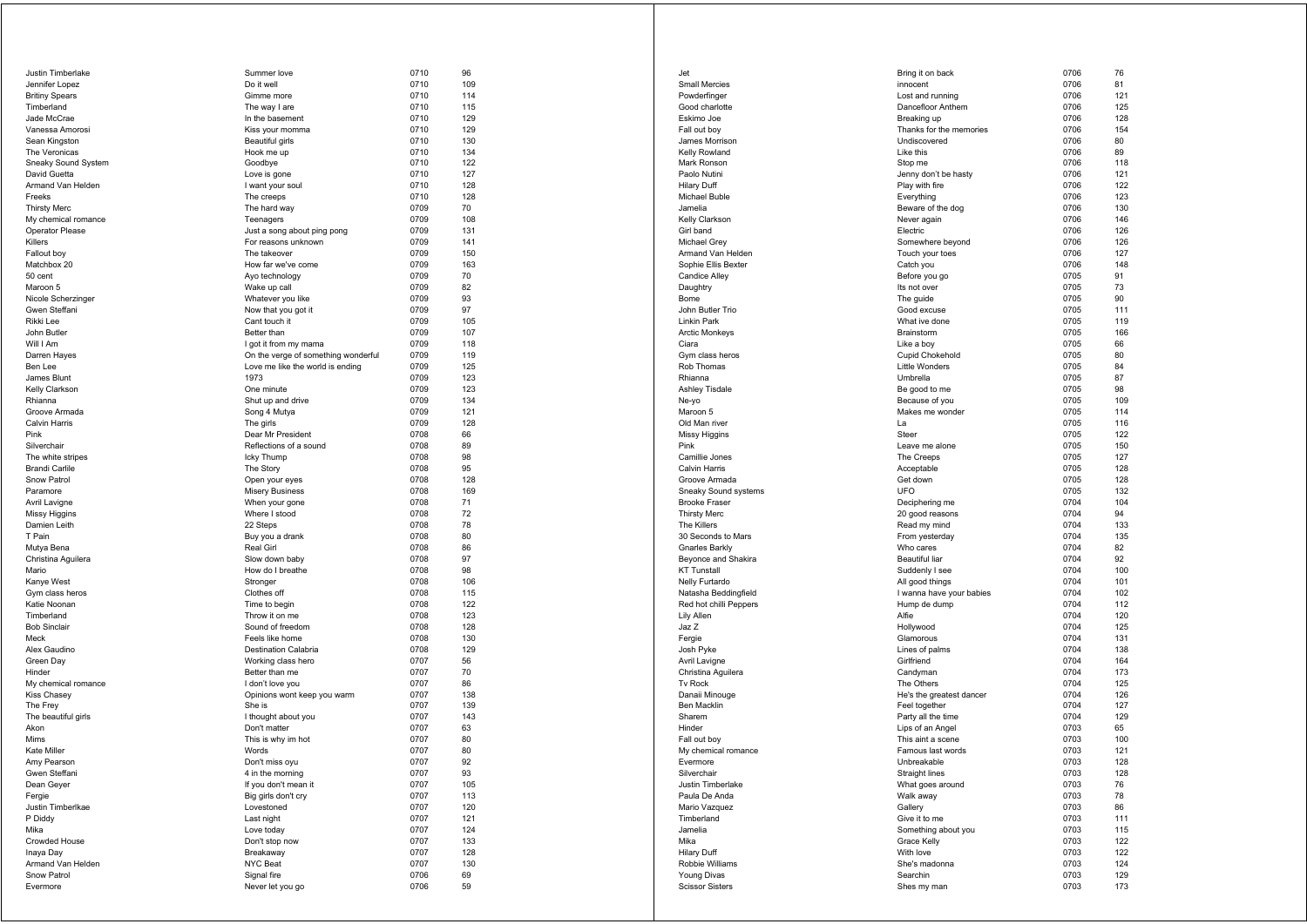| | | | |
|---|---|---|---|
| Justin Timberlake | Summer love | 0710 | 96 |
| Jennifer Lopez | Do it well | 0710 | 109 |
| Britiny Spears | Gimme more | 0710 | 114 |
| Timberland | The way I are | 0710 | 115 |
| Jade McCrae | In the basement | 0710 | 129 |
| Vanessa Amorosi | Kiss your momma | 0710 | 129 |
| Sean Kingston | Beautiful girls | 0710 | 130 |
| The Veronicas | Hook me up | 0710 | 134 |
| Sneaky Sound System | Goodbye | 0710 | 122 |
| David Guetta | Love is gone | 0710 | 127 |
| Armand Van Helden | I want your soul | 0710 | 128 |
| Freeks | The creeps | 0710 | 128 |
| Thirsty Merc | The hard way | 0709 | 70 |
| My chemical romance | Teenagers | 0709 | 108 |
| Operator Please | Just a song about ping pong | 0709 | 131 |
| Killers | For reasons unknown | 0709 | 141 |
| Fallout boy | The takeover | 0709 | 150 |
| Matchbox 20 | How far we've come | 0709 | 163 |
| 50 cent | Ayo technology | 0709 | 70 |
| Maroon 5 | Wake up call | 0709 | 82 |
| Nicole Scherzinger | Whatever you like | 0709 | 93 |
| Gwen Steffani | Now that you got it | 0709 | 97 |
| Rikki Lee | Cant touch it | 0709 | 105 |
| John Butler | Better than | 0709 | 107 |
| Will I Am | I got it from my mama | 0709 | 118 |
| Darren Hayes | On the verge of something wonderful | 0709 | 119 |
| Ben Lee | Love me like the world is ending | 0709 | 125 |
| James Blunt | 1973 | 0709 | 123 |
| Kelly Clarkson | One minute | 0709 | 123 |
| Rhianna | Shut up and drive | 0709 | 134 |
| Groove Armada | Song 4 Mutya | 0709 | 121 |
| Calvin Harris | The girls | 0709 | 128 |
| Pink | Dear Mr President | 0708 | 66 |
| Silverchair | Reflections of a sound | 0708 | 89 |
| The white stripes | Icky Thump | 0708 | 98 |
| Brandi Carlile | The Story | 0708 | 95 |
| Snow Patrol | Open your eyes | 0708 | 128 |
| Paramore | Misery Business | 0708 | 169 |
| Avril Lavigne | When your gone | 0708 | 71 |
| Missy Higgins | Where I stood | 0708 | 72 |
| Damien Leith | 22 Steps | 0708 | 78 |
| T Pain | Buy you a drank | 0708 | 80 |
| Mutya Bena | Real Girl | 0708 | 86 |
| Christina Aguilera | Slow down baby | 0708 | 97 |
| Mario | How do I breathe | 0708 | 98 |
| Kanye West | Stronger | 0708 | 106 |
| Gym class heros | Clothes off | 0708 | 115 |
| Katie Noonan | Time to begin | 0708 | 122 |
| Timberland | Throw it on me | 0708 | 123 |
| Bob Sinclair | Sound of freedom | 0708 | 128 |
| Meck | Feels like home | 0708 | 130 |
| Alex Gaudino | Destination Calabria | 0708 | 129 |
| Green Day | Working class hero | 0707 | 56 |
| Hinder | Better than me | 0707 | 70 |
| My chemical romance | I don't love you | 0707 | 86 |
| Kiss Chasey | Opinions wont keep you warm | 0707 | 138 |
| The Frey | She is | 0707 | 139 |
| The beautiful girls | I thought about you | 0707 | 143 |
| Akon | Don't matter | 0707 | 63 |
| Mims | This is why im hot | 0707 | 80 |
| Kate Miller | Words | 0707 | 80 |
| Amy Pearson | Don't miss oyu | 0707 | 92 |
| Gwen Steffani | 4 in the morning | 0707 | 93 |
| Dean Geyer | If you don't mean it | 0707 | 105 |
| Fergie | Big girls don't cry | 0707 | 113 |
| Justin Timberlkae | Lovestoned | 0707 | 120 |
| P Diddy | Last night | 0707 | 121 |
| Mika | Love today | 0707 | 124 |
| Crowded House | Don't stop now | 0707 | 133 |
| Inaya Day | Breakaway | 0707 | 128 |
| Armand Van Helden | NYC Beat | 0707 | 130 |
| Snow Patrol | Signal fire | 0706 | 69 |
| Evermore | Never let you go | 0706 | 59 |
| Jet | Bring it on back | 0706 | 76 |
| Small Mercies | innocent | 0706 | 81 |
| Powderfinger | Lost and running | 0706 | 121 |
| Good charlotte | Dancefloor Anthem | 0706 | 125 |
| Eskimo Joe | Breaking up | 0706 | 128 |
| Fall out boy | Thanks for the memories | 0706 | 154 |
| James Morrison | Undiscovered | 0706 | 80 |
| Kelly Rowland | Like this | 0706 | 89 |
| Mark Ronson | Stop me | 0706 | 118 |
| Paolo Nutini | Jenny don't be hasty | 0706 | 121 |
| Hilary Duff | Play with fire | 0706 | 122 |
| Michael Buble | Everything | 0706 | 123 |
| Jamelia | Beware of the dog | 0706 | 130 |
| Kelly Clarkson | Never again | 0706 | 146 |
| Girl band | Electric | 0706 | 126 |
| Michael Grey | Somewhere beyond | 0706 | 126 |
| Armand Van Helden | Touch your toes | 0706 | 127 |
| Sophie Ellis Bexter | Catch you | 0706 | 148 |
| Candice Alley | Before you go | 0705 | 91 |
| Daughtry | Its not over | 0705 | 73 |
| Bome | The guide | 0705 | 90 |
| John Butler Trio | Good excuse | 0705 | 111 |
| Linkin Park | What ive done | 0705 | 119 |
| Arctic Monkeys | Brainstorm | 0705 | 166 |
| Ciara | Like a boy | 0705 | 66 |
| Gym class heros | Cupid Chokehold | 0705 | 80 |
| Rob Thomas | Little Wonders | 0705 | 84 |
| Rhianna | Umbrella | 0705 | 87 |
| Ashley Tisdale | Be good to me | 0705 | 98 |
| Ne-yo | Because of you | 0705 | 109 |
| Maroon 5 | Makes me wonder | 0705 | 114 |
| Old Man river | La | 0705 | 116 |
| Missy Higgins | Steer | 0705 | 122 |
| Pink | Leave me alone | 0705 | 150 |
| Camillie Jones | The Creeps | 0705 | 127 |
| Calvin Harris | Acceptable | 0705 | 128 |
| Groove Armada | Get down | 0705 | 128 |
| Sneaky Sound systems | UFO | 0705 | 132 |
| Brooke Fraser | Deciphering me | 0704 | 104 |
| Thirsty Merc | 20 good reasons | 0704 | 94 |
| The Killers | Read my mind | 0704 | 133 |
| 30 Seconds to Mars | From yesterday | 0704 | 135 |
| Gnarles Barkly | Who cares | 0704 | 82 |
| Beyonce and Shakira | Beautiful liar | 0704 | 92 |
| KT Tunstall | Suddenly I see | 0704 | 100 |
| Nelly Furtardo | All good things | 0704 | 101 |
| Natasha Beddingfield | I wanna have your babies | 0704 | 102 |
| Red hot chilli Peppers | Hump de dump | 0704 | 112 |
| Lily Allen | Alfie | 0704 | 120 |
| Jaz Z | Hollywood | 0704 | 125 |
| Fergie | Glamorous | 0704 | 131 |
| Josh Pyke | Lines of palms | 0704 | 138 |
| Avril Lavigne | Girlfriend | 0704 | 164 |
| Christina Aguilera | Candyman | 0704 | 173 |
| Tv Rock | The Others | 0704 | 125 |
| Danaii Minouge | He's the greatest dancer | 0704 | 126 |
| Ben Macklin | Feel together | 0704 | 127 |
| Sharem | Party all the time | 0704 | 129 |
| Hinder | Lips of an Angel | 0703 | 65 |
| Fall out boy | This aint a scene | 0703 | 100 |
| My chemical romance | Famous last words | 0703 | 121 |
| Evermore | Unbreakable | 0703 | 128 |
| Silverchair | Straight lines | 0703 | 128 |
| Justin Timberlake | What goes around | 0703 | 76 |
| Paula De Anda | Walk away | 0703 | 78 |
| Mario Vazquez | Gallery | 0703 | 86 |
| Timberland | Give it to me | 0703 | 111 |
| Jamelia | Something about you | 0703 | 115 |
| Mika | Grace Kelly | 0703 | 122 |
| Hilary Duff | With love | 0703 | 122 |
| Robbie Williams | She's madonna | 0703 | 124 |
| Young Divas | Searchin | 0703 | 129 |
| Scissor Sisters | Shes my man | 0703 | 173 |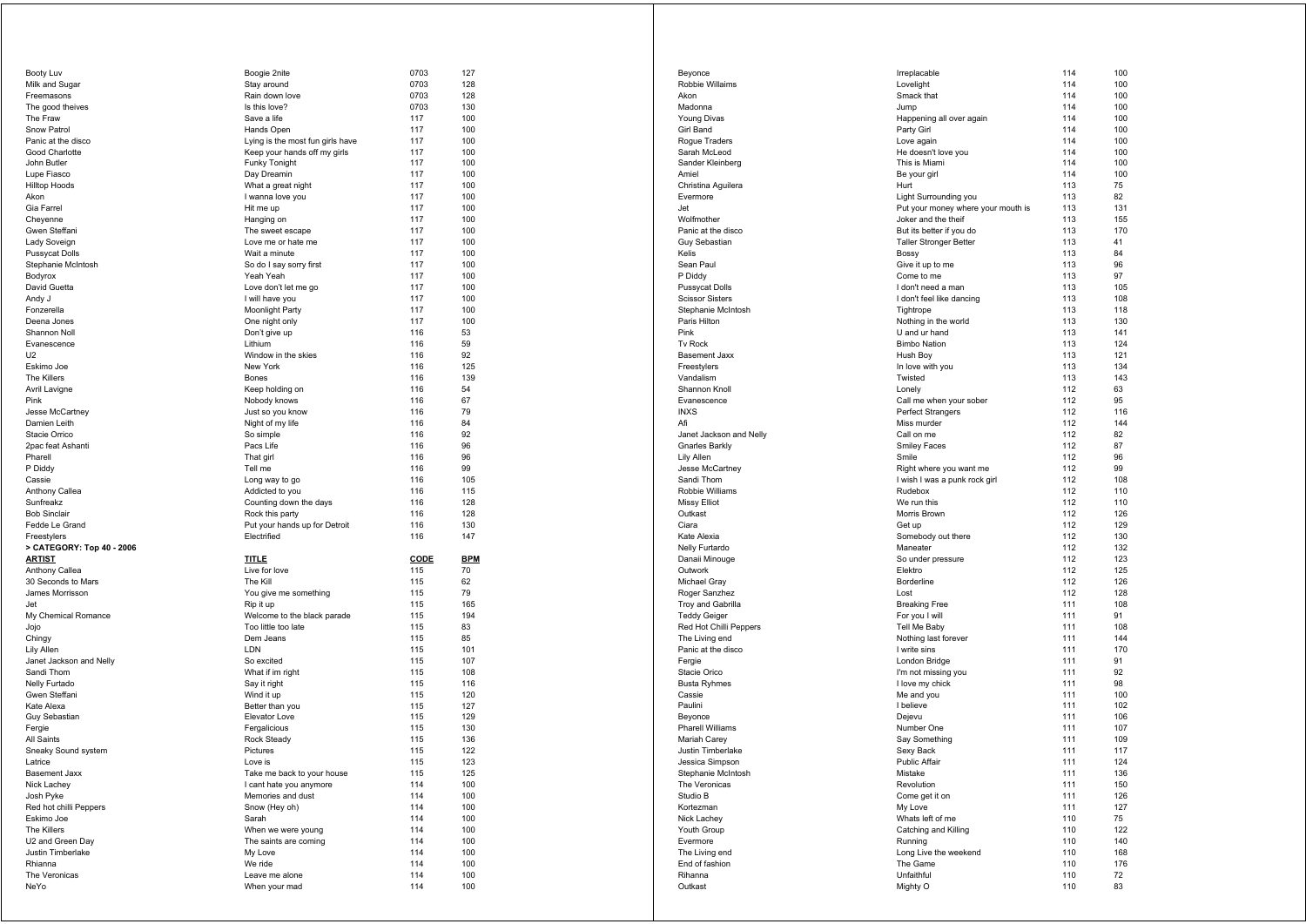| | | | |
|---|---|---|---|
| Booty Luv | Boogie 2nite | 0703 | 127 |
| Milk and Sugar | Stay around | 0703 | 128 |
| Freemasons | Rain down love | 0703 | 128 |
| The good theives | Is this love? | 0703 | 130 |
| The Fraw | Save a life | 117 | 100 |
| Snow Patrol | Hands Open | 117 | 100 |
| Panic at the disco | Lying is the most fun girls have | 117 | 100 |
| Good Charlotte | Keep your hands off my girls | 117 | 100 |
| John Butler | Funky Tonight | 117 | 100 |
| Lupe Fiasco | Day Dreamin | 117 | 100 |
| Hilltop Hoods | What a great night | 117 | 100 |
| Akon | I wanna love you | 117 | 100 |
| Gia Farrel | Hit me up | 117 | 100 |
| Cheyenne | Hanging on | 117 | 100 |
| Gwen Steffani | The sweet escape | 117 | 100 |
| Lady Soveign | Love me or hate me | 117 | 100 |
| Pussycat Dolls | Wait a minute | 117 | 100 |
| Stephanie McIntosh | So do I say sorry first | 117 | 100 |
| Bodyrox | Yeah Yeah | 117 | 100 |
| David Guetta | Love don't let me go | 117 | 100 |
| Andy J | I will have you | 117 | 100 |
| Fonzerella | Moonlight Party | 117 | 100 |
| Deena Jones | One night only | 117 | 100 |
| Shannon Noll | Don't give up | 116 | 53 |
| Evanescence | Lithium | 116 | 59 |
| U2 | Window in the skies | 116 | 92 |
| Eskimo Joe | New York | 116 | 125 |
| The Killers | Bones | 116 | 139 |
| Avril Lavigne | Keep holding on | 116 | 54 |
| Pink | Nobody knows | 116 | 67 |
| Jesse McCartney | Just so you know | 116 | 79 |
| Damien Leith | Night of my life | 116 | 84 |
| Stacie Orrico | So simple | 116 | 92 |
| 2pac feat Ashanti | Pacs Life | 116 | 96 |
| Pharell | That girl | 116 | 96 |
| P Diddy | Tell me | 116 | 99 |
| Cassie | Long way to go | 116 | 105 |
| Anthony Callea | Addicted to you | 116 | 115 |
| Sunfreakz | Counting down the days | 116 | 128 |
| Bob Sinclair | Rock this party | 116 | 128 |
| Fedde Le Grand | Put your hands up for Detroit | 116 | 130 |
| Freestylers | Electrified | 116 | 147 |

**> CATEGORY: Top 40 - 2006**

| ARTIST | TITLE | CODE | BPM |
|---|---|---|---|
| Anthony Callea | Live for love | 115 | 70 |
| 30 Seconds to Mars | The Kill | 115 | 62 |
| James Morrisson | You give me something | 115 | 79 |
| Jet | Rip it up | 115 | 165 |
| My Chemical Romance | Welcome to the black parade | 115 | 194 |
| Jojo | Too little too late | 115 | 83 |
| Chingy | Dem Jeans | 115 | 85 |
| Lily Allen | LDN | 115 | 101 |
| Janet Jackson and Nelly | So excited | 115 | 107 |
| Sandi Thom | What if im right | 115 | 108 |
| Nelly Furtado | Say it right | 115 | 116 |
| Gwen Steffani | Wind it up | 115 | 120 |
| Kate Alexa | Better than you | 115 | 127 |
| Guy Sebastian | Elevator Love | 115 | 129 |
| Fergie | Fergalicious | 115 | 130 |
| All Saints | Rock Steady | 115 | 136 |
| Sneaky Sound system | Pictures | 115 | 122 |
| Latrice | Love is | 115 | 123 |
| Basement Jaxx | Take me back to your house | 115 | 125 |
| Nick Lachey | I cant hate you anymore | 114 | 100 |
| Josh Pyke | Memories and dust | 114 | 100 |
| Red hot chilli Peppers | Snow (Hey oh) | 114 | 100 |
| Eskimo Joe | Sarah | 114 | 100 |
| The Killers | When we were young | 114 | 100 |
| U2 and Green Day | The saints are coming | 114 | 100 |
| Justin Timberlake | My Love | 114 | 100 |
| Rhianna | We ride | 114 | 100 |
| The Veronicas | Leave me alone | 114 | 100 |
| NeYo | When your mad | 114 | 100 |
| Beyonce | Irreplacable | 114 | 100 |
| Robbie Willaims | Lovelight | 114 | 100 |
| Akon | Smack that | 114 | 100 |
| Madonna | Jump | 114 | 100 |
| Young Divas | Happening all over again | 114 | 100 |
| Girl Band | Party Girl | 114 | 100 |
| Rogue Traders | Love again | 114 | 100 |
| Sarah McLeod | He doesn't love you | 114 | 100 |
| Sander Kleinberg | This is Miami | 114 | 100 |
| Amiel | Be your girl | 114 | 100 |
| Christina Aguilera | Hurt | 113 | 75 |
| Evermore | Light Surrounding you | 113 | 82 |
| Jet | Put your money where your mouth is | 113 | 131 |
| Wolfmother | Joker and the theif | 113 | 155 |
| Panic at the disco | But its better if you do | 113 | 170 |
| Guy Sebastian | Taller Stronger Better | 113 | 41 |
| Kelis | Bossy | 113 | 84 |
| Sean Paul | Give it up to me | 113 | 96 |
| P Diddy | Come to me | 113 | 97 |
| Pussycat Dolls | I don't need a man | 113 | 105 |
| Scissor Sisters | I don't feel like dancing | 113 | 108 |
| Stephanie McIntosh | Tightrope | 113 | 118 |
| Paris Hilton | Nothing in the world | 113 | 130 |
| Pink | U and ur hand | 113 | 141 |
| Tv Rock | Bimbo Nation | 113 | 124 |
| Basement Jaxx | Hush Boy | 113 | 121 |
| Freestylers | In love with you | 113 | 134 |
| Vandalism | Twisted | 113 | 143 |
| Shannon Knoll | Lonely | 112 | 63 |
| Evanescence | Call me when your sober | 112 | 95 |
| INXS | Perfect Strangers | 112 | 116 |
| Afi | Miss murder | 112 | 144 |
| Janet Jackson and Nelly | Call on me | 112 | 82 |
| Gnarles Barkly | Smiley Faces | 112 | 87 |
| Lily Allen | Smile | 112 | 96 |
| Jesse McCartney | Right where you want me | 112 | 99 |
| Sandi Thom | I wish I was a punk rock girl | 112 | 108 |
| Robbie Williams | Rudebox | 112 | 110 |
| Missy Elliot | We run this | 112 | 110 |
| Outkast | Morris Brown | 112 | 126 |
| Ciara | Get up | 112 | 129 |
| Kate Alexia | Somebody out there | 112 | 130 |
| Nelly Furtardo | Maneater | 112 | 132 |
| Danaii Minouge | So under pressure | 112 | 123 |
| Outwork | Elektro | 112 | 125 |
| Michael Gray | Borderline | 112 | 126 |
| Roger Sanzhez | Lost | 112 | 128 |
| Troy and Gabrilla | Breaking Free | 111 | 108 |
| Teddy Geiger | For you I will | 111 | 91 |
| Red Hot Chilli Peppers | Tell Me Baby | 111 | 108 |
| The Living end | Nothing last forever | 111 | 144 |
| Panic at the disco | I write sins | 111 | 170 |
| Fergie | London Bridge | 111 | 91 |
| Stacie Orico | I'm not missing you | 111 | 92 |
| Busta Ryhmes | I love my chick | 111 | 98 |
| Cassie | Me and you | 111 | 100 |
| Paulini | I believe | 111 | 102 |
| Beyonce | Dejevu | 111 | 106 |
| Pharell Williams | Number One | 111 | 107 |
| Mariah Carey | Say Something | 111 | 109 |
| Justin Timberlake | Sexy Back | 111 | 117 |
| Jessica Simpson | Public Affair | 111 | 124 |
| Stephanie McIntosh | Mistake | 111 | 136 |
| The Veronicas | Revolution | 111 | 150 |
| Studio B | Come get it on | 111 | 126 |
| Kortezman | My Love | 111 | 127 |
| Nick Lachey | Whats left of me | 110 | 75 |
| Youth Group | Catching and Killing | 110 | 122 |
| Evermore | Running | 110 | 140 |
| The Living end | Long Live the weekend | 110 | 168 |
| End of fashion | The Game | 110 | 176 |
| Rihanna | Unfaithful | 110 | 72 |
| Outkast | Mighty O | 110 | 83 |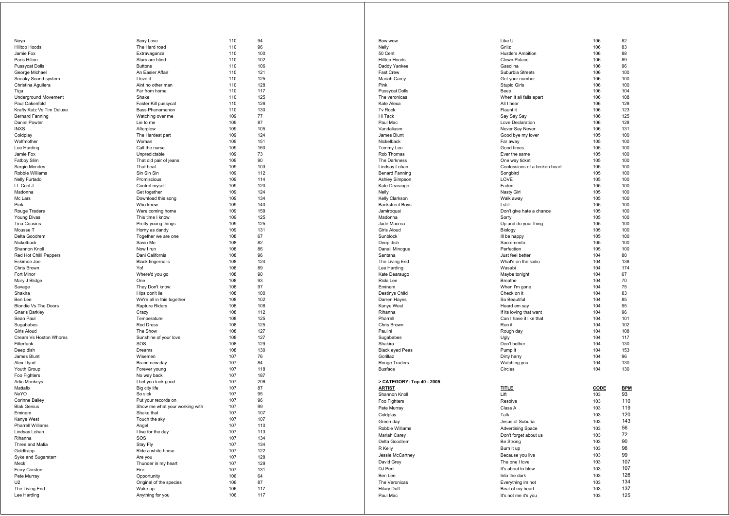| | | | |
|---|---|---|---|
| Neyo | Sexy Love | 110 | 94 |
| Hilltop Hoods | The Hard road | 110 | 96 |
| Jamie Fox | Extravaganza | 110 | 100 |
| Paris Hilton | Stars are blind | 110 | 102 |
| Pussycat Dolls | Buttons | 110 | 106 |
| George Michael | An Easier Affair | 110 | 121 |
| Sneaky Sound system | I love it | 110 | 125 |
| Christina Aguilera | Aint no other man | 110 | 128 |
| Tiga | Far from home | 110 | 117 |
| Underground Movement | Shake | 110 | 125 |
| Paul Oakenfold | Faster Kill pussycat | 110 | 126 |
| Krafty Kutz Vs Tim Deluxe | Bass Phenomenon | 110 | 130 |
| Bernard Fanning | Watching over me | 109 | 77 |
| Daniel Powter | Lie to me | 109 | 87 |
| INXS | Afterglow | 109 | 105 |
| Coldplay | The Hardest part | 109 | 124 |
| Wolfmother | Woman | 109 | 151 |
| Lee Harding | Call the nurse | 109 | 160 |
| Jamie Fox | Unpredictable | 109 | 73 |
| Fatboy Slim | That old pair of jeans | 109 | 90 |
| Sergio Mendes | That heat | 109 | 103 |
| Robbie Williams | Sin Sin Sin | 109 | 112 |
| Nelly Furtado | Promiscious | 109 | 114 |
| LL Cool J | Control myself | 109 | 120 |
| Madonna | Get together | 109 | 124 |
| Mc Lars | Download this song | 109 | 134 |
| Pink | Who knew | 109 | 140 |
| Rouge Traders | Were coming home | 109 | 159 |
| Young Divas | This time I know | 109 | 125 |
| Tina Cousins | Pretty young things | 109 | 125 |
| Mousse T | Horny as dandy | 109 | 131 |
| Delta Goodrem | Together we are one | 108 | 67 |
| Nickelback | Savin Me | 108 | 82 |
| Shannon Knoll | Now I run | 108 | 86 |
| Red Hot Chilli Peppers | Dani California | 108 | 96 |
| Eskimoe Joe | Black fingernails | 108 | 124 |
| Chris Brown | Yo! | 108 | 89 |
| Fort Minor | Where'd you go | 108 | 90 |
| Mary J Blidge | One | 108 | 93 |
| Savage | They Don't know | 108 | 97 |
| Shakira | Hips don't lie | 108 | 100 |
| Ben Lee | We're all in this together | 108 | 102 |
| Blondie Vs The Doors | Rapture Riders | 108 | 108 |
| Gnarls Barkley | Crazy | 108 | 112 |
| Sean Paul | Temperature | 108 | 125 |
| Sugababes | Red Dress | 108 | 125 |
| Girls Aloud | The Show | 108 | 127 |
| Cream Vs Hoxton Whores | Sunshine of your love | 108 | 127 |
| Filterfunk | SOS | 108 | 129 |
| Deep dish | Dreams | 108 | 130 |
| James Blunt | Wisemen | 107 | 76 |
| Alex Llyod | Brand new day | 107 | 84 |
| Youth Group | Forever young | 107 | 118 |
| Foo Fighters | No way back | 107 | 187 |
| Artic Monkeys | I bet you look good | 107 | 206 |
| Mattafix | Big city life | 107 | 87 |
| NeYO | So sick | 107 | 95 |
| Corinne Bailey | Put your records on | 107 | 96 |
| Blak Genius | Show me what your working with | 107 | 99 |
| Eminem | Shake that | 107 | 107 |
| Kanye West | Touch the sky | 107 | 107 |
| Pharrell Williams | Angel | 107 | 110 |
| Lindsay Lohan | I live for the day | 107 | 113 |
| Rihanna | SOS | 107 | 134 |
| Three and Mafia | Stay Fly | 107 | 134 |
| Goldfrapp | Ride a white horse | 107 | 122 |
| Syke and Sugarstarr | Are you | 107 | 128 |
| Meck | Thunder in my heart | 107 | 129 |
| Ferry Corsten | Fire | 107 | 131 |
| Pete Murray | Opportunity | 106 | 64 |
| U2 | Original of the species | 106 | 87 |
| The Living End | Wake up | 106 | 117 |
| Lee Harding | Anything for you | 106 | 117 |
| Bow wow | Like U | 106 | 82 |
| Nelly | Grillz | 106 | 83 |
| 50 Cent | Hustlers Ambition | 106 | 88 |
| Hilltop Hoods | Clown Palace | 106 | 89 |
| Daddy Yankee | Gasolina | 106 | 96 |
| Fast Crew | Suburbia Streets | 106 | 100 |
| Mariah Carey | Get your number | 106 | 100 |
| Pink | Stupid Girls | 106 | 100 |
| Pussycat Dolls | Beep | 106 | 104 |
| The veronicas | When it all falls apart | 106 | 108 |
| Kate Alexa | All I hear | 106 | 128 |
| Tv Rock | Flaunt it | 106 | 123 |
| Hi Tack | Say Say Say | 106 | 125 |
| Paul Mac | Love Declaration | 106 | 128 |
| Vandaliasm | Never Say Never | 106 | 131 |
| James Blunt | Good bye my lover | 105 | 100 |
| Nickelback | Far away | 105 | 100 |
| Tommy Lee | Good times | 105 | 100 |
| Rob Thomas | Ever the same | 105 | 100 |
| The Darkness | One way ticket | 105 | 100 |
| Lindsay Lohan | Confessions of a broken heart | 105 | 100 |
| Benard Fanning | Songbird | 105 | 100 |
| Ashley Simpson | LOVE | 105 | 100 |
| Kate Dearaugo | Faded | 105 | 100 |
| Nelly | Nasty Girl | 105 | 100 |
| Kelly Clarkson | Walk away | 105 | 100 |
| Backstreet Boys | I still | 105 | 100 |
| Jamiroquai | Don't give hate a chance | 105 | 100 |
| Madonna | Sorry | 105 | 100 |
| Jade Macrea | Up and do your thing | 105 | 100 |
| Girls Aloud | Biology | 105 | 100 |
| Sunblock | Ill be happy | 105 | 100 |
| Deep dish | Sacremento | 105 | 100 |
| Danaii Minogue | Perfection | 105 | 100 |
| Santana | Just feel better | 104 | 80 |
| The Living End | What's on the radio | 104 | 138 |
| Lee Harding | Wasabi | 104 | 174 |
| Kate Dearaugo | Maybe tonight | 104 | 67 |
| Ricki Lee | Breathe | 104 | 70 |
| Eminem | When I'm gone | 104 | 75 |
| Destinys Child | Check on it | 104 | 83 |
| Darren Hayes | So Beautiful | 104 | 85 |
| Kanye West | Heard em say | 104 | 95 |
| Rihanna | If its loving that want | 104 | 96 |
| Pharrell | Can I have it like that | 104 | 101 |
| Chris Brown | Run it | 104 | 102 |
| Paulini | Rough day | 104 | 108 |
| Sugababes | Ugly | 104 | 117 |
| Shakira | Don't bother | 104 | 130 |
| Black eyed Peas | Pump it | 104 | 153 |
| Gorillaz | Dirty harry | 104 | 96 |
| Rouge Traders | Watching you | 104 | 130 |
| Busface | Circles | 104 | 130 |

**> CATEGORY: Top 40 - 2005**

| ARTIST | TITLE | CODE | BPM |
|---|---|---|---|
| Shannon Knoll | Lift | 103 | 93 |
| Foo Fighters | Resolve | 103 | 110 |
| Pete Murray | Class A | 103 | 119 |
| Coldplay | Talk | 103 | 120 |
| Green day | Jesus of Suburia | 103 | 143 |
| Robbie Williams | Advertising Space | 103 | 56 |
| Mariah Carey | Don't forget about us | 103 | 72 |
| Delta Goodrem | Be Strong | 103 | 90 |
| R Kelly | Burn it up | 103 | 96 |
| Jessie McCartney | Because you live | 103 | 99 |
| David Grey | The one I love | 103 | 107 |
| DJ Peril | It's about to blow | 103 | 107 |
| Ben Lee | Into the dark | 103 | 126 |
| The Veronicas | Everything im not | 103 | 134 |
| Hilary Duff | Beat of my heart | 103 | 137 |
| Paul Mac | It's not me it's you | 103 | 125 |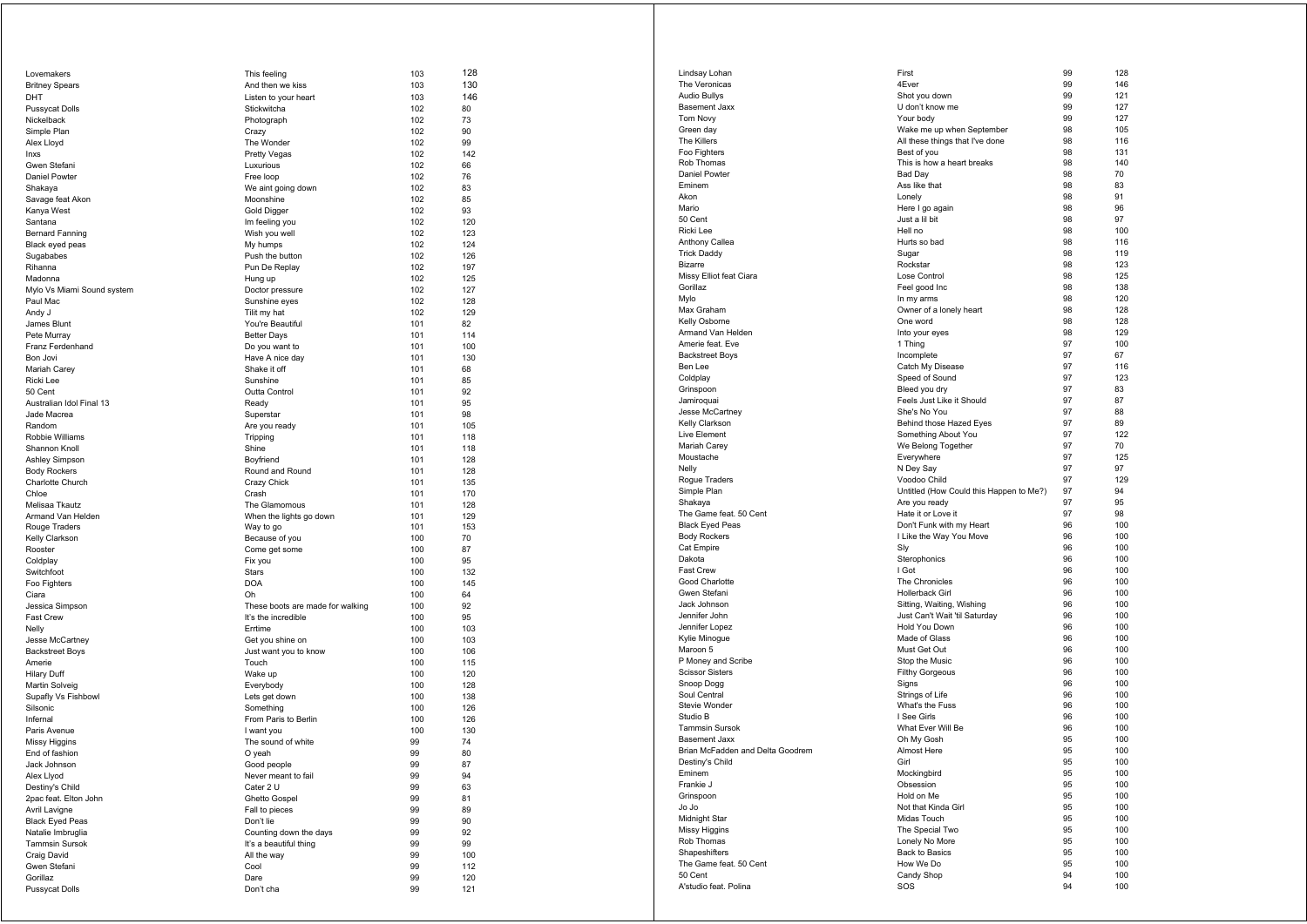| | | | |
|---|---|---|---|
| Lovemakers | This feeling | 103 | 128 |
| Britney Spears | And then we kiss | 103 | 130 |
| DHT | Listen to your heart | 103 | 146 |
| Pussycat Dolls | Stickwitcha | 102 | 80 |
| Nickelback | Photograph | 102 | 73 |
| Simple Plan | Crazy | 102 | 90 |
| Alex Lloyd | The Wonder | 102 | 99 |
| Inxs | Pretty Vegas | 102 | 142 |
| Gwen Stefani | Luxurious | 102 | 66 |
| Daniel Powter | Free loop | 102 | 76 |
| Shakaya | We aint going down | 102 | 83 |
| Savage feat Akon | Moonshine | 102 | 85 |
| Kanya West | Gold Digger | 102 | 93 |
| Santana | Im feeling you | 102 | 120 |
| Bernard Fanning | Wish you well | 102 | 123 |
| Black eyed peas | My humps | 102 | 124 |
| Sugababes | Push the button | 102 | 126 |
| Rihanna | Pun De Replay | 102 | 197 |
| Madonna | Hung up | 102 | 125 |
| Mylo Vs Miami Sound system | Doctor pressure | 102 | 127 |
| Paul Mac | Sunshine eyes | 102 | 128 |
| Andy J | Tilit my hat | 102 | 129 |
| James Blunt | You're Beautiful | 101 | 82 |
| Pete Murray | Better Days | 101 | 114 |
| Franz Ferdenhand | Do you want to | 101 | 100 |
| Bon Jovi | Have A nice day | 101 | 130 |
| Mariah Carey | Shake it off | 101 | 68 |
| Ricki Lee | Sunshine | 101 | 85 |
| 50 Cent | Outta Control | 101 | 92 |
| Australian Idol Final 13 | Ready | 101 | 95 |
| Jade Macrea | Superstar | 101 | 98 |
| Random | Are you ready | 101 | 105 |
| Robbie Williams | Tripping | 101 | 118 |
| Shannon Knoll | Shine | 101 | 118 |
| Ashley Simpson | Boyfriend | 101 | 128 |
| Body Rockers | Round and Round | 101 | 128 |
| Charlotte Church | Crazy Chick | 101 | 135 |
| Chloe | Crash | 101 | 170 |
| Melisaa Tkautz | The Glamomous | 101 | 128 |
| Armand Van Helden | When the lights go down | 101 | 129 |
| Rouge Traders | Way to go | 101 | 153 |
| Kelly Clarkson | Because of you | 100 | 70 |
| Rooster | Come get some | 100 | 87 |
| Coldplay | Fix you | 100 | 95 |
| Switchfoot | Stars | 100 | 132 |
| Foo Fighters | DOA | 100 | 145 |
| Ciara | Oh | 100 | 64 |
| Jessica Simpson | These boots are made for walking | 100 | 92 |
| Fast Crew | It's the incredible | 100 | 95 |
| Nelly | Errtime | 100 | 103 |
| Jesse McCartney | Get you shine on | 100 | 103 |
| Backstreet Boys | Just want you to know | 100 | 106 |
| Amerie | Touch | 100 | 115 |
| Hilary Duff | Wake up | 100 | 120 |
| Martin Solveig | Everybody | 100 | 128 |
| Supafly Vs Fishbowl | Lets get down | 100 | 138 |
| Silsonic | Something | 100 | 126 |
| Infernal | From Paris to Berlin | 100 | 126 |
| Paris Avenue | I want you | 100 | 130 |
| Missy Higgins | The sound of white | 99 | 74 |
| End of fashion | O yeah | 99 | 80 |
| Jack Johnson | Good people | 99 | 87 |
| Alex Llyod | Never meant to fail | 99 | 94 |
| Destiny's Child | Cater 2 U | 99 | 63 |
| 2pac feat. Elton John | Ghetto Gospel | 99 | 81 |
| Avril Lavigne | Fall to pieces | 99 | 89 |
| Black Eyed Peas | Don't lie | 99 | 90 |
| Natalie Imbruglia | Counting down the days | 99 | 92 |
| Tammsin Sursok | It's a beautiful thing | 99 | 99 |
| Craig David | All the way | 99 | 100 |
| Gwen Stefani | Cool | 99 | 112 |
| Gorillaz | Dare | 99 | 120 |
| Pussycat Dolls | Don't cha | 99 | 121 |
| Lindsay Lohan | First | 99 | 128 |
| The Veronicas | 4Ever | 99 | 146 |
| Audio Bullys | Shot you down | 99 | 121 |
| Basement Jaxx | U don't know me | 99 | 127 |
| Tom Novy | Your body | 99 | 127 |
| Green day | Wake me up when September | 98 | 105 |
| The Killers | All these things that I've done | 98 | 116 |
| Foo Fighters | Best of you | 98 | 131 |
| Rob Thomas | This is how a heart breaks | 98 | 140 |
| Daniel Powter | Bad Day | 98 | 70 |
| Eminem | Ass like that | 98 | 83 |
| Akon | Lonely | 98 | 91 |
| Mario | Here I go again | 98 | 96 |
| 50 Cent | Just a lil bit | 98 | 97 |
| Ricki Lee | Hell no | 98 | 100 |
| Anthony Callea | Hurts so bad | 98 | 116 |
| Trick Daddy | Sugar | 98 | 119 |
| Bizarre | Rockstar | 98 | 123 |
| Missy Elliot feat Ciara | Lose Control | 98 | 125 |
| Gorillaz | Feel good Inc | 98 | 138 |
| Mylo | In my arms | 98 | 120 |
| Max Graham | Owner of a lonely heart | 98 | 128 |
| Kelly Osborne | One word | 98 | 128 |
| Armand Van Helden | Into your eyes | 98 | 129 |
| Amerie feat. Eve | 1 Thing | 97 | 100 |
| Backstreet Boys | Incomplete | 97 | 67 |
| Ben Lee | Catch My Disease | 97 | 116 |
| Coldplay | Speed of Sound | 97 | 123 |
| Grinspoon | Bleed you dry | 97 | 83 |
| Jamiroquai | Feels Just Like it Should | 97 | 87 |
| Jesse McCartney | She's No You | 97 | 88 |
| Kelly Clarkson | Behind those Hazed Eyes | 97 | 89 |
| Live Element | Something About You | 97 | 122 |
| Mariah Carey | We Belong Together | 97 | 70 |
| Moustache | Everywhere | 97 | 125 |
| Nelly | N Dey Say | 97 | 97 |
| Rogue Traders | Voodoo Child | 97 | 129 |
| Simple Plan | Untitled (How Could this Happen to Me?) | 97 | 94 |
| Shakaya | Are you ready | 97 | 95 |
| The Game feat. 50 Cent | Hate it or Love it | 97 | 98 |
| Black Eyed Peas | Don't Funk with my Heart | 96 | 100 |
| Body Rockers | I Like the Way You Move | 96 | 100 |
| Cat Empire | Sly | 96 | 100 |
| Dakota | Sterophonics | 96 | 100 |
| Fast Crew | I Got | 96 | 100 |
| Good Charlotte | The Chronicles | 96 | 100 |
| Gwen Stefani | Hollerback Girl | 96 | 100 |
| Jack Johnson | Sitting, Waiting, Wishing | 96 | 100 |
| Jennifer John | Just Can't Wait 'til Saturday | 96 | 100 |
| Jennifer Lopez | Hold You Down | 96 | 100 |
| Kylie Minogue | Made of Glass | 96 | 100 |
| Maroon 5 | Must Get Out | 96 | 100 |
| P Money and Scribe | Stop the Music | 96 | 100 |
| Scissor Sisters | Filthy Gorgeous | 96 | 100 |
| Snoop Dogg | Signs | 96 | 100 |
| Soul Central | Strings of Life | 96 | 100 |
| Stevie Wonder | What's the Fuss | 96 | 100 |
| Studio B | I See Girls | 96 | 100 |
| Tammsin Sursok | What Ever Will Be | 96 | 100 |
| Basement Jaxx | Oh My Gosh | 95 | 100 |
| Brian McFadden and Delta Goodrem | Almost Here | 95 | 100 |
| Destiny's Child | Girl | 95 | 100 |
| Eminem | Mockingbird | 95 | 100 |
| Frankie J | Obsession | 95 | 100 |
| Grinspoon | Hold on Me | 95 | 100 |
| Jo Jo | Not that Kinda Girl | 95 | 100 |
| Midnight Star | Midas Touch | 95 | 100 |
| Missy Higgins | The Special Two | 95 | 100 |
| Rob Thomas | Lonely No More | 95 | 100 |
| Shapeshifters | Back to Basics | 95 | 100 |
| The Game feat. 50 Cent | How We Do | 95 | 100 |
| 50 Cent | Candy Shop | 94 | 100 |
| A'studio feat. Polina | SOS | 94 | 100 |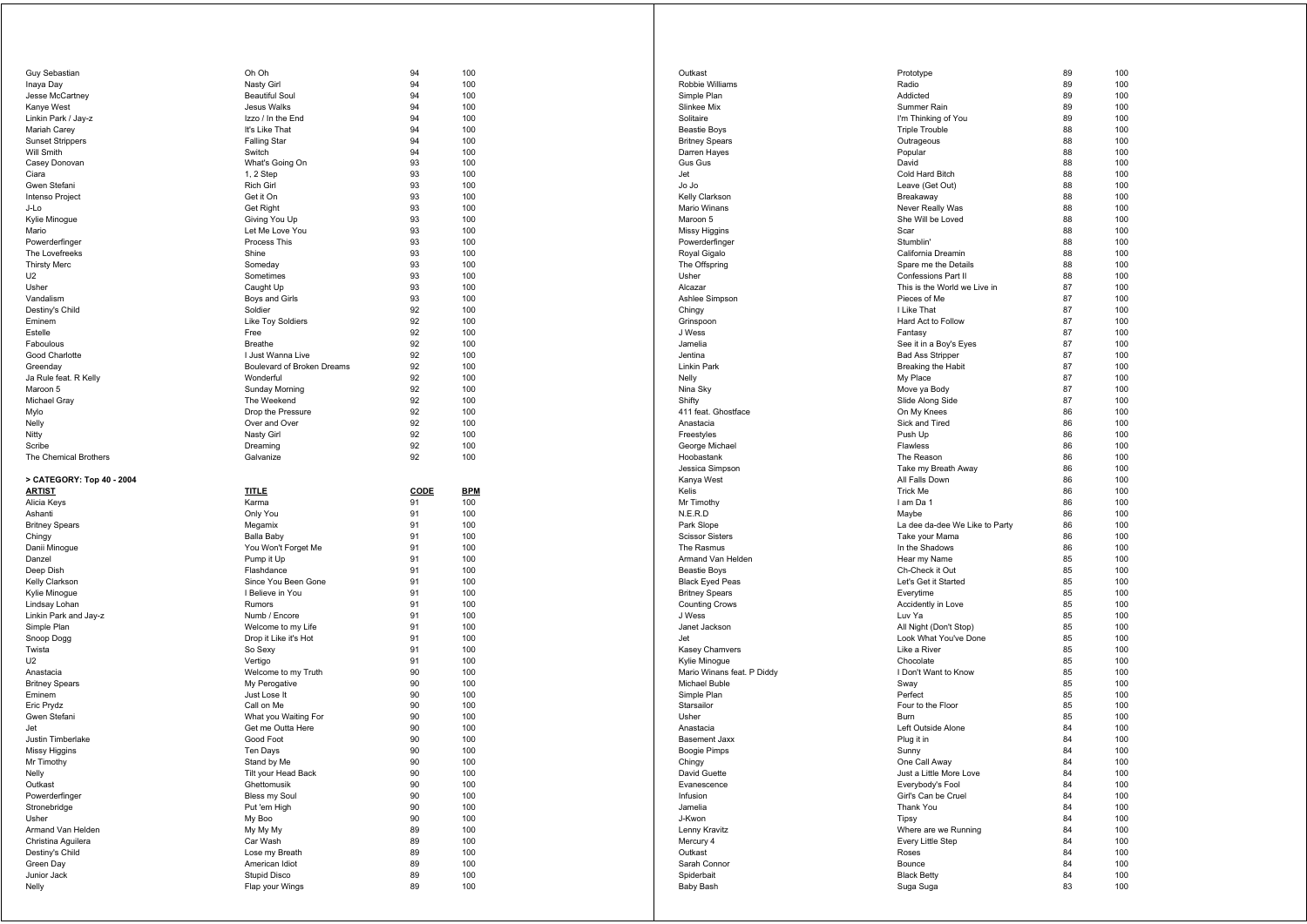| | | | |
|---|---|---|---|
| Guy Sebastian | Oh Oh | 94 | 100 |
| Inaya Day | Nasty Girl | 94 | 100 |
| Jesse McCartney | Beautiful Soul | 94 | 100 |
| Kanye West | Jesus Walks | 94 | 100 |
| Linkin Park / Jay-z | Izzo / In the End | 94 | 100 |
| Mariah Carey | It's Like That | 94 | 100 |
| Sunset Strippers | Falling Star | 94 | 100 |
| Will Smith | Switch | 94 | 100 |
| Casey Donovan | What's Going On | 93 | 100 |
| Ciara | 1, 2 Step | 93 | 100 |
| Gwen Stefani | Rich Girl | 93 | 100 |
| Intenso Project | Get it On | 93 | 100 |
| J-Lo | Get Right | 93 | 100 |
| Kylie Minogue | Giving You Up | 93 | 100 |
| Mario | Let Me Love You | 93 | 100 |
| Powerderfinger | Process This | 93 | 100 |
| The Lovefreeks | Shine | 93 | 100 |
| Thirsty Merc | Someday | 93 | 100 |
| U2 | Sometimes | 93 | 100 |
| Usher | Caught Up | 93 | 100 |
| Vandalism | Boys and Girls | 93 | 100 |
| Destiny's Child | Soldier | 92 | 100 |
| Eminem | Like Toy Soldiers | 92 | 100 |
| Estelle | Free | 92 | 100 |
| Faboulous | Breathe | 92 | 100 |
| Good Charlotte | I Just Wanna Live | 92 | 100 |
| Greenday | Boulevard of Broken Dreams | 92 | 100 |
| Ja Rule feat. R Kelly | Wonderful | 92 | 100 |
| Maroon 5 | Sunday Morning | 92 | 100 |
| Michael Gray | The Weekend | 92 | 100 |
| Mylo | Drop the Pressure | 92 | 100 |
| Nelly | Over and Over | 92 | 100 |
| Nitty | Nasty Girl | 92 | 100 |
| Scribe | Dreaming | 92 | 100 |
| The Chemical Brothers | Galvanize | 92 | 100 |

**> CATEGORY: Top 40 - 2004**

| ARTIST | TITLE | CODE | BPM |
|---|---|---|---|
| Alicia Keys | Karma | 91 | 100 |
| Ashanti | Only You | 91 | 100 |
| Britney Spears | Megamix | 91 | 100 |
| Chingy | Balla Baby | 91 | 100 |
| Danii Minogue | You Won't Forget Me | 91 | 100 |
| Danzel | Pump it Up | 91 | 100 |
| Deep Dish | Flashdance | 91 | 100 |
| Kelly Clarkson | Since You Been Gone | 91 | 100 |
| Kylie Minogue | I Believe in You | 91 | 100 |
| Lindsay Lohan | Rumors | 91 | 100 |
| Linkin Park and Jay-z | Numb / Encore | 91 | 100 |
| Simple Plan | Welcome to my Life | 91 | 100 |
| Snoop Dogg | Drop it Like it's Hot | 91 | 100 |
| Twista | So Sexy | 91 | 100 |
| U2 | Vertigo | 91 | 100 |
| Anastacia | Welcome to my Truth | 90 | 100 |
| Britney Spears | My Perogative | 90 | 100 |
| Eminem | Just Lose It | 90 | 100 |
| Eric Prydz | Call on Me | 90 | 100 |
| Gwen Stefani | What you Waiting For | 90 | 100 |
| Jet | Get me Outta Here | 90 | 100 |
| Justin Timberlake | Good Foot | 90 | 100 |
| Missy Higgins | Ten Days | 90 | 100 |
| Mr Timothy | Stand by Me | 90 | 100 |
| Nelly | Tilt your Head Back | 90 | 100 |
| Outkast | Ghettomusik | 90 | 100 |
| Powerderfinger | Bless my Soul | 90 | 100 |
| Stronebridge | Put 'em High | 90 | 100 |
| Usher | My Boo | 90 | 100 |
| Armand Van Helden | My My My | 89 | 100 |
| Christina Aguilera | Car Wash | 89 | 100 |
| Destiny's Child | Lose my Breath | 89 | 100 |
| Green Day | American Idiot | 89 | 100 |
| Junior Jack | Stupid Disco | 89 | 100 |
| Nelly | Flap your Wings | 89 | 100 |
| Outkast | Prototype | 89 | 100 |
| Robbie Williams | Radio | 89 | 100 |
| Simple Plan | Addicted | 89 | 100 |
| Slinkee Mix | Summer Rain | 89 | 100 |
| Solitaire | I'm Thinking of You | 89 | 100 |
| Beastie Boys | Triple Trouble | 88 | 100 |
| Britney Spears | Outrageous | 88 | 100 |
| Darren Hayes | Popular | 88 | 100 |
| Gus Gus | David | 88 | 100 |
| Jet | Cold Hard Bitch | 88 | 100 |
| Jo Jo | Leave (Get Out) | 88 | 100 |
| Kelly Clarkson | Breakaway | 88 | 100 |
| Mario Winans | Never Really Was | 88 | 100 |
| Maroon 5 | She Will be Loved | 88 | 100 |
| Missy Higgins | Scar | 88 | 100 |
| Powerderfinger | Stumblin' | 88 | 100 |
| Royal Gigalo | California Dreamin | 88 | 100 |
| The Offspring | Spare me the Details | 88 | 100 |
| Usher | Confessions Part II | 88 | 100 |
| Alcazar | This is the World we Live in | 87 | 100 |
| Ashlee Simpson | Pieces of Me | 87 | 100 |
| Chingy | I Like That | 87 | 100 |
| Grinspoon | Hard Act to Follow | 87 | 100 |
| J Wess | Fantasy | 87 | 100 |
| Jamelia | See it in a Boy's Eyes | 87 | 100 |
| Jentina | Bad Ass Stripper | 87 | 100 |
| Linkin Park | Breaking the Habit | 87 | 100 |
| Nelly | My Place | 87 | 100 |
| Nina Sky | Move ya Body | 87 | 100 |
| Shifty | Slide Along Side | 87 | 100 |
| 411 feat. Ghostface | On My Knees | 86 | 100 |
| Anastacia | Sick and Tired | 86 | 100 |
| Freestyles | Push Up | 86 | 100 |
| George Michael | Flawless | 86 | 100 |
| Hoobastank | The Reason | 86 | 100 |
| Jessica Simpson | Take my Breath Away | 86 | 100 |
| Kanya West | All Falls Down | 86 | 100 |
| Kelis | Trick Me | 86 | 100 |
| Mr Timothy | I am Da 1 | 86 | 100 |
| N.E.R.D | Maybe | 86 | 100 |
| Park Slope | La dee da-dee We Like to Party | 86 | 100 |
| Scissor Sisters | Take your Mama | 86 | 100 |
| The Rasmus | In the Shadows | 86 | 100 |
| Armand Van Helden | Hear my Name | 85 | 100 |
| Beastie Boys | Ch-Check it Out | 85 | 100 |
| Black Eyed Peas | Let's Get it Started | 85 | 100 |
| Britney Spears | Everytime | 85 | 100 |
| Counting Crows | Accidently in Love | 85 | 100 |
| J Wess | Luv Ya | 85 | 100 |
| Janet Jackson | All Night (Don't Stop) | 85 | 100 |
| Jet | Look What You've Done | 85 | 100 |
| Kasey Chamvers | Like a River | 85 | 100 |
| Kylie Minogue | Chocolate | 85 | 100 |
| Mario Winans feat. P Diddy | I Don't Want to Know | 85 | 100 |
| Michael Buble | Sway | 85 | 100 |
| Simple Plan | Perfect | 85 | 100 |
| Starsailor | Four to the Floor | 85 | 100 |
| Usher | Burn | 85 | 100 |
| Anastacia | Left Outside Alone | 84 | 100 |
| Basement Jaxx | Plug it in | 84 | 100 |
| Boogie Pimps | Sunny | 84 | 100 |
| Chingy | One Call Away | 84 | 100 |
| David Guette | Just a Little More Love | 84 | 100 |
| Evanescence | Everybody's Fool | 84 | 100 |
| Infusion | Girl's Can be Cruel | 84 | 100 |
| Jamelia | Thank You | 84 | 100 |
| J-Kwon | Tipsy | 84 | 100 |
| Lenny Kravitz | Where are we Running | 84 | 100 |
| Mercury 4 | Every Little Step | 84 | 100 |
| Outkast | Roses | 84 | 100 |
| Sarah Connor | Bounce | 84 | 100 |
| Spiderbait | Black Betty | 84 | 100 |
| Baby Bash | Suga Suga | 83 | 100 |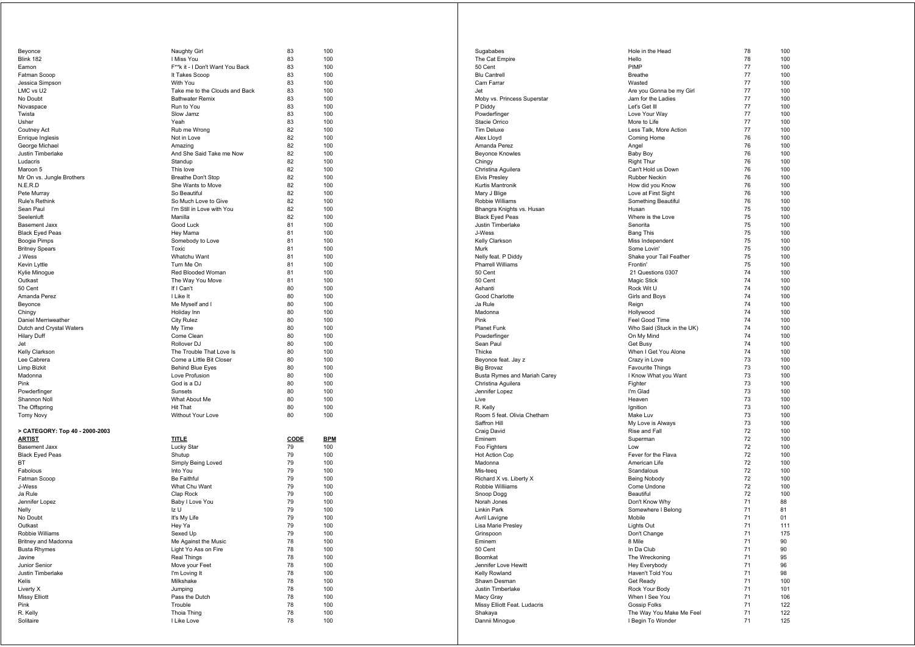| | | | |
|---|---|---|---|
| Beyonce | Naughty Girl | 83 | 100 |
| Blink 182 | I Miss You | 83 | 100 |
| Eamon | F**k it - I Don't Want You Back | 83 | 100 |
| Fatman Scoop | It Takes Scoop | 83 | 100 |
| Jessica Simpson | With You | 83 | 100 |
| LMC vs U2 | Take me to the Clouds and Back | 83 | 100 |
| No Doubt | Bathwater Remix | 83 | 100 |
| Novaspace | Run to You | 83 | 100 |
| Twista | Slow Jamz | 83 | 100 |
| Usher | Yeah | 83 | 100 |
| Coutney Act | Rub me Wrong | 82 | 100 |
| Enrique Inglesis | Not in Love | 82 | 100 |
| George Michael | Amazing | 82 | 100 |
| Justin Timberlake | And She Said Take me Now | 82 | 100 |
| Ludacris | Standup | 82 | 100 |
| Maroon 5 | This love | 82 | 100 |
| Mr On vs. Jungle Brothers | Breathe Don't Stop | 82 | 100 |
| N.E.R.D | She Wants to Move | 82 | 100 |
| Pete Murray | So Beautiful | 82 | 100 |
| Rule's Rethink | So Much Love to Give | 82 | 100 |
| Sean Paul | I'm Still in Love with You | 82 | 100 |
| Seelenluft | Manilla | 82 | 100 |
| Basement Jaxx | Good Luck | 81 | 100 |
| Black Eyed Peas | Hey Mama | 81 | 100 |
| Boogie Pimps | Somebody to Love | 81 | 100 |
| Britney Spears | Toxic | 81 | 100 |
| J Wess | Whatchu Want | 81 | 100 |
| Kevin Lyttle | Turn Me On | 81 | 100 |
| Kylie Minogue | Red Blooded Woman | 81 | 100 |
| Outkast | The Way You Move | 81 | 100 |
| 50 Cent | If I Can't | 80 | 100 |
| Amanda Perez | I Like It | 80 | 100 |
| Beyonce | Me Myself and I | 80 | 100 |
| Chingy | Holiday Inn | 80 | 100 |
| Daniel Merriweather | City Rulez | 80 | 100 |
| Dutch and Crystal Waters | My Time | 80 | 100 |
| Hilary Duff | Come Clean | 80 | 100 |
| Jet | Rollover DJ | 80 | 100 |
| Kelly Clarkson | The Trouble That Love Is | 80 | 100 |
| Lee Cabrera | Come a Little Bit Closer | 80 | 100 |
| Limp Bizkit | Behind Blue Eyes | 80 | 100 |
| Madonna | Love Profusion | 80 | 100 |
| Pink | God is a DJ | 80 | 100 |
| Powderfinger | Sunsets | 80 | 100 |
| Shannon Noll | What About Me | 80 | 100 |
| The Offspring | Hit That | 80 | 100 |
| Tomy Novy | Without Your Love | 80 | 100 |

**> CATEGORY: Top 40 - 2000-2003**

| ARTIST | TITLE | CODE | BPM |
|---|---|---|---|
| Basement Jaxx | Lucky Star | 79 | 100 |
| Black Eyed Peas | Shutup | 79 | 100 |
| BT | Simply Being Loved | 79 | 100 |
| Fabolous | Into You | 79 | 100 |
| Fatman Scoop | Be Faithful | 79 | 100 |
| J-Wess | What Chu Want | 79 | 100 |
| Ja Rule | Clap Rock | 79 | 100 |
| Jennifer Lopez | Baby I Love You | 79 | 100 |
| Nelly | Iz U | 79 | 100 |
| No Doubt | It's My Life | 79 | 100 |
| Outkast | Hey Ya | 79 | 100 |
| Robbie Williams | Sexed Up | 79 | 100 |
| Britney and Madonna | Me Against the Music | 78 | 100 |
| Busta Rhymes | Light Yo Ass on Fire | 78 | 100 |
| Javine | Real Things | 78 | 100 |
| Junior Senior | Move your Feet | 78 | 100 |
| Justin Timberlake | I'm Loving It | 78 | 100 |
| Kelis | Milkshake | 78 | 100 |
| Liverty X | Jumping | 78 | 100 |
| Missy Elliott | Pass the Dutch | 78 | 100 |
| Pink | Trouble | 78 | 100 |
| R. Kelly | Thoia Thing | 78 | 100 |
| Solitaire | I Like Love | 78 | 100 |
| Sugababes | Hole in the Head | 78 | 100 |
| The Cat Empire | Hello | 78 | 100 |
| 50 Cent | PIMP | 77 | 100 |
| Blu Cantrell | Breathe | 77 | 100 |
| Cam Farrar | Wasted | 77 | 100 |
| Jet | Are you Gonna be my Girl | 77 | 100 |
| Moby vs. Princess Superstar | Jam for the Ladies | 77 | 100 |
| P Diddy | Let's Get Ill | 77 | 100 |
| Powderfinger | Love Your Way | 77 | 100 |
| Stacie Orrico | More to Life | 77 | 100 |
| Tim Deluxe | Less Talk, More Action | 77 | 100 |
| Alex Lloyd | Coming Home | 76 | 100 |
| Amanda Perez | Angel | 76 | 100 |
| Beyonce Knowles | Baby Boy | 76 | 100 |
| Chingy | Right Thur | 76 | 100 |
| Christina Aguilera | Can't Hold us Down | 76 | 100 |
| Elvis Presley | Rubber Neckin | 76 | 100 |
| Kurtis Mantronik | How did you Know | 76 | 100 |
| Mary J Blige | Love at First Sight | 76 | 100 |
| Robbie Williams | Something Beautiful | 76 | 100 |
| Bhangra Knights vs. Husan | Husan | 75 | 100 |
| Black Eyed Peas | Where is the Love | 75 | 100 |
| Justin Timberlake | Senorita | 75 | 100 |
| J-Wess | Bang This | 75 | 100 |
| Kelly Clarkson | Miss Independent | 75 | 100 |
| Murk | Some Lovin' | 75 | 100 |
| Nelly feat. P Diddy | Shake your Tail Feather | 75 | 100 |
| Pharrell Williams | Frontin' | 75 | 100 |
| 50 Cent | 21 Questions 0307 | 74 | 100 |
| 50 Cent | Magic Stick | 74 | 100 |
| Ashanti | Rock Wit U | 74 | 100 |
| Good Charlotte | Girls and Boys | 74 | 100 |
| Ja Rule | Reign | 74 | 100 |
| Madonna | Hollywood | 74 | 100 |
| Pink | Feel Good Time | 74 | 100 |
| Planet Funk | Who Said (Stuck in the UK) | 74 | 100 |
| Powderfinger | On My Mind | 74 | 100 |
| Sean Paul | Get Busy | 74 | 100 |
| Thicke | When I Get You Alone | 74 | 100 |
| Beyonce feat. Jay z | Crazy in Love | 73 | 100 |
| Big Brovaz | Favourite Things | 73 | 100 |
| Busta Rymes and Mariah Carey | I Know What you Want | 73 | 100 |
| Christina Aguilera | Fighter | 73 | 100 |
| Jennifer Lopez | I'm Glad | 73 | 100 |
| Live | Heaven | 73 | 100 |
| R. Kelly | Ignition | 73 | 100 |
| Room 5 feat. Olivia Chetham | Make Luv | 73 | 100 |
| Saffron Hill | My Love is Always | 73 | 100 |
| Craig David | Rise and Fall | 72 | 100 |
| Eminem | Superman | 72 | 100 |
| Foo Fighters | Low | 72 | 100 |
| Hot Action Cop | Fever for the Flava | 72 | 100 |
| Madonna | American Life | 72 | 100 |
| Mis-teeq | Scandalous | 72 | 100 |
| Richard X vs. Liberty X | Being Nobody | 72 | 100 |
| Robbie Willliams | Come Undone | 72 | 100 |
| Snoop Dogg | Beautiful | 72 | 100 |
| Norah Jones | Don't Know Why | 71 | 88 |
| Linkin Park | Somewhere I Belong | 71 | 81 |
| Avril Lavigne | Mobile | 71 | 01 |
| Lisa Marie Presley | Lights Out | 71 | 111 |
| Grinspoon | Don't Change | 71 | 175 |
| Eminem | 8 Mile | 71 | 90 |
| 50 Cent | In Da Club | 71 | 90 |
| Boomkat | The Wreckoning | 71 | 95 |
| Jennifer Love Hewitt | Hey Everybody | 71 | 96 |
| Kelly Rowland | Haven't Told You | 71 | 98 |
| Shawn Desman | Get Ready | 71 | 100 |
| Justin Timberlake | Rock Your Body | 71 | 101 |
| Macy Gray | When I See You | 71 | 106 |
| Missy Elliott Feat. Ludacris | Gossip Folks | 71 | 122 |
| Shakaya | The Way You Make Me Feel | 71 | 122 |
| Dannii Minogue | I Begin To Wonder | 71 | 125 |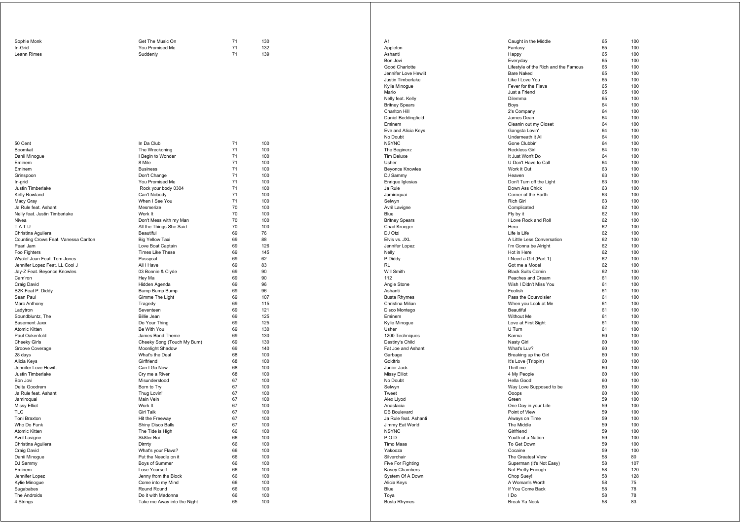| | | | |
|---|---|---|---|
| Sophie Monk | Get The Music On | 71 | 130 |
| In-Grid | You Promised Me | 71 | 132 |
| Leann Rimes | Suddenly | 71 | 139 |

| | | | |
|---|---|---|---|
| 50 Cent | In Da Club | 71 | 100 |
| Boomkat | The Wreckoning | 71 | 100 |
| Danii Minogue | I Begin to Wonder | 71 | 100 |
| Eminem | 8 Mile | 71 | 100 |
| Eminem | Business | 71 | 100 |
| Grinspoon | Don't Change | 71 | 100 |
| In-grid | You Promised Me | 71 | 100 |
| Justin Timberlake | Rock your body 0304 | 71 | 100 |
| Kelly Rowland | Can't Nobody | 71 | 100 |
| Macy Gray | When I See You | 71 | 100 |
| Ja Rule feat. Ashanti | Mesmerize | 70 | 100 |
| Nelly feat. Justin Timberlake | Work It | 70 | 100 |
| Nivea | Don't Mess with my Man | 70 | 100 |
| T.A.T.U | All the Things She Said | 70 | 100 |
| Christina Aguilera | Beautiful | 69 | 76 |
| Counting Crows Feat. Vanessa Carlton | Big Yellow Taxi | 69 | 88 |
| Pearl Jam | Love Boat Captain | 69 | 126 |
| Foo Fighters | Times Like These | 69 | 145 |
| Wyclef Jean Feat. Tom Jones | Pussycat | 69 | 62 |
| Jennifer Lopez Feat. LL Cool J | All I Have | 69 | 83 |
| Jay-Z Feat. Beyonce Knowles | 03 Bonnie & Clyde | 69 | 90 |
| Cam'ron | Hey Ma | 69 | 90 |
| Craig David | Hidden Agenda | 69 | 96 |
| B2K Feat P. Diddy | Bump Bump Bump | 69 | 96 |
| Sean Paul | Gimme The Light | 69 | 107 |
| Marc Anthony | Tragedy | 69 | 115 |
| Ladytron | Seventeen | 69 | 121 |
| Soundbluntz, The | Billie Jean | 69 | 125 |
| Basement Jaxx | Do Your Thing | 69 | 125 |
| Atomic Kitten | Be With You | 69 | 130 |
| Paul Oakenfold | James Bond Theme | 69 | 130 |
| Cheeky Girls | Cheeky Song (Touch My Bum) | 69 | 130 |
| Groove Coverage | Moonlight Shadow | 69 | 140 |
| 28 days | What's the Deal | 68 | 100 |
| Alicia Keys | Girlfriend | 68 | 100 |
| Jennifer Love Hewitt | Can I Go Now | 68 | 100 |
| Justin Timberlake | Cry me a River | 68 | 100 |
| Bon Jovi | Misunderstood | 67 | 100 |
| Delta Goodrem | Born to Try | 67 | 100 |
| Ja Rule feat. Ashanti | Thug Lovin' | 67 | 100 |
| Jamiroquai | Main Vein | 67 | 100 |
| Missy Elliot | Work It | 67 | 100 |
| TLC | Girl Talk | 67 | 100 |
| Toni Braxton | Hit the Freeway | 67 | 100 |
| Who Do Funk | Shiny Disco Balls | 67 | 100 |
| Atomic Kitten | The Tide is High | 66 | 100 |
| Avril Lavigne | Sk8ter Boi | 66 | 100 |
| Christina Aguilera | Dirrrty | 66 | 100 |
| Craig David | What's your Flava? | 66 | 100 |
| Danii Minogue | Put the Needle on it | 66 | 100 |
| DJ Sammy | Boys of Summer | 66 | 100 |
| Eminem | Lose Yourself | 66 | 100 |
| Jennifer Lopez | Jenny from the Block | 66 | 100 |
| Kylie Minogue | Come into my Mind | 66 | 100 |
| Sugababes | Round Round | 66 | 100 |
| The Androids | Do it with Madonna | 66 | 100 |
| 4 Strings | Take me Away into the Night | 65 | 100 |
| A1 | Caught in the Middle | 65 | 100 |
| Appleton | Fantasy | 65 | 100 |
| Ashanti | Happy | 65 | 100 |
| Bon Jovi | Everyday | 65 | 100 |
| Good Charlotte | Lifestyle of the Rich and the Famous | 65 | 100 |
| Jennifer Love Hewiit | Bare Naked | 65 | 100 |
| Justin Timberlake | Like I Love You | 65 | 100 |
| Kylie Minogue | Fever for the Flava | 65 | 100 |
| Mario | Just a Friend | 65 | 100 |
| Nelly feat. Kelly | Dilemma | 65 | 100 |
| Britney Spears | Boys | 64 | 100 |
| Charlton Hill | 2's Company | 64 | 100 |
| Daniel Beddingfield | James Dean | 64 | 100 |
| Eminem | Cleanin out my Closet | 64 | 100 |
| Eve and Alicia Keys | Gangsta Lovin' | 64 | 100 |
| No Doubt | Underneath it All | 64 | 100 |
| NSYNC | Gone Clubbin' | 64 | 100 |
| The Beginerz | Reckless Girl | 64 | 100 |
| Tim Deluxe | It Just Won't Do | 64 | 100 |
| Usher | U Don't Have to Call | 64 | 100 |
| Beyonce Knowles | Work it Out | 63 | 100 |
| DJ Sammy | Heaven | 63 | 100 |
| Enrique Iglesias | Don't Turn off the Light | 63 | 100 |
| Ja Rule | Down Ass Chick | 63 | 100 |
| Jamiroquai | Corner of the Earth | 63 | 100 |
| Selwyn | Rich Girl | 63 | 100 |
| Avril Lavigne | Complicated | 62 | 100 |
| Blue | Fly by it | 62 | 100 |
| Britney Spears | I Love Rock and Roll | 62 | 100 |
| Chad Kroeger | Hero | 62 | 100 |
| DJ Otzi | Life is Life | 62 | 100 |
| Elvis vs. JXL | A Little Less Conversation | 62 | 100 |
| Jennifer Lopez | I'm Gonna be Alright | 62 | 100 |
| Nelly | Hot in Here | 62 | 100 |
| P Diddy | I Need a Girl (Part 1) | 62 | 100 |
| RL | Got me a Model | 62 | 100 |
| Will Smith | Black Suits Comin | 62 | 100 |
| 112 | Peaches and Cream | 61 | 100 |
| Angie Stone | Wish I Didn't Miss You | 61 | 100 |
| Ashanti | Foolish | 61 | 100 |
| Busta Rhymes | Pass the Courvoisier | 61 | 100 |
| Christina Milian | When you Look at Me | 61 | 100 |
| Disco Montego | Beautiful | 61 | 100 |
| Eminem | Without Me | 61 | 100 |
| Kylie Minogue | Love at First Sight | 61 | 100 |
| Usher | U Turn | 61 | 100 |
| 1200 Techniques | Karma | 60 | 100 |
| Destiny's Child | Nasty Girl | 60 | 100 |
| Fat Joe and Ashanti | What's Luv? | 60 | 100 |
| Garbage | Breaking up the Girl | 60 | 100 |
| Goldtrix | It's Love (Trippin) | 60 | 100 |
| Junior Jack | Thrill me | 60 | 100 |
| Missy Elliot | 4 My People | 60 | 100 |
| No Doubt | Hella Good | 60 | 100 |
| Selwyn | Way Love Supposed to be | 60 | 100 |
| Tweet | Ooops | 60 | 100 |
| Alex Llyod | Green | 59 | 100 |
| Anastacia | One Day in your Life | 59 | 100 |
| DB Boulevard | Point of View | 59 | 100 |
| Ja Rule feat. Ashanti | Always on Time | 59 | 100 |
| Jimmy Eat World | The Middle | 59 | 100 |
| NSYNC | Girlfriend | 59 | 100 |
| P.O.D | Youth of a Nation | 59 | 100 |
| Timo Maas | To Get Down | 59 | 100 |
| Yakooza | Cocaine | 59 | 100 |
| Silverchair | The Greatest View | 58 | 80 |
| Five For Fighting | Superman (It's Not Easy) | 58 | 107 |
| Kasey Chambers | Not Pretty Enough | 58 | 120 |
| System Of A Down | Chop Suey! | 58 | 128 |
| Alicia Keys | A Woman's Worth | 58 | 75 |
| Blue | If You Come Back | 58 | 78 |
| Toya | I Do | 58 | 78 |
| Busta Rhymes | Break Ya Neck | 58 | 83 |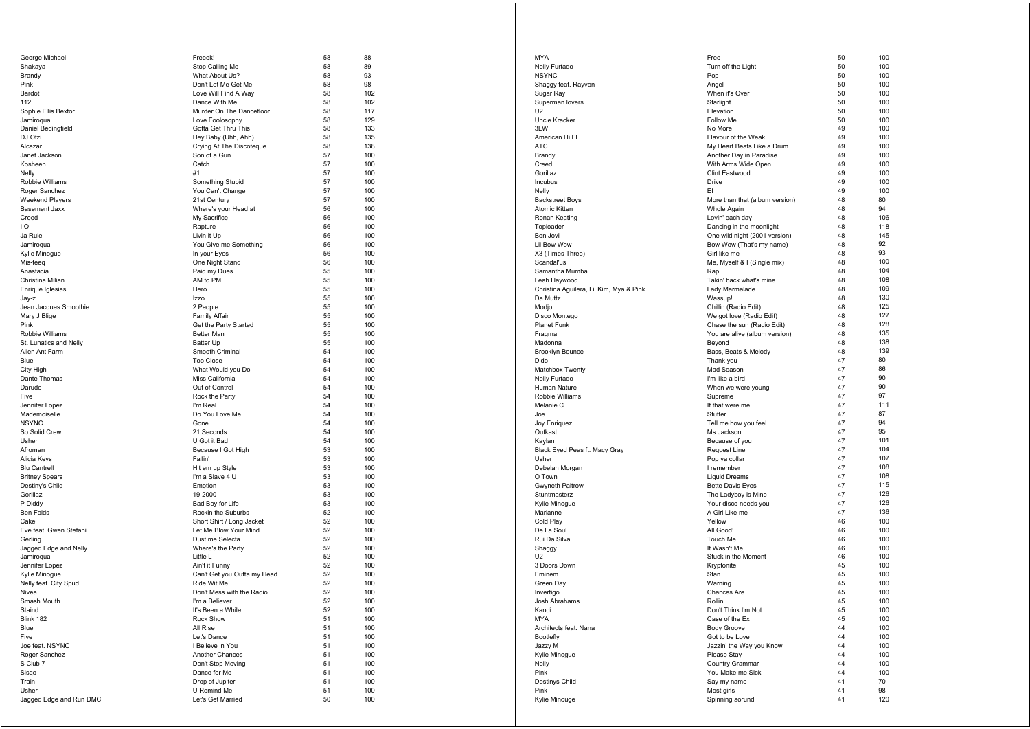| | | | |
|---|---|---|---|
| George Michael | Freeek! | 58 | 88 |
| Shakaya | Stop Calling Me | 58 | 89 |
| Brandy | What About Us? | 58 | 93 |
| Pink | Don't Let Me Get Me | 58 | 98 |
| Bardot | Love Will Find A Way | 58 | 102 |
| 112 | Dance With Me | 58 | 102 |
| Sophie Ellis Bextor | Murder On The Dancefloor | 58 | 117 |
| Jamiroquai | Love Foolosophy | 58 | 129 |
| Daniel Bedingfield | Gotta Get Thru This | 58 | 133 |
| DJ Otzi | Hey Baby (Uhh, Ahh) | 58 | 135 |
| Alcazar | Crying At The Discoteque | 58 | 138 |
| Janet Jackson | Son of a Gun | 57 | 100 |
| Kosheen | Catch | 57 | 100 |
| Nelly | #1 | 57 | 100 |
| Robbie Williams | Something Stupid | 57 | 100 |
| Roger Sanchez | You Can't Change | 57 | 100 |
| Weekend Players | 21st Century | 57 | 100 |
| Basement Jaxx | Where's your Head at | 56 | 100 |
| Creed | My Sacrifice | 56 | 100 |
| IIO | Rapture | 56 | 100 |
| Ja Rule | Livin it Up | 56 | 100 |
| Jamiroquai | You Give me Something | 56 | 100 |
| Kylie Minogue | In your Eyes | 56 | 100 |
| Mis-teeq | One Night Stand | 56 | 100 |
| Anastacia | Paid my Dues | 55 | 100 |
| Christina Milian | AM to PM | 55 | 100 |
| Enrique Iglesias | Hero | 55 | 100 |
| Jay-z | Izzo | 55 | 100 |
| Jean Jacques Smoothie | 2 People | 55 | 100 |
| Mary J Blige | Family Affair | 55 | 100 |
| Pink | Get the Party Started | 55 | 100 |
| Robbie Williams | Better Man | 55 | 100 |
| St. Lunatics and Nelly | Batter Up | 55 | 100 |
| Alien Ant Farm | Smooth Criminal | 54 | 100 |
| Blue | Too Close | 54 | 100 |
| City High | What Would you Do | 54 | 100 |
| Dante Thomas | Miss California | 54 | 100 |
| Darude | Out of Control | 54 | 100 |
| Five | Rock the Party | 54 | 100 |
| Jennifer Lopez | I'm Real | 54 | 100 |
| Mademoiselle | Do You Love Me | 54 | 100 |
| NSYNC | Gone | 54 | 100 |
| So Solid Crew | 21 Seconds | 54 | 100 |
| Usher | U Got it Bad | 54 | 100 |
| Afroman | Because I Got High | 53 | 100 |
| Alicia Keys | Fallin' | 53 | 100 |
| Blu Cantrell | Hit em up Style | 53 | 100 |
| Britney Spears | I'm a Slave 4 U | 53 | 100 |
| Destiny's Child | Emotion | 53 | 100 |
| Gorillaz | 19-2000 | 53 | 100 |
| P Diddy | Bad Boy for Life | 53 | 100 |
| Ben Folds | Rockin the Suburbs | 52 | 100 |
| Cake | Short Shirt / Long Jacket | 52 | 100 |
| Eve feat. Gwen Stefani | Let Me Blow Your Mind | 52 | 100 |
| Gerling | Dust me Selecta | 52 | 100 |
| Jagged Edge and Nelly | Where's the Party | 52 | 100 |
| Jamiroquai | Little L | 52 | 100 |
| Jennifer Lopez | Ain't it Funny | 52 | 100 |
| Kylie Minogue | Can't Get you Outta my Head | 52 | 100 |
| Nelly feat. City Spud | Ride Wit Me | 52 | 100 |
| Nivea | Don't Mess with the Radio | 52 | 100 |
| Smash Mouth | I'm a Believer | 52 | 100 |
| Staind | It's Been a While | 52 | 100 |
| Blink 182 | Rock Show | 51 | 100 |
| Blue | All Rise | 51 | 100 |
| Five | Let's Dance | 51 | 100 |
| Joe feat. NSYNC | I Believe in You | 51 | 100 |
| Roger Sanchez | Another Chances | 51 | 100 |
| S Club 7 | Don't Stop Moving | 51 | 100 |
| Sisqo | Dance for Me | 51 | 100 |
| Train | Drop of Jupiter | 51 | 100 |
| Usher | U Remind Me | 51 | 100 |
| Jagged Edge and Run DMC | Let's Get Married | 50 | 100 |
| MYA | Free | 50 | 100 |
| Nelly Furtado | Turn off the Light | 50 | 100 |
| NSYNC | Pop | 50 | 100 |
| Shaggy feat. Rayvon | Angel | 50 | 100 |
| Sugar Ray | When it's Over | 50 | 100 |
| Superman lovers | Starlight | 50 | 100 |
| U2 | Elevation | 50 | 100 |
| Uncle Kracker | Follow Me | 50 | 100 |
| 3LW | No More | 49 | 100 |
| American Hi FI | Flavour of the Weak | 49 | 100 |
| ATC | My Heart Beats Like a Drum | 49 | 100 |
| Brandy | Another Day in Paradise | 49 | 100 |
| Creed | With Arms Wide Open | 49 | 100 |
| Gorillaz | Clint Eastwood | 49 | 100 |
| Incubus | Drive | 49 | 100 |
| Nelly | EI | 49 | 100 |
| Backstreet Boys | More than that (album version) | 48 | 80 |
| Atomic Kitten | Whole Again | 48 | 94 |
| Ronan Keating | Lovin' each day | 48 | 106 |
| Toploader | Dancing in the moonlight | 48 | 118 |
| Bon Jovi | One wild night (2001 version) | 48 | 145 |
| Lil Bow Wow | Bow Wow (That's my name) | 48 | 92 |
| X3 (Times Three) | Girl like me | 48 | 93 |
| Scandal'us | Me, Myself & I (Single mix) | 48 | 100 |
| Samantha Mumba | Rap | 48 | 104 |
| Leah Haywood | Takin' back what's mine | 48 | 108 |
| Christina Aguilera, Lil Kim, Mya & Pink | Lady Marmalade | 48 | 109 |
| Da Muttz | Wassup! | 48 | 130 |
| Modjo | Chillin (Radio Edit) | 48 | 125 |
| Disco Montego | We got love (Radio Edit) | 48 | 127 |
| Planet Funk | Chase the sun (Radio Edit) | 48 | 128 |
| Fragma | You are alive (album version) | 48 | 135 |
| Madonna | Beyond | 48 | 138 |
| Brooklyn Bounce | Bass, Beats & Melody | 48 | 139 |
| Dido | Thank you | 47 | 80 |
| Matchbox Twenty | Mad Season | 47 | 86 |
| Nelly Furtado | I'm like a bird | 47 | 90 |
| Human Nature | When we were young | 47 | 90 |
| Robbie Williams | Supreme | 47 | 97 |
| Melanie C | If that were me | 47 | 111 |
| Joe | Stutter | 47 | 87 |
| Joy Enriquez | Tell me how you feel | 47 | 94 |
| Outkast | Ms Jackson | 47 | 95 |
| Kaylan | Because of you | 47 | 101 |
| Black Eyed Peas ft. Macy Gray | Request Line | 47 | 104 |
| Usher | Pop ya collar | 47 | 107 |
| Debelah Morgan | I remember | 47 | 108 |
| O Town | Liquid Dreams | 47 | 108 |
| Gwyneth Paltrow | Bette Davis Eyes | 47 | 115 |
| Stuntmasterz | The Ladyboy is Mine | 47 | 126 |
| Kylie Minogue | Your disco needs you | 47 | 126 |
| Marianne | A Girl Like me | 47 | 136 |
| Cold Play | Yellow | 46 | 100 |
| De La Soul | All Good! | 46 | 100 |
| Rui Da Silva | Touch Me | 46 | 100 |
| Shaggy | It Wasn't Me | 46 | 100 |
| U2 | Stuck in the Moment | 46 | 100 |
| 3 Doors Down | Kryptonite | 45 | 100 |
| Eminem | Stan | 45 | 100 |
| Green Day | Warning | 45 | 100 |
| Invertigo | Chances Are | 45 | 100 |
| Josh Abrahams | Rollin | 45 | 100 |
| Kandi | Don't Think I'm Not | 45 | 100 |
| MYA | Case of the Ex | 45 | 100 |
| Architects feat. Nana | Body Groove | 44 | 100 |
| Bootlefly | Got to be Love | 44 | 100 |
| Jazzy M | Jazzin' the Way you Know | 44 | 100 |
| Kylie Minogue | Please Stay | 44 | 100 |
| Nelly | Country Grammar | 44 | 100 |
| Pink | You Make me Sick | 44 | 100 |
| Destinys Child | Say my name | 41 | 70 |
| Pink | Most girls | 41 | 98 |
| Kylie Minouge | Spinning aorund | 41 | 120 |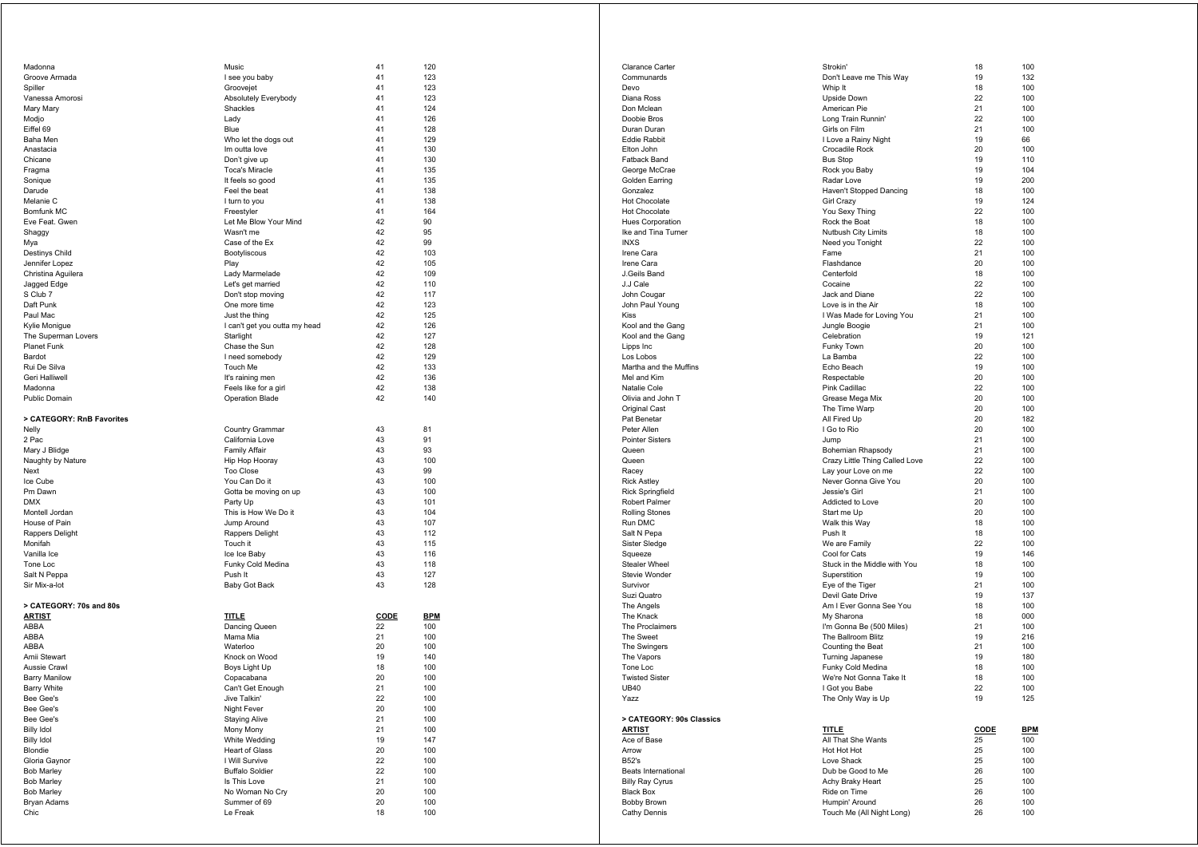| Madonna | Music | 41 | 120 |
|---|---|---|---|
| Groove Armada | I see you baby | 41 | 123 |
| Spiller | Groovejet | 41 | 123 |
| Vanessa Amorosi | Absolutely Everybody | 41 | 123 |
| Mary Mary | Shackles | 41 | 124 |
| Modjo | Lady | 41 | 126 |
| Eiffel 69 | Blue | 41 | 128 |
| Baha Men | Who let the dogs out | 41 | 129 |
| Anastacia | Im outta love | 41 | 130 |
| Chicane | Don't give up | 41 | 130 |
| Fragma | Toca's Miracle | 41 | 135 |
| Sonique | It feels so good | 41 | 135 |
| Darude | Feel the beat | 41 | 138 |
| Melanie C | I turn to you | 41 | 138 |
| Bomfunk MC | Freestyler | 41 | 164 |
| Eve Feat. Gwen | Let Me Blow Your Mind | 42 | 90 |
| Shaggy | Wasn't me | 42 | 95 |
| Mya | Case of the Ex | 42 | 99 |
| Destinys Child | Bootyliscous | 42 | 103 |
| Jennifer Lopez | Play | 42 | 105 |
| Christina Aguilera | Lady Marmelade | 42 | 109 |
| Jagged Edge | Let's get married | 42 | 110 |
| S Club 7 | Don't stop moving | 42 | 117 |
| Daft Punk | One more time | 42 | 123 |
| Paul Mac | Just the thing | 42 | 125 |
| Kylie Monigue | I can't get you outta my head | 42 | 126 |
| The Superman Lovers | Starlight | 42 | 127 |
| Planet Funk | Chase the Sun | 42 | 128 |
| Bardot | I need somebody | 42 | 129 |
| Rui De Silva | Touch Me | 42 | 133 |
| Geri Halliwell | It's raining men | 42 | 136 |
| Madonna | Feels like for a girl | 42 | 138 |
| Public Domain | Operation Blade | 42 | 140 |

> CATEGORY: RnB Favorites

| Nelly | Country Grammar | 43 | 81 |
|---|---|---|---|
| 2 Pac | California Love | 43 | 91 |
| Mary J Blidge | Family Affair | 43 | 93 |
| Naughty by Nature | Hip Hop Hooray | 43 | 100 |
| Next | Too Close | 43 | 99 |
| Ice Cube | You Can Do it | 43 | 100 |
| Pm Dawn | Gotta be moving on up | 43 | 100 |
| DMX | Party Up | 43 | 101 |
| Montell Jordan | This is How We Do it | 43 | 104 |
| House of Pain | Jump Around | 43 | 107 |
| Rappers Delight | Rappers Delight | 43 | 112 |
| Monifah | Touch it | 43 | 115 |
| Vanilla Ice | Ice Ice Baby | 43 | 116 |
| Tone Loc | Funky Cold Medina | 43 | 118 |
| Salt N Peppa | Push It | 43 | 127 |
| Sir Mix-a-lot | Baby Got Back | 43 | 128 |

> CATEGORY: 70s and 80s

| ARTIST | TITLE | CODE | BPM |
|---|---|---|---|
| ABBA | Dancing Queen | 22 | 100 |
| ABBA | Mama Mia | 21 | 100 |
| ABBA | Waterloo | 20 | 100 |
| Amii Stewart | Knock on Wood | 19 | 140 |
| Aussie Crawl | Boys Light Up | 18 | 100 |
| Barry Manilow | Copacabana | 20 | 100 |
| Barry White | Can't Get Enough | 21 | 100 |
| Bee Gee's | Jive Talkin' | 22 | 100 |
| Bee Gee's | Night Fever | 20 | 100 |
| Bee Gee's | Staying Alive | 21 | 100 |
| Billy Idol | Mony Mony | 21 | 100 |
| Billy Idol | White Wedding | 19 | 147 |
| Blondie | Heart of Glass | 20 | 100 |
| Gloria Gaynor | I Will Survive | 22 | 100 |
| Bob Marley | Buffalo Soldier | 22 | 100 |
| Bob Marley | Is This Love | 21 | 100 |
| Bob Marley | No Woman No Cry | 20 | 100 |
| Bryan Adams | Summer of 69 | 20 | 100 |
| Chic | Le Freak | 18 | 100 |
| Clarance Carter | Strokin' | 18 | 100 |
| Communards | Don't Leave me This Way | 19 | 132 |
| Devo | Whip It | 18 | 100 |
| Diana Ross | Upside Down | 22 | 100 |
| Don Mclean | American Pie | 21 | 100 |
| Doobie Bros | Long Train Runnin' | 22 | 100 |
| Duran Duran | Girls on Film | 21 | 100 |
| Eddie Rabbit | I Love a Rainy Night | 19 | 66 |
| Elton John | Crocadile Rock | 20 | 100 |
| Fatback Band | Bus Stop | 19 | 110 |
| George McCrae | Rock you Baby | 19 | 104 |
| Golden Earring | Radar Love | 19 | 200 |
| Gonzalez | Haven't Stopped Dancing | 18 | 100 |
| Hot Chocolate | Girl Crazy | 19 | 124 |
| Hot Chocolate | You Sexy Thing | 22 | 100 |
| Hues Corporation | Rock the Boat | 18 | 100 |
| Ike and Tina Turner | Nutbush City Limits | 18 | 100 |
| INXS | Need you Tonight | 22 | 100 |
| Irene Cara | Fame | 21 | 100 |
| Irene Cara | Flashdance | 20 | 100 |
| J.Geils Band | Centerfold | 18 | 100 |
| J.J Cale | Cocaine | 22 | 100 |
| John Cougar | Jack and Diane | 22 | 100 |
| John Paul Young | Love is in the Air | 18 | 100 |
| Kiss | I Was Made for Loving You | 21 | 100 |
| Kool and the Gang | Jungle Boogie | 21 | 100 |
| Kool and the Gang | Celebration | 19 | 121 |
| Lipps Inc | Funky Town | 20 | 100 |
| Los Lobos | La Bamba | 22 | 100 |
| Martha and the Muffins | Echo Beach | 19 | 100 |
| Mel and Kim | Respectable | 20 | 100 |
| Natalie Cole | Pink Cadillac | 22 | 100 |
| Olivia and John T | Grease Mega Mix | 20 | 100 |
| Original Cast | The Time Warp | 20 | 100 |
| Pat Benetar | All Fired Up | 20 | 182 |
| Peter Allen | I Go to Rio | 20 | 100 |
| Pointer Sisters | Jump | 21 | 100 |
| Queen | Bohemian Rhapsody | 21 | 100 |
| Queen | Crazy Little Thing Called Love | 22 | 100 |
| Racey | Lay your Love on me | 22 | 100 |
| Rick Astley | Never Gonna Give You | 20 | 100 |
| Rick Springfield | Jessie's Girl | 21 | 100 |
| Robert Palmer | Addicted to Love | 20 | 100 |
| Rolling Stones | Start me Up | 20 | 100 |
| Run DMC | Walk this Way | 18 | 100 |
| Salt N Pepa | Push It | 18 | 100 |
| Sister Sledge | We are Family | 22 | 100 |
| Squeeze | Cool for Cats | 19 | 146 |
| Stealer Wheel | Stuck in the Middle with You | 18 | 100 |
| Stevie Wonder | Superstition | 19 | 100 |
| Survivor | Eye of the Tiger | 21 | 100 |
| Suzi Quatro | Devil Gate Drive | 19 | 137 |
| The Angels | Am I Ever Gonna See You | 18 | 100 |
| The Knack | My Sharona | 18 | 000 |
| The Proclaimers | I'm Gonna Be (500 Miles) | 21 | 100 |
| The Sweet | The Ballroom Blitz | 19 | 216 |
| The Swingers | Counting the Beat | 21 | 100 |
| The Vapors | Turning Japanese | 19 | 180 |
| Tone Loc | Funky Cold Medina | 18 | 100 |
| Twisted Sister | We're Not Gonna Take It | 18 | 100 |
| UB40 | I Got you Babe | 22 | 100 |
| Yazz | The Only Way is Up | 19 | 125 |

> CATEGORY: 90s Classics

| ARTIST | TITLE | CODE | BPM |
|---|---|---|---|
| Ace of Base | All That She Wants | 25 | 100 |
| Arrow | Hot Hot Hot | 25 | 100 |
| B52's | Love Shack | 25 | 100 |
| Beats International | Dub be Good to Me | 26 | 100 |
| Billy Ray Cyrus | Achy Braky Heart | 25 | 100 |
| Black Box | Ride on Time | 26 | 100 |
| Bobby Brown | Humpin' Around | 26 | 100 |
| Cathy Dennis | Touch Me (All Night Long) | 26 | 100 |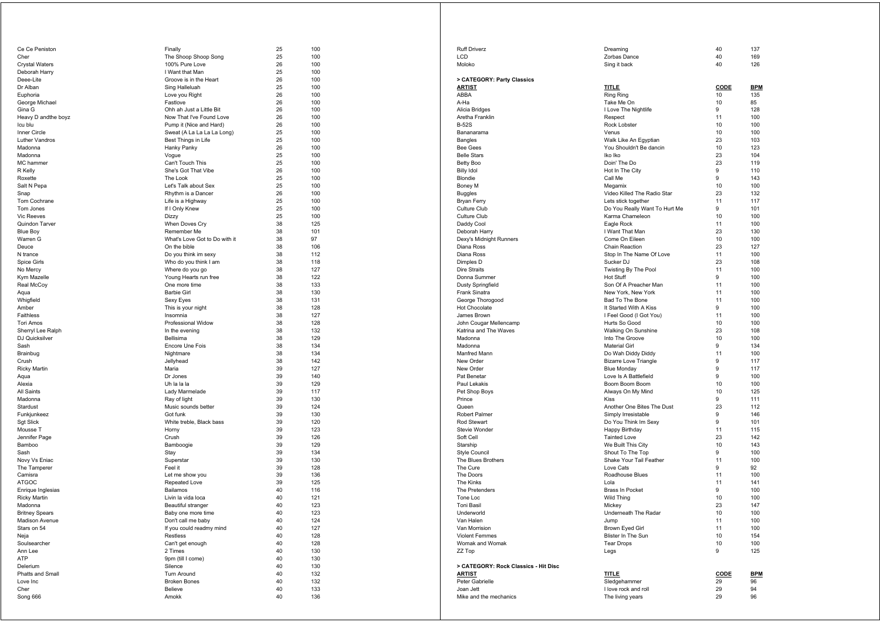| | | | |
|---|---|---|---|
| Ce Ce Peniston | Finally | 25 | 100 |
| Cher | The Shoop Shoop Song | 25 | 100 |
| Crystal Waters | 100% Pure Love | 26 | 100 |
| Deborah Harry | I Want that Man | 25 | 100 |
| Deee-Lite | Groove is in the Heart | 26 | 100 |
| Dr Alban | Sing Halleluah | 25 | 100 |
| Euphoria | Love you Right | 26 | 100 |
| George Michael | Fastlove | 26 | 100 |
| Gina G | Ohh ah Just a Little Bit | 26 | 100 |
| Heavy D andthe boyz | Now That I've Found Love | 26 | 100 |
| Icu blu | Pump it (Nice and Hard) | 26 | 100 |
| Inner Circle | Sweat (A La La La La Long) | 25 | 100 |
| Luther Vandros | Best Things in Life | 25 | 100 |
| Madonna | Hanky Panky | 26 | 100 |
| Madonna | Vogue | 25 | 100 |
| MC hammer | Can't Touch This | 25 | 100 |
| R Kelly | She's Got That Vibe | 26 | 100 |
| Roxette | The Look | 25 | 100 |
| Salt N Pepa | Let's Talk about Sex | 25 | 100 |
| Snap | Rhythm is a Dancer | 26 | 100 |
| Tom Cochrane | Life is a Highway | 25 | 100 |
| Tom Jones | If I Only Knew | 25 | 100 |
| Vic Reeves | Dizzy | 25 | 100 |
| Quindon Tarver | When Doves Cry | 38 | 125 |
| Blue Boy | Remember Me | 38 | 101 |
| Warren G | What's Love Got to Do with it | 38 | 97 |
| Deuce | On the bible | 38 | 106 |
| N trance | Do you think im sexy | 38 | 112 |
| Spice Girls | Who do you think I am | 38 | 118 |
| No Mercy | Where do you go | 38 | 127 |
| Kym Mazelle | Young Hearts run free | 38 | 122 |
| Real McCoy | One more time | 38 | 133 |
| Aqua | Barbie Girl | 38 | 130 |
| Whigfield | Sexy Eyes | 38 | 131 |
| Amber | This is your night | 38 | 128 |
| Faithless | Insomnia | 38 | 127 |
| Tori Amos | Professional Widow | 38 | 128 |
| Sherryl Lee Ralph | In the evening | 38 | 132 |
| DJ Quicksilver | Bellisima | 38 | 129 |
| Sash | Encore Une Fois | 38 | 134 |
| Brainbug | Nightmare | 38 | 134 |
| Crush | Jellyhead | 38 | 142 |
| Ricky Martin | Maria | 39 | 127 |
| Aqua | Dr Jones | 39 | 140 |
| Alexia | Uh la la la | 39 | 129 |
| All Saints | Lady Marmelade | 39 | 117 |
| Madonna | Ray of light | 39 | 130 |
| Stardust | Music sounds better | 39 | 124 |
| Funkjunkeez | Got funk | 39 | 130 |
| Sgt Slick | White treble, Black bass | 39 | 120 |
| Mousse T | Horny | 39 | 123 |
| Jennifer Page | Crush | 39 | 126 |
| Bamboo | Bamboogie | 39 | 129 |
| Sash | Stay | 39 | 134 |
| Novy Vs Eniac | Superstar | 39 | 130 |
| The Tamperer | Feel it | 39 | 128 |
| Camisra | Let me show you | 39 | 136 |
| ATGOC | Repeated Love | 39 | 125 |
| Enrique Inglesias | Bailamos | 40 | 116 |
| Ricky Martin | Livin la vida loca | 40 | 121 |
| Madonna | Beautiful stranger | 40 | 123 |
| Britney Spears | Baby one more time | 40 | 123 |
| Madison Avenue | Don't call me baby | 40 | 124 |
| Stars on 54 | If you could readmy mind | 40 | 127 |
| Neja | Restless | 40 | 128 |
| Soulsearcher | Can't get enough | 40 | 128 |
| Ann Lee | 2 Times | 40 | 130 |
| ATP | 9pm (till I come) | 40 | 130 |
| Delerium | Silence | 40 | 130 |
| Phatts and Small | Turn Around | 40 | 132 |
| Love Inc | Broken Bones | 40 | 132 |
| Cher | Believe | 40 | 133 |
| Song 666 | Amokk | 40 | 136 |
| Ruff Driverz | Dreaming | 40 | 137 |
| LCD | Zorbas Dance | 40 | 169 |
| Moloko | Sing it back | 40 | 126 |

> CATEGORY: Party Classics

| ARTIST | TITLE | CODE | BPM |
|---|---|---|---|
| ABBA | Ring Ring | 10 | 135 |
| A-Ha | Take Me On | 10 | 85 |
| Alicia Bridges | I Love The Nightlife | 9 | 128 |
| Aretha Franklin | Respect | 11 | 100 |
| B-52S | Rock Lobster | 10 | 100 |
| Bananarama | Venus | 10 | 100 |
| Bangles | Walk Like An Egyptian | 23 | 103 |
| Bee Gees | You Shouldn't Be dancin | 10 | 123 |
| Belle Stars | Iko Iko | 23 | 104 |
| Betty Boo | Doin' The Do | 23 | 119 |
| Billy Idol | Hot In The City | 9 | 110 |
| Blondie | Call Me | 9 | 143 |
| Boney M | Megamix | 10 | 100 |
| Buggles | Video Killed The Radio Star | 23 | 132 |
| Bryan Ferry | Lets stick together | 11 | 117 |
| Culture Club | Do You Really Want To Hurt Me | 9 | 101 |
| Culture Club | Karma Chameleon | 10 | 100 |
| Daddy Cool | Eagle Rock | 11 | 100 |
| Deborah Harry | I Want That Man | 23 | 130 |
| Dexy's Midnight Runners | Come On Eileen | 10 | 100 |
| Diana Ross | Chain Reaction | 23 | 127 |
| Diana Ross | Stop In The Name Of Love | 11 | 100 |
| Dimples D | Sucker DJ | 23 | 108 |
| Dire Straits | Twisting By The Pool | 11 | 100 |
| Donna Summer | Hot Stuff | 9 | 100 |
| Dusty Springfield | Son Of A Preacher Man | 11 | 100 |
| Frank Sinatra | New York, New York | 11 | 100 |
| George Thorogood | Bad To The Bone | 11 | 100 |
| Hot Chocolate | It Started With A Kiss | 9 | 100 |
| James Brown | I Feel Good (I Got You) | 11 | 100 |
| John Cougar Mellencamp | Hurts So Good | 10 | 100 |
| Katrina and The Waves | Walking On Sunshine | 23 | 108 |
| Madonna | Into The Groove | 10 | 100 |
| Madonna | Material Girl | 9 | 134 |
| Manfred Mann | Do Wah Diddy Diddy | 11 | 100 |
| New Order | Bizarre Love Triangle | 9 | 117 |
| New Order | Blue Monday | 9 | 117 |
| Pat Benetar | Love Is A Battlefield | 9 | 100 |
| Paul Lekakis | Boom Boom Boom | 10 | 100 |
| Pet Shop Boys | Always On My Mind | 10 | 125 |
| Prince | Kiss | 9 | 111 |
| Queen | Another One Bites The Dust | 23 | 112 |
| Robert Palmer | Simply Irresistable | 9 | 146 |
| Rod Stewart | Do You Think Im Sexy | 9 | 101 |
| Stevie Wonder | Happy Birthday | 11 | 115 |
| Soft Cell | Tainted Love | 23 | 142 |
| Starship | We Built This City | 10 | 143 |
| Style Council | Shout To The Top | 9 | 100 |
| The Blues Brothers | Shake Your Tail Feather | 11 | 100 |
| The Cure | Love Cats | 9 | 92 |
| The Doors | Roadhouse Blues | 11 | 100 |
| The Kinks | Lola | 11 | 141 |
| The Pretenders | Brass In Pocket | 9 | 100 |
| Tone Loc | Wild Thing | 10 | 100 |
| Toni Basil | Mickey | 23 | 147 |
| Underworld | Underneath The Radar | 10 | 100 |
| Van Halen | Jump | 11 | 100 |
| Van Morrision | Brown Eyed Girl | 11 | 100 |
| Violent Femmes | Blister In The Sun | 10 | 154 |
| Womak and Womak | Tear Drops | 10 | 100 |
| ZZ Top | Legs | 9 | 125 |

> CATEGORY: Rock Classics - Hit Disc

| ARTIST | TITLE | CODE | BPM |
|---|---|---|---|
| Peter Gabrielle | Sledgehammer | 29 | 96 |
| Joan Jett | I love rock and roll | 29 | 94 |
| Mike and the mechanics | The living years | 29 | 96 |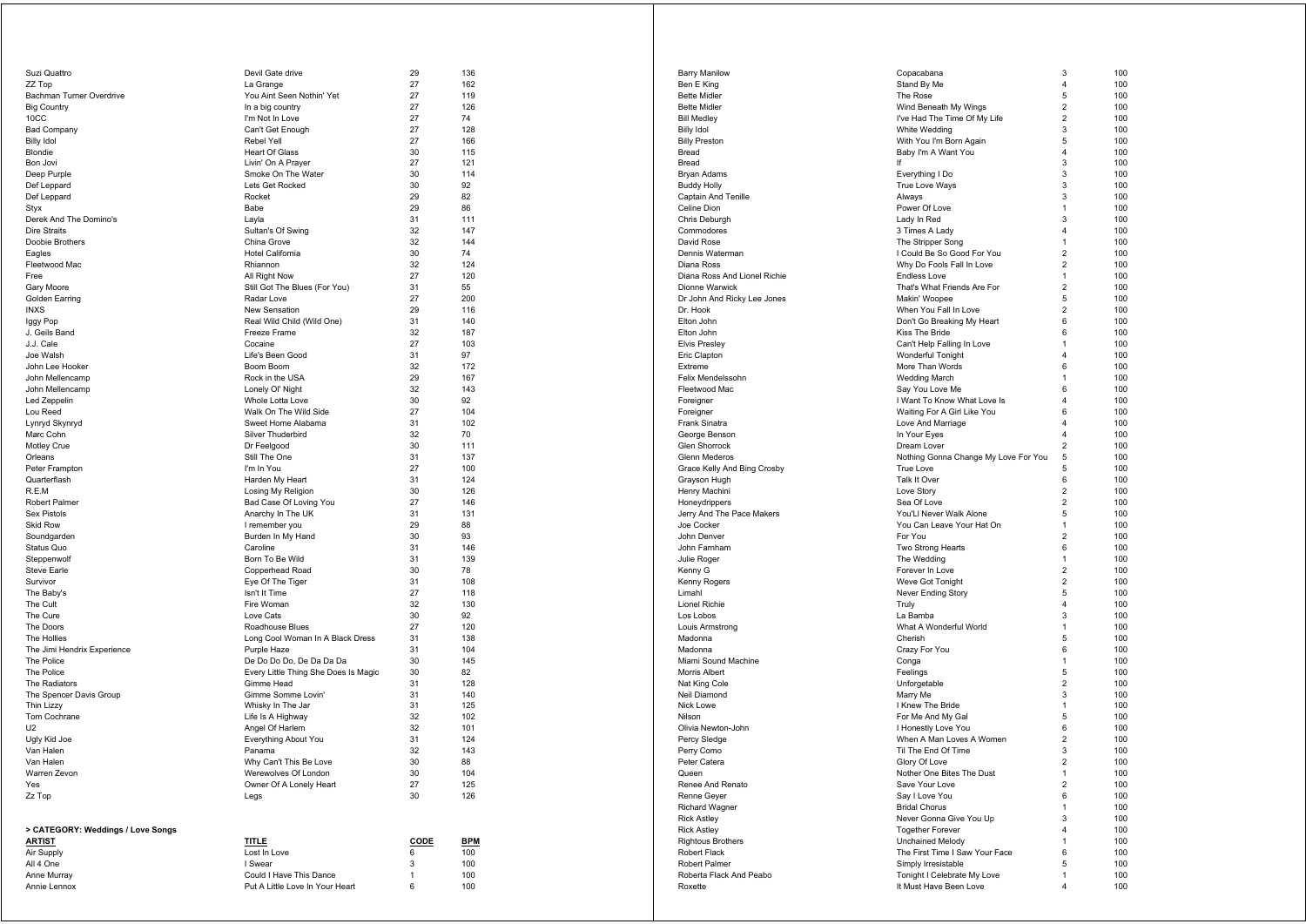| | | | |
|---|---|---|---|
| Suzi Quattro | Devil Gate drive | 29 | 136 |
| ZZ Top | La Grange | 27 | 162 |
| Bachman Turner Overdrive | You Aint Seen Nothin' Yet | 27 | 119 |
| Big Country | In a big country | 27 | 126 |
| 10CC | I'm Not In Love | 27 | 74 |
| Bad Company | Can't Get Enough | 27 | 128 |
| Billy Idol | Rebel Yell | 27 | 166 |
| Blondie | Heart Of Glass | 30 | 115 |
| Bon Jovi | Livin' On A Prayer | 27 | 121 |
| Deep Purple | Smoke On The Water | 30 | 114 |
| Def Leppard | Lets Get Rocked | 30 | 92 |
| Def Leppard | Rocket | 29 | 82 |
| Styx | Babe | 29 | 86 |
| Derek And The Domino's | Layla | 31 | 111 |
| Dire Straits | Sultan's Of Swing | 32 | 147 |
| Doobie Brothers | China Grove | 32 | 144 |
| Eagles | Hotel California | 30 | 74 |
| Fleetwood Mac | Rhiannon | 32 | 124 |
| Free | All Right Now | 27 | 120 |
| Gary Moore | Still Got The Blues (For You) | 31 | 55 |
| Golden Earring | Radar Love | 27 | 200 |
| INXS | New Sensation | 29 | 116 |
| Iggy Pop | Real Wild Child (Wild One) | 31 | 140 |
| J. Geils Band | Freeze Frame | 32 | 187 |
| J.J. Cale | Cocaine | 27 | 103 |
| Joe Walsh | Life's Been Good | 31 | 97 |
| John Lee Hooker | Boom Boom | 32 | 172 |
| John Mellencamp | Rock in the USA | 29 | 167 |
| John Mellencamp | Lonely Ol' Night | 32 | 143 |
| Led Zeppelin | Whole Lotta Love | 30 | 92 |
| Lou Reed | Walk On The Wild Side | 27 | 104 |
| Lynryd Skynryd | Sweet Home Alabama | 31 | 102 |
| Marc Cohn | Silver Thuderbird | 32 | 70 |
| Motley Crue | Dr Feelgood | 30 | 111 |
| Orleans | Still The One | 31 | 137 |
| Peter Frampton | I'm In You | 27 | 100 |
| Quarterflash | Harden My Heart | 31 | 124 |
| R.E.M | Losing My Religion | 30 | 126 |
| Robert Palmer | Bad Case Of Loving You | 27 | 146 |
| Sex Pistols | Anarchy In The UK | 31 | 131 |
| Skid Row | I remember you | 29 | 88 |
| Soundgarden | Burden In My Hand | 30 | 93 |
| Status Quo | Caroline | 31 | 146 |
| Steppenwolf | Born To Be Wild | 31 | 139 |
| Steve Earle | Copperhead Road | 30 | 78 |
| Survivor | Eye Of The Tiger | 31 | 108 |
| The Baby's | Isn't It Time | 27 | 118 |
| The Cult | Fire Woman | 32 | 130 |
| The Cure | Love Cats | 30 | 92 |
| The Doors | Roadhouse Blues | 27 | 120 |
| The Hollies | Long Cool Woman In A Black Dress | 31 | 138 |
| The Jimi Hendrix Experience | Purple Haze | 31 | 104 |
| The Police | De Do Do Do, De Da Da Da | 30 | 145 |
| The Police | Every Little Thing She Does Is Magic | 30 | 82 |
| The Radiators | Gimme Head | 31 | 128 |
| The Spencer Davis Group | Gimme Somme Lovin' | 31 | 140 |
| Thin Lizzy | Whisky In The Jar | 31 | 125 |
| Tom Cochrane | Life Is A Highway | 32 | 102 |
| U2 | Angel Of Harlem | 32 | 101 |
| Ugly Kid Joe | Everything About You | 31 | 124 |
| Van Halen | Panama | 32 | 143 |
| Van Halen | Why Can't This Be Love | 30 | 88 |
| Warren Zevon | Werewolves Of London | 30 | 104 |
| Yes | Owner Of A Lonely Heart | 27 | 125 |
| Zz Top | Legs | 30 | 126 |

> CATEGORY: Weddings / Love Songs

| **ARTIST** | **TITLE** | **CODE** | **BPM** |
|---|---|---|---|
| Air Supply | Lost In Love | 6 | 100 |
| All 4 One | I Swear | 3 | 100 |
| Anne Murray | Could I Have This Dance | 1 | 100 |
| Annie Lennox | Put A Little Love In Your Heart | 6 | 100 |
| Barry Manilow | Copacabana | 3 | 100 |
| Ben E King | Stand By Me | 4 | 100 |
| Bette Midler | The Rose | 5 | 100 |
| Bette Midler | Wind Beneath My Wings | 2 | 100 |
| Bill Medley | I've Had The Time Of My Life | 2 | 100 |
| Billy Idol | White Wedding | 3 | 100 |
| Billy Preston | With You I'm Born Again | 5 | 100 |
| Bread | Baby I'm A Want You | 4 | 100 |
| Bread | If | 3 | 100 |
| Bryan Adams | Everything I Do | 3 | 100 |
| Buddy Holly | True Love Ways | 3 | 100 |
| Captain And Tenille | Always | 3 | 100 |
| Celine Dion | Power Of Love | 1 | 100 |
| Chris Deburgh | Lady In Red | 3 | 100 |
| Commodores | 3 Times A Lady | 4 | 100 |
| David Rose | The Stripper Song | 1 | 100 |
| Dennis Waterman | I Could Be So Good For You | 2 | 100 |
| Diana Ross | Why Do Fools Fall In Love | 2 | 100 |
| Diana Ross And Lionel Richie | Endless Love | 1 | 100 |
| Dionne Warwick | That's What Friends Are For | 2 | 100 |
| Dr John And Ricky Lee Jones | Makin' Woopee | 5 | 100 |
| Dr. Hook | When You Fall In Love | 2 | 100 |
| Elton John | Don't Go Breaking My Heart | 6 | 100 |
| Elton John | Kiss The Bride | 6 | 100 |
| Elvis Presley | Can't Help Falling In Love | 1 | 100 |
| Eric Clapton | Wonderful Tonight | 4 | 100 |
| Extreme | More Than Words | 6 | 100 |
| Felix Mendelssohn | Wedding March | 1 | 100 |
| Fleetwood Mac | Say You Love Me | 6 | 100 |
| Foreigner | I Want To Know What Love Is | 4 | 100 |
| Foreigner | Waiting For A Girl Like You | 6 | 100 |
| Frank Sinatra | Love And Marriage | 4 | 100 |
| George Benson | In Your Eyes | 4 | 100 |
| Glen Shorrock | Dream Lover | 2 | 100 |
| Glenn Mederos | Nothing Gonna Change My Love For You | 5 | 100 |
| Grace Kelly And Bing Crosby | True Love | 5 | 100 |
| Grayson Hugh | Talk It Over | 6 | 100 |
| Henry Machini | Love Story | 2 | 100 |
| Honeydrippers | Sea Of Love | 2 | 100 |
| Jerry And The Pace Makers | You'Ll Never Walk Alone | 5 | 100 |
| Joe Cocker | You Can Leave Your Hat On | 1 | 100 |
| John Denver | For You | 2 | 100 |
| John Farnham | Two Strong Hearts | 6 | 100 |
| Julie Roger | The Wedding | 1 | 100 |
| Kenny G | Forever In Love | 2 | 100 |
| Kenny Rogers | Weve Got Tonight | 2 | 100 |
| Limahl | Never Ending Story | 5 | 100 |
| Lionel Richie | Truly | 4 | 100 |
| Los Lobos | La Bamba | 3 | 100 |
| Louis Armstrong | What A Wonderful World | 1 | 100 |
| Madonna | Cherish | 5 | 100 |
| Madonna | Crazy For You | 6 | 100 |
| Miami Sound Machine | Conga | 1 | 100 |
| Morris Albert | Feelings | 5 | 100 |
| Nat King Cole | Unforgetable | 2 | 100 |
| Neil Diamond | Marry Me | 3 | 100 |
| Nick Lowe | I Knew The Bride | 1 | 100 |
| Nilson | For Me And My Gal | 5 | 100 |
| Olivia Newton-John | I Honestly Love You | 6 | 100 |
| Percy Sledge | When A Man Loves A Women | 2 | 100 |
| Perry Como | Til The End Of Time | 3 | 100 |
| Peter Catera | Glory Of Love | 2 | 100 |
| Queen | Nother One Bites The Dust | 1 | 100 |
| Renee And Renato | Save Your Love | 2 | 100 |
| Renne Geyer | Say I Love You | 6 | 100 |
| Richard Wagner | Bridal Chorus | 1 | 100 |
| Rick Astley | Never Gonna Give You Up | 3 | 100 |
| Rick Astley | Together Forever | 4 | 100 |
| Rightous Brothers | Unchained Melody | 1 | 100 |
| Robert Flack | The First Time I Saw Your Face | 6 | 100 |
| Robert Palmer | Simply Irresistable | 5 | 100 |
| Roberta Flack And Peabo | Tonight I Celebrate My Love | 1 | 100 |
| Roxette | It Must Have Been Love | 4 | 100 |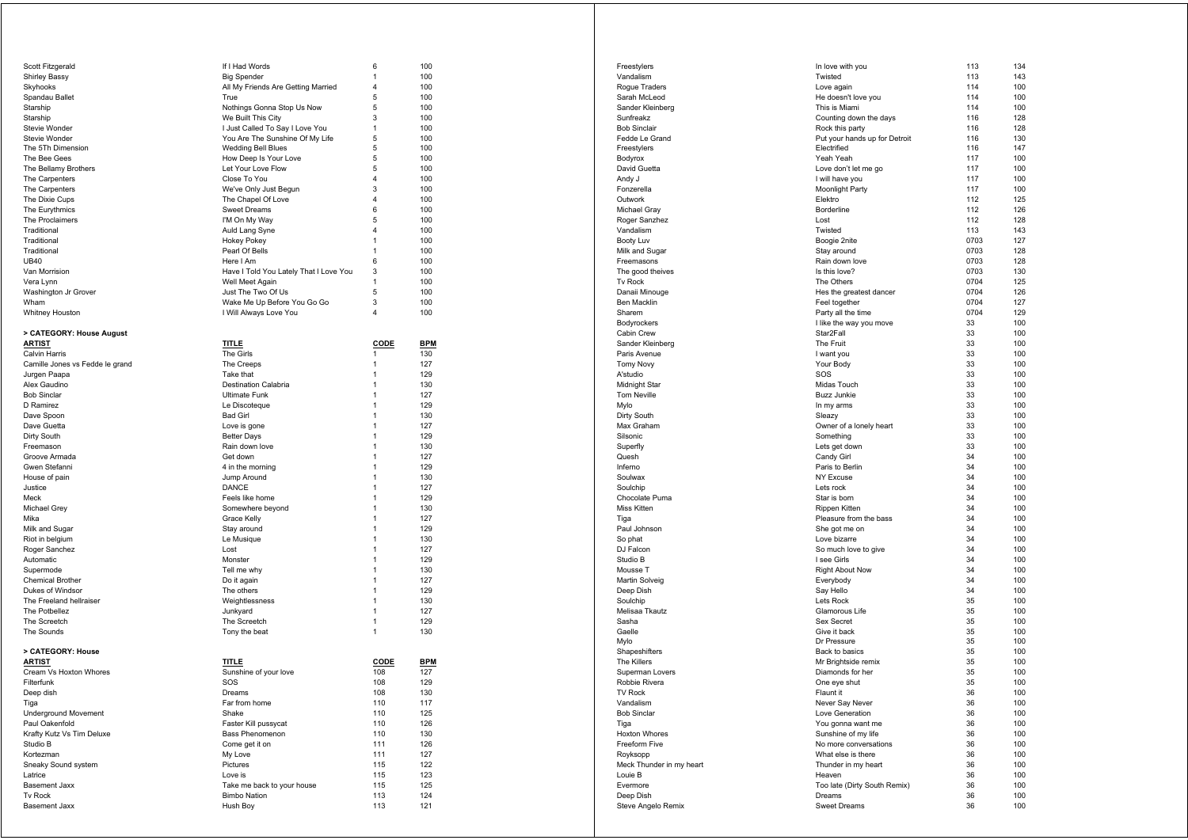| | | | |
|---|---|---|---|
| Scott Fitzgerald | If I Had Words | 6 | 100 |
| Shirley Bassy | Big Spender | 1 | 100 |
| Skyhooks | All My Friends Are Getting Married | 4 | 100 |
| Spandau Ballet | True | 5 | 100 |
| Starship | Nothings Gonna Stop Us Now | 5 | 100 |
| Starship | We Built This City | 3 | 100 |
| Stevie Wonder | I Just Called To Say I Love You | 1 | 100 |
| Stevie Wonder | You Are The Sunshine Of My Life | 5 | 100 |
| The 5Th Dimension | Wedding Bell Blues | 5 | 100 |
| The Bee Gees | How Deep Is Your Love | 5 | 100 |
| The Bellamy Brothers | Let Your Love Flow | 5 | 100 |
| The Carpenters | Close To You | 4 | 100 |
| The Carpenters | We've Only Just Begun | 3 | 100 |
| The Dixie Cups | The Chapel Of Love | 4 | 100 |
| The Eurythmics | Sweet Dreams | 6 | 100 |
| The Proclaimers | I'M On My Way | 5 | 100 |
| Traditional | Auld Lang Syne | 4 | 100 |
| Traditional | Hokey Pokey | 1 | 100 |
| Traditional | Pearl Of Bells | 1 | 100 |
| UB40 | Here I Am | 6 | 100 |
| Van Morrision | Have I Told You Lately That I Love You | 3 | 100 |
| Vera Lynn | Well Meet Again | 1 | 100 |
| Washington Jr Grover | Just The Two Of Us | 5 | 100 |
| Wham | Wake Me Up Before You Go Go | 3 | 100 |
| Whitney Houston | I Will Always Love You | 4 | 100 |

**> CATEGORY: House August**

| ARTIST | TITLE | CODE | BPM |
|---|---|---|---|
| Calvin Harris | The Girls | 1 | 130 |
| Camille Jones vs Fedde le grand | The Creeps | 1 | 127 |
| Jurgen Paapa | Take that | 1 | 129 |
| Alex Gaudino | Destination Calabria | 1 | 130 |
| Bob Sinclar | Ultimate Funk | 1 | 127 |
| D Ramirez | Le Discoteque | 1 | 129 |
| Dave Spoon | Bad Girl | 1 | 130 |
| Dave Guetta | Love is gone | 1 | 127 |
| Dirty South | Better Days | 1 | 129 |
| Freemason | Rain down love | 1 | 130 |
| Groove Armada | Get down | 1 | 127 |
| Gwen Stefanni | 4 in the morning | 1 | 129 |
| House of pain | Jump Around | 1 | 130 |
| Justice | DANCE | 1 | 127 |
| Meck | Feels like home | 1 | 129 |
| Michael Grey | Somewhere beyond | 1 | 130 |
| Mika | Grace Kelly | 1 | 127 |
| Milk and Sugar | Stay around | 1 | 129 |
| Riot in belgium | Le Musique | 1 | 130 |
| Roger Sanchez | Lost | 1 | 127 |
| Automatic | Monster | 1 | 129 |
| Supermode | Tell me why | 1 | 130 |
| Chemical Brother | Do it again | 1 | 127 |
| Dukes of Windsor | The others | 1 | 129 |
| The Freeland hellraiser | Weightlessness | 1 | 130 |
| The Potbellez | Junkyard | 1 | 127 |
| The Screetch | The Screetch | 1 | 129 |
| The Sounds | Tony the beat | 1 | 130 |

**> CATEGORY: House**

| ARTIST | TITLE | CODE | BPM |
|---|---|---|---|
| Cream Vs Hoxton Whores | Sunshine of your love | 108 | 127 |
| Filterfunk | SOS | 108 | 129 |
| Deep dish | Dreams | 108 | 130 |
| Tiga | Far from home | 110 | 117 |
| Underground Movement | Shake | 110 | 125 |
| Paul Oakenfold | Faster Kill pussycat | 110 | 126 |
| Krafty Kutz Vs Tim Deluxe | Bass Phenomenon | 110 | 130 |
| Studio B | Come get it on | 111 | 126 |
| Kortezman | My Love | 111 | 127 |
| Sneaky Sound system | Pictures | 115 | 122 |
| Latrice | Love is | 115 | 123 |
| Basement Jaxx | Take me back to your house | 115 | 125 |
| Tv Rock | Bimbo Nation | 113 | 124 |
| Basement Jaxx | Hush Boy | 113 | 121 |
| Freestylers | In love with you | 113 | 134 |
| Vandalism | Twisted | 113 | 143 |
| Rogue Traders | Love again | 114 | 100 |
| Sarah McLeod | He doesn't love you | 114 | 100 |
| Sander Kleinberg | This is Miami | 114 | 100 |
| Sunfreakz | Counting down the days | 116 | 128 |
| Bob Sinclair | Rock this party | 116 | 128 |
| Fedde Le Grand | Put your hands up for Detroit | 116 | 130 |
| Freestylers | Electrified | 116 | 147 |
| Bodyrox | Yeah Yeah | 117 | 100 |
| David Guetta | Love don't let me go | 117 | 100 |
| Andy J | I will have you | 117 | 100 |
| Fonzerella | Moonlight Party | 117 | 100 |
| Outwork | Elektro | 112 | 125 |
| Michael Gray | Borderline | 112 | 126 |
| Roger Sanzhez | Lost | 112 | 128 |
| Vandalism | Twisted | 113 | 143 |
| Booty Luv | Boogie 2nite | 0703 | 127 |
| Milk and Sugar | Stay around | 0703 | 128 |
| Freemasons | Rain down love | 0703 | 128 |
| The good theives | Is this love? | 0703 | 130 |
| Tv Rock | The Others | 0704 | 125 |
| Danaii Minouge | Hes the greatest dancer | 0704 | 126 |
| Ben Macklin | Feel together | 0704 | 127 |
| Sharem | Party all the time | 0704 | 129 |
| Bodyrockers | I like the way you move | 33 | 100 |
| Cabin Crew | Star2Fall | 33 | 100 |
| Sander Kleinberg | The Fruit | 33 | 100 |
| Paris Avenue | I want you | 33 | 100 |
| Tomy Novy | Your Body | 33 | 100 |
| A'studio | SOS | 33 | 100 |
| Midnight Star | Midas Touch | 33 | 100 |
| Tom Neville | Buzz Junkie | 33 | 100 |
| Mylo | In my arms | 33 | 100 |
| Dirty South | Sleazy | 33 | 100 |
| Max Graham | Owner of a lonely heart | 33 | 100 |
| Silsonic | Something | 33 | 100 |
| Superfly | Lets get down | 33 | 100 |
| Quesh | Candy Girl | 34 | 100 |
| Inferno | Paris to Berlin | 34 | 100 |
| Soulwax | NY Excuse | 34 | 100 |
| Soulchip | Lets rock | 34 | 100 |
| Chocolate Puma | Star is born | 34 | 100 |
| Miss Kitten | Rippen Kitten | 34 | 100 |
| Tiga | Pleasure from the bass | 34 | 100 |
| Paul Johnson | She got me on | 34 | 100 |
| So phat | Love bizarre | 34 | 100 |
| DJ Falcon | So much love to give | 34 | 100 |
| Studio B | I see Girls | 34 | 100 |
| Mousse T | Right About Now | 34 | 100 |
| Martin Solveig | Everybody | 34 | 100 |
| Deep Dish | Say Hello | 34 | 100 |
| Soulchip | Lets Rock | 35 | 100 |
| Melisaa Tkautz | Glamorous Life | 35 | 100 |
| Sasha | Sex Secret | 35 | 100 |
| Gaelle | Give it back | 35 | 100 |
| Mylo | Dr Pressure | 35 | 100 |
| Shapeshifters | Back to basics | 35 | 100 |
| The Killers | Mr Brightside remix | 35 | 100 |
| Superman Lovers | Diamonds for her | 35 | 100 |
| Robbie Rivera | One eye shut | 35 | 100 |
| TV Rock | Flaunt it | 36 | 100 |
| Vandalism | Never Say Never | 36 | 100 |
| Bob Sinclar | Love Generation | 36 | 100 |
| Tiga | You gonna want me | 36 | 100 |
| Hoxton Whores | Sunshine of my life | 36 | 100 |
| Freeform Five | No more conversations | 36 | 100 |
| Royksopp | What else is there | 36 | 100 |
| Meck Thunder in my heart | Thunder in my heart | 36 | 100 |
| Louie B | Heaven | 36 | 100 |
| Evermore | Too late (Dirty South Remix) | 36 | 100 |
| Deep Dish | Dreams | 36 | 100 |
| Steve Angelo Remix | Sweet Dreams | 36 | 100 |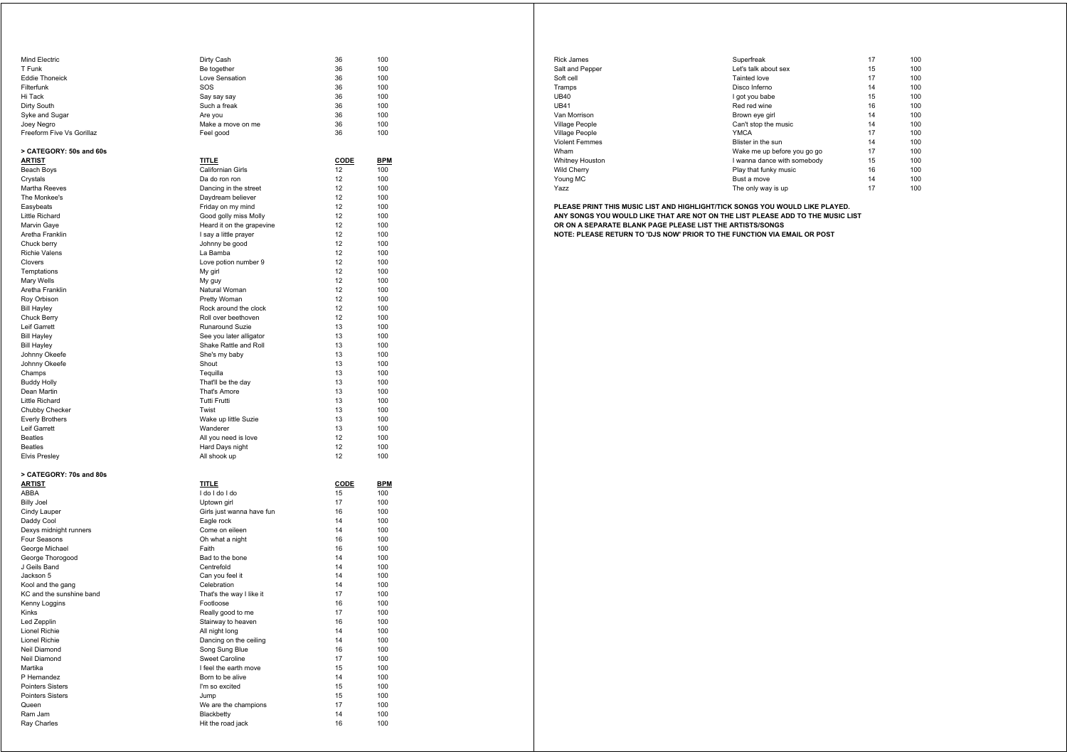| | | | |
|---|---|---|---|
| Mind Electric | Dirty Cash | 36 | 100 |
| T Funk | Be together | 36 | 100 |
| Eddie Thoneick | Love Sensation | 36 | 100 |
| Filterfunk | SOS | 36 | 100 |
| Hi Tack | Say say say | 36 | 100 |
| Dirty South | Such a freak | 36 | 100 |
| Syke and Sugar | Are you | 36 | 100 |
| Joey Negro | Make a move on me | 36 | 100 |
| Freeform Five Vs Gorillaz | Feel good | 36 | 100 |

**> CATEGORY: 50s and 60s**

| ARTIST | TITLE | CODE | BPM |
|---|---|---|---|
| Beach Boys | Californian Girls | 12 | 100 |
| Crystals | Da do ron ron | 12 | 100 |
| Martha Reeves | Dancing in the street | 12 | 100 |
| The Monkee's | Daydream believer | 12 | 100 |
| Easybeats | Friday on my mind | 12 | 100 |
| Little Richard | Good golly miss Molly | 12 | 100 |
| Marvin Gaye | Heard it on the grapevine | 12 | 100 |
| Aretha Franklin | I say a little prayer | 12 | 100 |
| Chuck berry | Johnny be good | 12 | 100 |
| Richie Valens | La Bamba | 12 | 100 |
| Clovers | Love potion number 9 | 12 | 100 |
| Temptations | My girl | 12 | 100 |
| Mary Wells | My guy | 12 | 100 |
| Aretha Franklin | Natural Woman | 12 | 100 |
| Roy Orbison | Pretty Woman | 12 | 100 |
| Bill Hayley | Rock around the clock | 12 | 100 |
| Chuck Berry | Roll over beethoven | 12 | 100 |
| Leif Garrett | Runaround Suzie | 13 | 100 |
| Bill Hayley | See you later alligator | 13 | 100 |
| Bill Hayley | Shake Rattle and Roll | 13 | 100 |
| Johnny Okeefe | She's my baby | 13 | 100 |
| Johnny Okeefe | Shout | 13 | 100 |
| Champs | Tequilla | 13 | 100 |
| Buddy Holly | That'll be the day | 13 | 100 |
| Dean Martin | That's Amore | 13 | 100 |
| Little Richard | Tutti Frutti | 13 | 100 |
| Chubby Checker | Twist | 13 | 100 |
| Everly Brothers | Wake up little Suzie | 13 | 100 |
| Leif Garrett | Wanderer | 13 | 100 |
| Beatles | All you need is love | 12 | 100 |
| Beatles | Hard Days night | 12 | 100 |
| Elvis Presley | All shook up | 12 | 100 |

**> CATEGORY: 70s and 80s**

| ARTIST | TITLE | CODE | BPM |
|---|---|---|---|
| ABBA | I do I do I do | 15 | 100 |
| Billy Joel | Uptown girl | 17 | 100 |
| Cindy Lauper | Girls just wanna have fun | 16 | 100 |
| Daddy Cool | Eagle rock | 14 | 100 |
| Dexys midnight runners | Come on eileen | 14 | 100 |
| Four Seasons | Oh what a night | 16 | 100 |
| George Michael | Faith | 16 | 100 |
| George Thorogood | Bad to the bone | 14 | 100 |
| J Geils Band | Centrefold | 14 | 100 |
| Jackson 5 | Can you feel it | 14 | 100 |
| Kool and the gang | Celebration | 14 | 100 |
| KC and the sunshine band | That's the way I like it | 17 | 100 |
| Kenny Loggins | Footloose | 16 | 100 |
| Kinks | Really good to me | 17 | 100 |
| Led Zepplin | Stairway to heaven | 16 | 100 |
| Lionel Richie | All night long | 14 | 100 |
| Lionel Richie | Dancing on the ceiling | 14 | 100 |
| Neil Diamond | Song Sung Blue | 16 | 100 |
| Neil Diamond | Sweet Caroline | 17 | 100 |
| Martika | I feel the earth move | 15 | 100 |
| P Hernandez | Born to be alive | 14 | 100 |
| Pointers Sisters | I'm so excited | 15 | 100 |
| Pointers Sisters | Jump | 15 | 100 |
| Queen | We are the champions | 17 | 100 |
| Ram Jam | Blackbetty | 14 | 100 |
| Ray Charles | Hit the road jack | 16 | 100 |
| Rick James | Superfreak | 17 | 100 |
| Salt and Pepper | Let's talk about sex | 15 | 100 |
| Soft cell | Tainted love | 17 | 100 |
| Tramps | Disco Inferno | 14 | 100 |
| UB40 | I got you babe | 15 | 100 |
| UB41 | Red red wine | 16 | 100 |
| Van Morrison | Brown eye girl | 14 | 100 |
| Village People | Can't stop the music | 14 | 100 |
| Village People | YMCA | 17 | 100 |
| Violent Femmes | Blister in the sun | 14 | 100 |
| Wham | Wake me up before you go go | 17 | 100 |
| Whitney Houston | I wanna dance with somebody | 15 | 100 |
| Wild Cherry | Play that funky music | 16 | 100 |
| Young MC | Bust a move | 14 | 100 |
| Yazz | The only way is up | 17 | 100 |

**PLEASE PRINT THIS MUSIC LIST AND HIGHLIGHT/TICK SONGS YOU WOULD LIKE PLAYED.**
**ANY SONGS YOU WOULD LIKE THAT ARE NOT ON THE LIST PLEASE ADD TO THE MUSIC LIST**
**OR ON A SEPARATE BLANK PAGE PLEASE LIST THE ARTISTS/SONGS**
**NOTE: PLEASE RETURN TO 'DJS NOW' PRIOR TO THE FUNCTION VIA EMAIL OR POST**